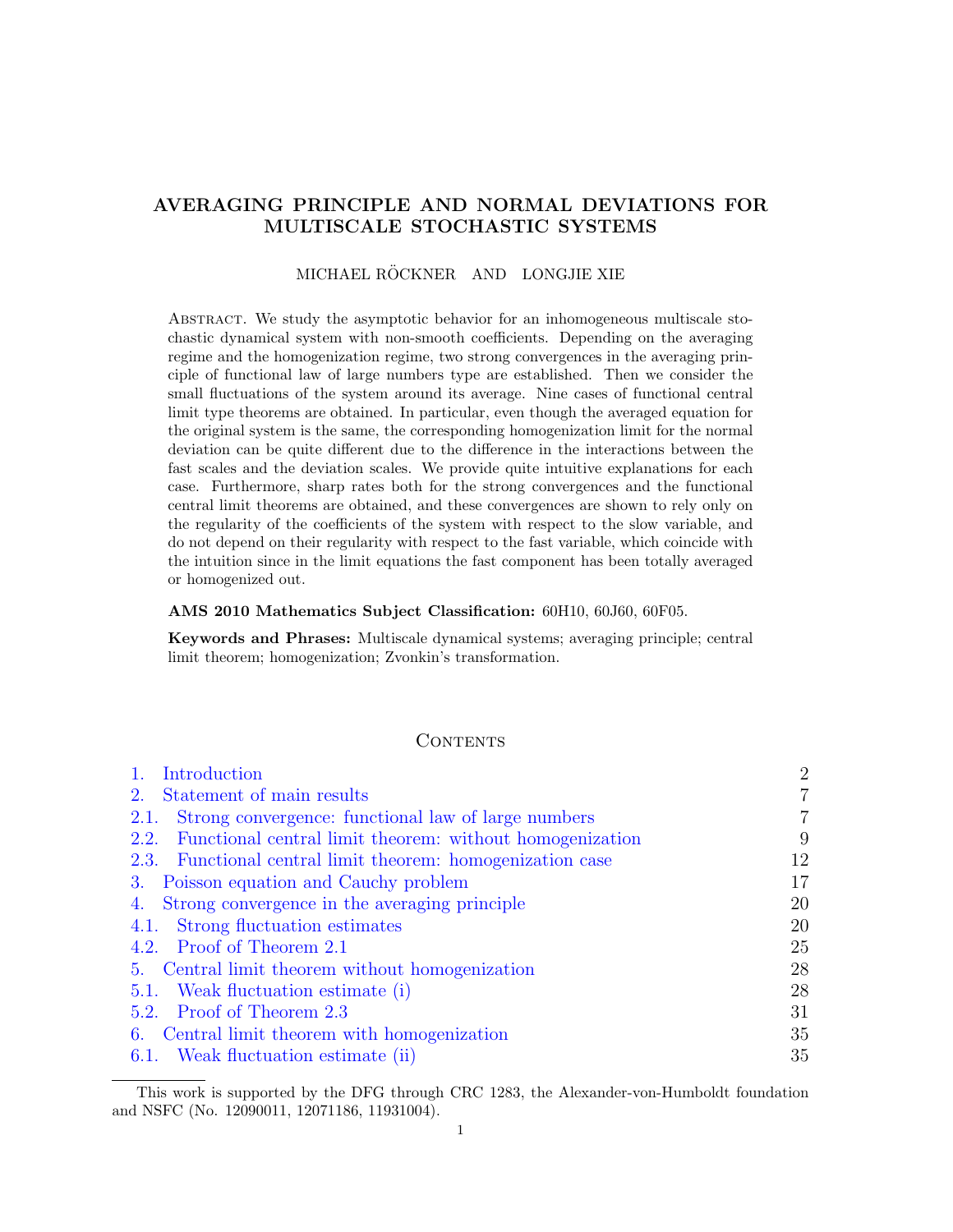# AVERAGING PRINCIPLE AND NORMAL DEVIATIONS FOR MULTISCALE STOCHASTIC SYSTEMS

MICHAEL RÖCKNER AND LONGJIE XIE

Abstract. We study the asymptotic behavior for an inhomogeneous multiscale stochastic dynamical system with non-smooth coefficients. Depending on the averaging regime and the homogenization regime, two strong convergences in the averaging principle of functional law of large numbers type are established. Then we consider the small fluctuations of the system around its average. Nine cases of functional central limit type theorems are obtained. In particular, even though the averaged equation for the original system is the same, the corresponding homogenization limit for the normal deviation can be quite different due to the difference in the interactions between the fast scales and the deviation scales. We provide quite intuitive explanations for each case. Furthermore, sharp rates both for the strong convergences and the functional central limit theorems are obtained, and these convergences are shown to rely only on the regularity of the coefficients of the system with respect to the slow variable, and do not depend on their regularity with respect to the fast variable, which coincide with the intuition since in the limit equations the fast component has been totally averaged or homogenized out.

**AMS 2010 Mathematics Subject Classification:** 60H10, 60J60, 60F05.

**Keywords and Phrases:** Multiscale dynamical systems; averaging principle; central limit theorem; homogenization; Zvonkin's transformation.

## Contents

| | |
|---|---|
| 1. Introduction | 2 |
| 2. Statement of main results | 7 |
| 2.1. Strong convergence: functional law of large numbers | 7 |
| 2.2. Functional central limit theorem: without homogenization | 9 |
| 2.3. Functional central limit theorem: homogenization case | 12 |
| 3. Poisson equation and Cauchy problem | 17 |
| 4. Strong convergence in the averaging principle | 20 |
| 4.1. Strong fluctuation estimates | 20 |
| 4.2. Proof of Theorem 2.1 | 25 |
| 5. Central limit theorem without homogenization | 28 |
| 5.1. Weak fluctuation estimate (i) | 28 |
| 5.2. Proof of Theorem 2.3 | 31 |
| 6. Central limit theorem with homogenization | 35 |
| 6.1. Weak fluctuation estimate (ii) | 35 |

This work is supported by the DFG through CRC 1283, the Alexander-von-Humboldt foundation and NSFC (No. 12090011, 12071186, 11931004).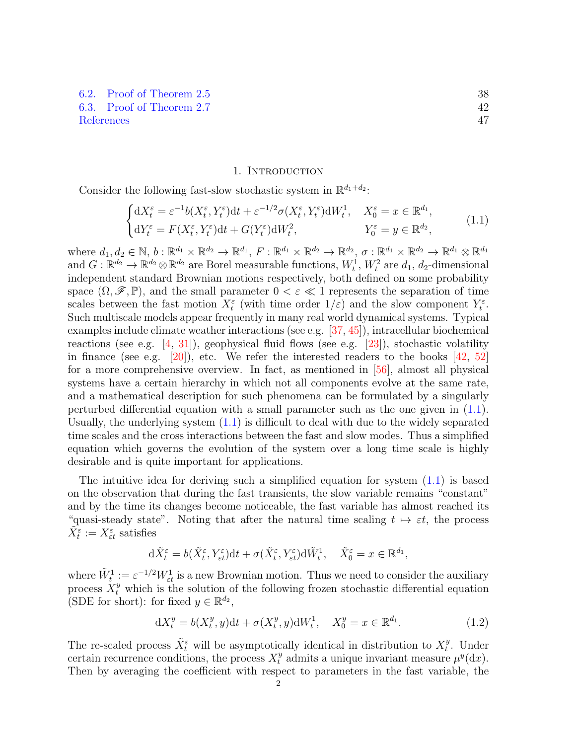6.2. Proof of Theorem 2.5 38
6.3. Proof of Theorem 2.7 42
References 47

# 1. Introduction

Consider the following fast-slow stochastic system in $\mathbb{R}^{d_1+d_2}$:

$$
\begin{cases}
\mathrm{d}X_t^\varepsilon = \varepsilon^{-1} b(X_t^\varepsilon, Y_t^\varepsilon)\mathrm{d}t + \varepsilon^{-1/2}\sigma(X_t^\varepsilon, Y_t^\varepsilon)\mathrm{d}W_t^1, & X_0^\varepsilon = x \in \mathbb{R}^{d_1},\\
\mathrm{d}Y_t^\varepsilon = F(X_t^\varepsilon, Y_t^\varepsilon)\mathrm{d}t + G(Y_t^\varepsilon)\mathrm{d}W_t^2, & Y_0^\varepsilon = y \in \mathbb{R}^{d_2},
\end{cases}
\tag{1.1}
$$

where $d_1, d_2 \in \mathbb{N}$, $b : \mathbb{R}^{d_1} \times \mathbb{R}^{d_2} \to \mathbb{R}^{d_1}$, $F : \mathbb{R}^{d_1} \times \mathbb{R}^{d_2} \to \mathbb{R}^{d_2}$, $\sigma : \mathbb{R}^{d_1} \times \mathbb{R}^{d_2} \to \mathbb{R}^{d_1} \otimes \mathbb{R}^{d_1}$ and $G : \mathbb{R}^{d_2} \to \mathbb{R}^{d_2} \otimes \mathbb{R}^{d_2}$ are Borel measurable functions, $W_t^1$, $W_t^2$ are $d_1$, $d_2$-dimensional independent standard Brownian motions respectively, both defined on some probability space $(\Omega, \mathscr{F}, \mathbb{P})$, and the small parameter $0 < \varepsilon \ll 1$ represents the separation of time scales between the fast motion $X_t^\varepsilon$ (with time order $1/\varepsilon$) and the slow component $Y_t^\varepsilon$. Such multiscale models appear frequently in many real world dynamical systems. Typical examples include climate weather interactions (see e.g. [37, 45]), intracellular biochemical reactions (see e.g. [4, 31]), geophysical fluid flows (see e.g. [23]), stochastic volatility in finance (see e.g. [20]), etc. We refer the interested readers to the books [42, 52] for a more comprehensive overview. In fact, as mentioned in [56], almost all physical systems have a certain hierarchy in which not all components evolve at the same rate, and a mathematical description for such phenomena can be formulated by a singularly perturbed differential equation with a small parameter such as the one given in (1.1). Usually, the underlying system (1.1) is difficult to deal with due to the widely separated time scales and the cross interactions between the fast and slow modes. Thus a simplified equation which governs the evolution of the system over a long time scale is highly desirable and is quite important for applications.

The intuitive idea for deriving such a simplified equation for system (1.1) is based on the observation that during the fast transients, the slow variable remains "constant" and by the time its changes become noticeable, the fast variable has almost reached its "quasi-steady state". Noting that after the natural time scaling $t \mapsto \varepsilon t$, the process $\tilde{X}_t^\varepsilon := X_{\varepsilon t}^\varepsilon$ satisfies

$$
\mathrm{d}\tilde{X}_t^\varepsilon = b(\tilde{X}_t^\varepsilon, Y_{\varepsilon t}^\varepsilon)\mathrm{d}t + \sigma(\tilde{X}_t^\varepsilon, Y_{\varepsilon t}^\varepsilon)\mathrm{d}\tilde{W}_t^1, \quad \tilde{X}_0^\varepsilon = x \in \mathbb{R}^{d_1},
$$

where $\tilde{W}_t^1 := \varepsilon^{-1/2} W_{\varepsilon t}^1$ is a new Brownian motion. Thus we need to consider the auxiliary process $X_t^y$ which is the solution of the following frozen stochastic differential equation (SDE for short): for fixed $y \in \mathbb{R}^{d_2}$,

$$
\mathrm{d}X_t^y = b(X_t^y, y)\mathrm{d}t + \sigma(X_t^y, y)\mathrm{d}W_t^1, \quad X_0^y = x \in \mathbb{R}^{d_1}.
\tag{1.2}
$$

The re-scaled process $\tilde{X}_t^\varepsilon$ will be asymptotically identical in distribution to $X_t^y$. Under certain recurrence conditions, the process $X_t^y$ admits a unique invariant measure $\mu^y(\mathrm{d}x)$. Then by averaging the coefficient with respect to parameters in the fast variable, the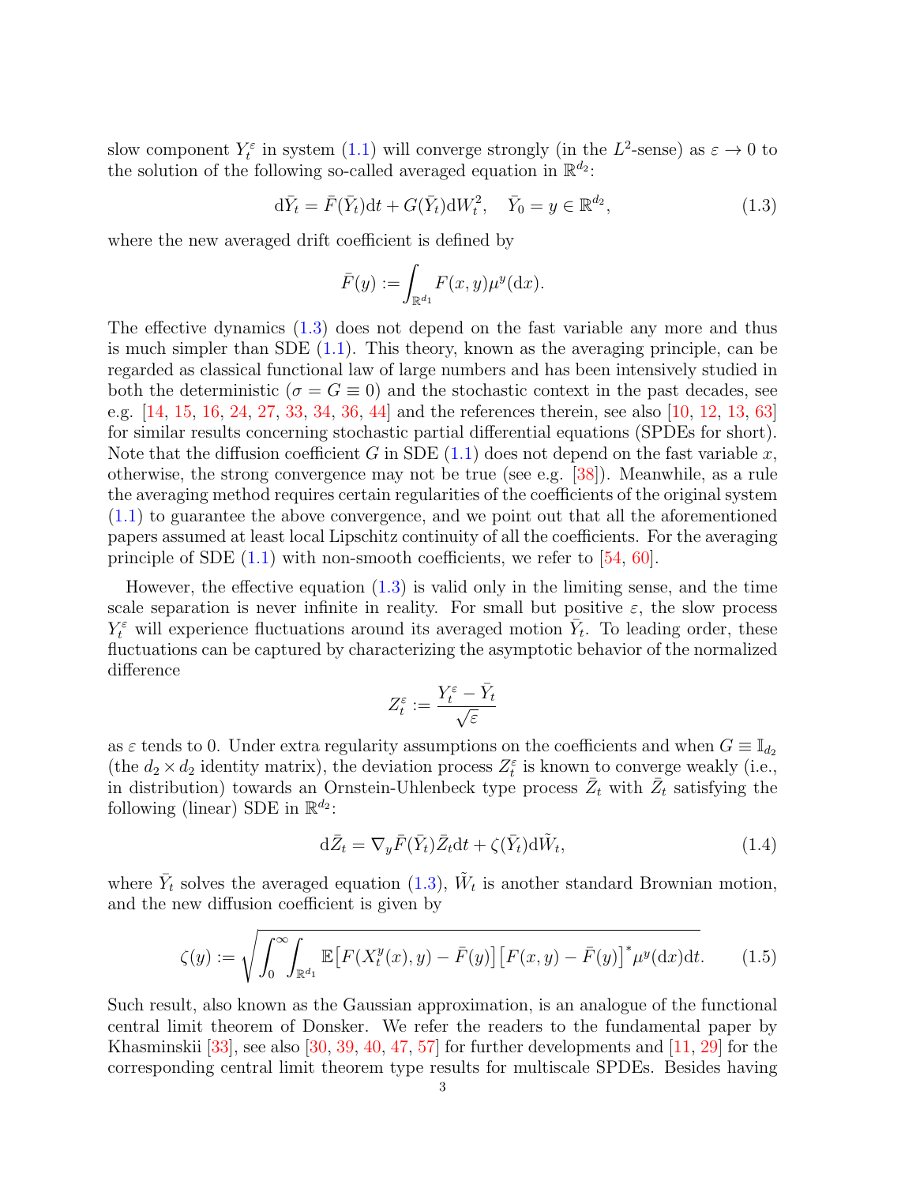slow component $Y_t^\varepsilon$ in system (1.1) will converge strongly (in the $L^2$-sense) as $\varepsilon \to 0$ to the solution of the following so-called averaged equation in $\mathbb{R}^{d_2}$:

$$\mathrm{d}\bar{Y}_t = \bar{F}(\bar{Y}_t)\mathrm{d}t + G(\bar{Y}_t)\mathrm{d}W_t^2, \quad \bar{Y}_0 = y \in \mathbb{R}^{d_2}, \tag{1.3}$$

where the new averaged drift coefficient is defined by

$$\bar{F}(y) := \int_{\mathbb{R}^{d_1}} F(x, y)\mu^y(\mathrm{d}x).$$

The effective dynamics (1.3) does not depend on the fast variable any more and thus is much simpler than SDE (1.1). This theory, known as the averaging principle, can be regarded as classical functional law of large numbers and has been intensively studied in both the deterministic ($\sigma = G \equiv 0$) and the stochastic context in the past decades, see e.g. [14, 15, 16, 24, 27, 33, 34, 36, 44] and the references therein, see also [10, 12, 13, 63] for similar results concerning stochastic partial differential equations (SPDEs for short). Note that the diffusion coefficient $G$ in SDE (1.1) does not depend on the fast variable $x$, otherwise, the strong convergence may not be true (see e.g. [38]). Meanwhile, as a rule the averaging method requires certain regularities of the coefficients of the original system (1.1) to guarantee the above convergence, and we point out that all the aforementioned papers assumed at least local Lipschitz continuity of all the coefficients. For the averaging principle of SDE (1.1) with non-smooth coefficients, we refer to [54, 60].

However, the effective equation (1.3) is valid only in the limiting sense, and the time scale separation is never infinite in reality. For small but positive $\varepsilon$, the slow process $Y_t^\varepsilon$ will experience fluctuations around its averaged motion $\bar{Y}_t$. To leading order, these fluctuations can be captured by characterizing the asymptotic behavior of the normalized difference

$$Z_t^\varepsilon := \frac{Y_t^\varepsilon - \bar{Y}_t}{\sqrt{\varepsilon}}$$

as $\varepsilon$ tends to 0. Under extra regularity assumptions on the coefficients and when $G \equiv \mathbb{I}_{d_2}$ (the $d_2 \times d_2$ identity matrix), the deviation process $Z_t^\varepsilon$ is known to converge weakly (i.e., in distribution) towards an Ornstein-Uhlenbeck type process $\bar{Z}_t$ with $\bar{Z}_t$ satisfying the following (linear) SDE in $\mathbb{R}^{d_2}$:

$$\mathrm{d}\bar{Z}_t = \nabla_y \bar{F}(\bar{Y}_t)\bar{Z}_t \mathrm{d}t + \zeta(\bar{Y}_t)\mathrm{d}\tilde{W}_t, \tag{1.4}$$

where $\bar{Y}_t$ solves the averaged equation (1.3), $\tilde{W}_t$ is another standard Brownian motion, and the new diffusion coefficient is given by

$$\zeta(y) := \sqrt{\int_0^\infty \int_{\mathbb{R}^{d_1}} \mathbb{E}\big[F(X_t^y(x), y) - \bar{F}(y)\big]\big[F(x, y) - \bar{F}(y)\big]^* \mu^y(\mathrm{d}x)\mathrm{d}t}. \tag{1.5}$$

Such result, also known as the Gaussian approximation, is an analogue of the functional central limit theorem of Donsker. We refer the readers to the fundamental paper by Khasminskii [33], see also [30, 39, 40, 47, 57] for further developments and [11, 29] for the corresponding central limit theorem type results for multiscale SPDEs. Besides having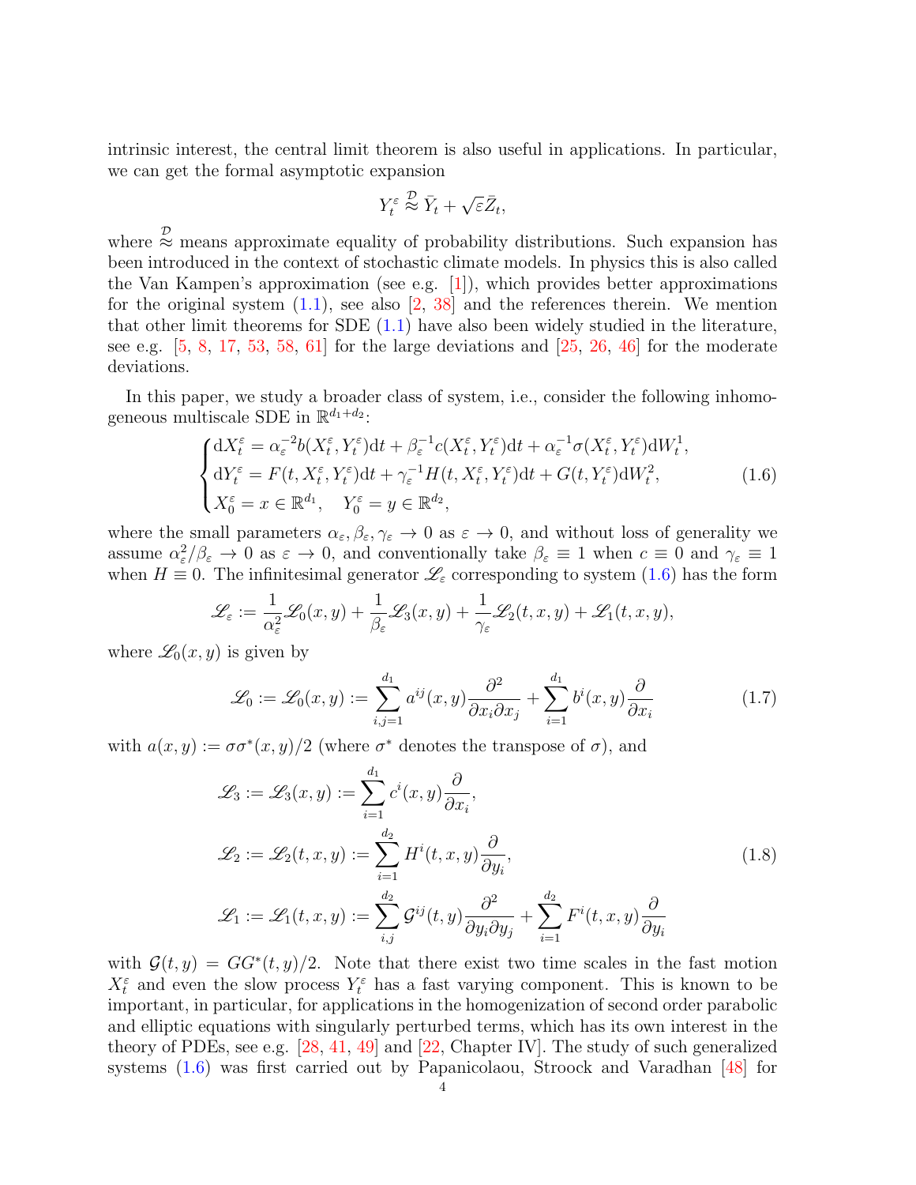intrinsic interest, the central limit theorem is also useful in applications. In particular, we can get the formal asymptotic expansion

$$Y_t^\varepsilon \overset{\mathcal{D}}{\approx} \bar{Y}_t + \sqrt{\varepsilon}\bar{Z}_t,$$

where $\overset{\mathcal{D}}{\approx}$ means approximate equality of probability distributions. Such expansion has been introduced in the context of stochastic climate models. In physics this is also called the Van Kampen's approximation (see e.g. [1]), which provides better approximations for the original system (1.1), see also [2, 38] and the references therein. We mention that other limit theorems for SDE (1.1) have also been widely studied in the literature, see e.g. [5, 8, 17, 53, 58, 61] for the large deviations and [25, 26, 46] for the moderate deviations.

In this paper, we study a broader class of system, i.e., consider the following inhomogeneous multiscale SDE in $\mathbb{R}^{d_1+d_2}$:

$$\begin{cases} \mathrm{d}X_t^\varepsilon = \alpha_\varepsilon^{-2} b(X_t^\varepsilon, Y_t^\varepsilon)\mathrm{d}t + \beta_\varepsilon^{-1} c(X_t^\varepsilon, Y_t^\varepsilon)\mathrm{d}t + \alpha_\varepsilon^{-1}\sigma(X_t^\varepsilon, Y_t^\varepsilon)\mathrm{d}W_t^1, \\ \mathrm{d}Y_t^\varepsilon = F(t, X_t^\varepsilon, Y_t^\varepsilon)\mathrm{d}t + \gamma_\varepsilon^{-1} H(t, X_t^\varepsilon, Y_t^\varepsilon)\mathrm{d}t + G(t, Y_t^\varepsilon)\mathrm{d}W_t^2, \\ X_0^\varepsilon = x \in \mathbb{R}^{d_1}, \quad Y_0^\varepsilon = y \in \mathbb{R}^{d_2}, \end{cases} \tag{1.6}$$

where the small parameters $\alpha_\varepsilon, \beta_\varepsilon, \gamma_\varepsilon \to 0$ as $\varepsilon \to 0$, and without loss of generality we assume $\alpha_\varepsilon^2/\beta_\varepsilon \to 0$ as $\varepsilon \to 0$, and conventionally take $\beta_\varepsilon \equiv 1$ when $c \equiv 0$ and $\gamma_\varepsilon \equiv 1$ when $H \equiv 0$. The infinitesimal generator $\mathscr{L}_\varepsilon$ corresponding to system (1.6) has the form

$$\mathscr{L}_\varepsilon := \frac{1}{\alpha_\varepsilon^2}\mathscr{L}_0(x,y) + \frac{1}{\beta_\varepsilon}\mathscr{L}_3(x,y) + \frac{1}{\gamma_\varepsilon}\mathscr{L}_2(t,x,y) + \mathscr{L}_1(t,x,y),$$

where $\mathscr{L}_0(x,y)$ is given by

$$\mathscr{L}_0 := \mathscr{L}_0(x,y) := \sum_{i,j=1}^{d_1} a^{ij}(x,y)\frac{\partial^2}{\partial x_i \partial x_j} + \sum_{i=1}^{d_1} b^i(x,y)\frac{\partial}{\partial x_i} \tag{1.7}$$

with $a(x,y) := \sigma\sigma^*(x,y)/2$ (where $\sigma^*$ denotes the transpose of $\sigma$), and

$$\begin{aligned} \mathscr{L}_3 &:= \mathscr{L}_3(x,y) := \sum_{i=1}^{d_1} c^i(x,y)\frac{\partial}{\partial x_i}, \\ \mathscr{L}_2 &:= \mathscr{L}_2(t,x,y) := \sum_{i=1}^{d_2} H^i(t,x,y)\frac{\partial}{\partial y_i}, \\ \mathscr{L}_1 &:= \mathscr{L}_1(t,x,y) := \sum_{i,j}^{d_2} \mathcal{G}^{ij}(t,y)\frac{\partial^2}{\partial y_i \partial y_j} + \sum_{i=1}^{d_2} F^i(t,x,y)\frac{\partial}{\partial y_i} \end{aligned} \tag{1.8}$$

with $\mathcal{G}(t,y) = GG^*(t,y)/2$. Note that there exist two time scales in the fast motion $X_t^\varepsilon$ and even the slow process $Y_t^\varepsilon$ has a fast varying component. This is known to be important, in particular, for applications in the homogenization of second order parabolic and elliptic equations with singularly perturbed terms, which has its own interest in the theory of PDEs, see e.g. [28, 41, 49] and [22, Chapter IV]. The study of such generalized systems (1.6) was first carried out by Papanicolaou, Stroock and Varadhan [48] for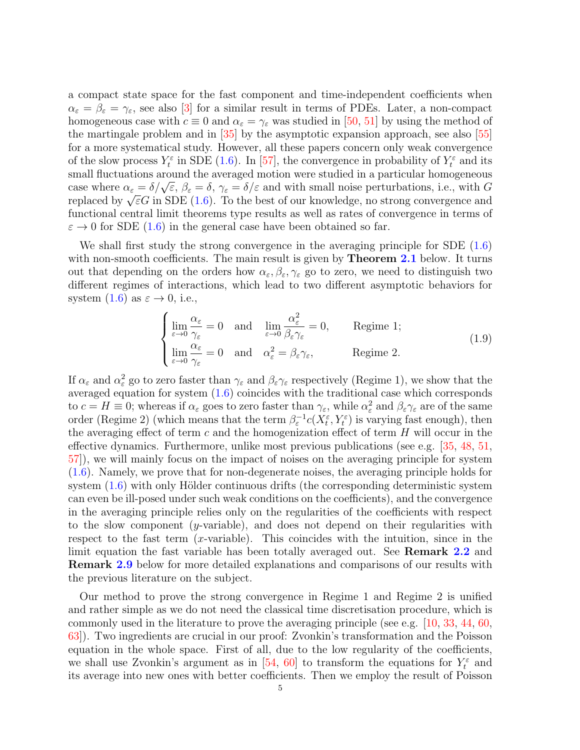a compact state space for the fast component and time-independent coefficients when $\alpha_\varepsilon = \beta_\varepsilon = \gamma_\varepsilon$, see also [3] for a similar result in terms of PDEs. Later, a non-compact homogeneous case with $c \equiv 0$ and $\alpha_\varepsilon = \gamma_\varepsilon$ was studied in [50, 51] by using the method of the martingale problem and in [35] by the asymptotic expansion approach, see also [55] for a more systematical study. However, all these papers concern only weak convergence of the slow process $Y_t^\varepsilon$ in SDE (1.6). In [57], the convergence in probability of $Y_t^\varepsilon$ and its small fluctuations around the averaged motion were studied in a particular homogeneous case where $\alpha_\varepsilon = \delta/\sqrt{\varepsilon}$, $\beta_\varepsilon = \delta$, $\gamma_\varepsilon = \delta/\varepsilon$ and with small noise perturbations, i.e., with $G$ replaced by $\sqrt{\varepsilon}G$ in SDE (1.6). To the best of our knowledge, no strong convergence and functional central limit theorems type results as well as rates of convergence in terms of $\varepsilon \to 0$ for SDE (1.6) in the general case have been obtained so far.

We shall first study the strong convergence in the averaging principle for SDE (1.6) with non-smooth coefficients. The main result is given by **Theorem 2.1** below. It turns out that depending on the orders how $\alpha_\varepsilon, \beta_\varepsilon, \gamma_\varepsilon$ go to zero, we need to distinguish two different regimes of interactions, which lead to two different asymptotic behaviors for system (1.6) as $\varepsilon \to 0$, i.e.,

$$
\begin{cases}
\lim\limits_{\varepsilon \to 0} \dfrac{\alpha_\varepsilon}{\gamma_\varepsilon} = 0 \quad \text{and} \quad \lim\limits_{\varepsilon \to 0} \dfrac{\alpha_\varepsilon^2}{\beta_\varepsilon \gamma_\varepsilon} = 0, & \text{Regime 1;} \\[2ex]
\lim\limits_{\varepsilon \to 0} \dfrac{\alpha_\varepsilon}{\gamma_\varepsilon} = 0 \quad \text{and} \quad \alpha_\varepsilon^2 = \beta_\varepsilon \gamma_\varepsilon, & \text{Regime 2.}
\end{cases}
\tag{1.9}
$$

If $\alpha_\varepsilon$ and $\alpha_\varepsilon^2$ go to zero faster than $\gamma_\varepsilon$ and $\beta_\varepsilon\gamma_\varepsilon$ respectively (Regime 1), we show that the averaged equation for system (1.6) coincides with the traditional case which corresponds to $c = H \equiv 0$; whereas if $\alpha_\varepsilon$ goes to zero faster than $\gamma_\varepsilon$, while $\alpha_\varepsilon^2$ and $\beta_\varepsilon\gamma_\varepsilon$ are of the same order (Regime 2) (which means that the term $\beta_\varepsilon^{-1} c(X_t^\varepsilon, Y_t^\varepsilon)$ is varying fast enough), then the averaging effect of term $c$ and the homogenization effect of term $H$ will occur in the effective dynamics. Furthermore, unlike most previous publications (see e.g. [35, 48, 51, 57]), we will mainly focus on the impact of noises on the averaging principle for system (1.6). Namely, we prove that for non-degenerate noises, the averaging principle holds for system (1.6) with only Hölder continuous drifts (the corresponding deterministic system can even be ill-posed under such weak conditions on the coefficients), and the convergence in the averaging principle relies only on the regularities of the coefficients with respect to the slow component ($y$-variable), and does not depend on their regularities with respect to the fast term ($x$-variable). This coincides with the intuition, since in the limit equation the fast variable has been totally averaged out. See **Remark 2.2** and **Remark 2.9** below for more detailed explanations and comparisons of our results with the previous literature on the subject.

Our method to prove the strong convergence in Regime 1 and Regime 2 is unified and rather simple as we do not need the classical time discretisation procedure, which is commonly used in the literature to prove the averaging principle (see e.g. [10, 33, 44, 60, 63]). Two ingredients are crucial in our proof: Zvonkin's transformation and the Poisson equation in the whole space. First of all, due to the low regularity of the coefficients, we shall use Zvonkin's argument as in [54, 60] to transform the equations for $Y_t^\varepsilon$ and its average into new ones with better coefficients. Then we employ the result of Poisson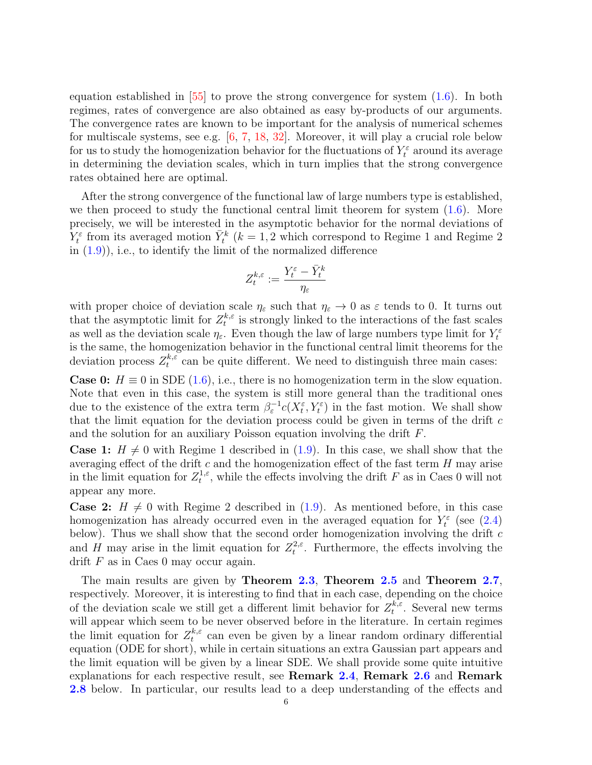equation established in [55] to prove the strong convergence for system (1.6). In both regimes, rates of convergence are also obtained as easy by-products of our arguments. The convergence rates are known to be important for the analysis of numerical schemes for multiscale systems, see e.g. [6, 7, 18, 32]. Moreover, it will play a crucial role below for us to study the homogenization behavior for the fluctuations of $Y_t^\varepsilon$ around its average in determining the deviation scales, which in turn implies that the strong convergence rates obtained here are optimal.

After the strong convergence of the functional law of large numbers type is established, we then proceed to study the functional central limit theorem for system (1.6). More precisely, we will be interested in the asymptotic behavior for the normal deviations of $Y_t^\varepsilon$ from its averaged motion $\bar{Y}_t^k$ ($k = 1, 2$ which correspond to Regime 1 and Regime 2 in (1.9)), i.e., to identify the limit of the normalized difference

$$Z_t^{k,\varepsilon} := \frac{Y_t^\varepsilon - \bar{Y}_t^k}{\eta_\varepsilon}$$

with proper choice of deviation scale $\eta_\varepsilon$ such that $\eta_\varepsilon \to 0$ as $\varepsilon$ tends to 0. It turns out that the asymptotic limit for $Z_t^{k,\varepsilon}$ is strongly linked to the interactions of the fast scales as well as the deviation scale $\eta_\varepsilon$. Even though the law of large numbers type limit for $Y_t^\varepsilon$ is the same, the homogenization behavior in the functional central limit theorems for the deviation process $Z_t^{k,\varepsilon}$ can be quite different. We need to distinguish three main cases:

**Case 0:** $H \equiv 0$ in SDE (1.6), i.e., there is no homogenization term in the slow equation. Note that even in this case, the system is still more general than the traditional ones due to the existence of the extra term $\beta_\varepsilon^{-1} c(X_t^\varepsilon, Y_t^\varepsilon)$ in the fast motion. We shall show that the limit equation for the deviation process could be given in terms of the drift $c$ and the solution for an auxiliary Poisson equation involving the drift $F$.

**Case 1:** $H \neq 0$ with Regime 1 described in (1.9). In this case, we shall show that the averaging effect of the drift $c$ and the homogenization effect of the fast term $H$ may arise in the limit equation for $Z_t^{1,\varepsilon}$, while the effects involving the drift $F$ as in Caes 0 will not appear any more.

**Case 2:** $H \neq 0$ with Regime 2 described in (1.9). As mentioned before, in this case homogenization has already occurred even in the averaged equation for $Y_t^\varepsilon$ (see (2.4) below). Thus we shall show that the second order homogenization involving the drift $c$ and $H$ may arise in the limit equation for $Z_t^{2,\varepsilon}$. Furthermore, the effects involving the drift $F$ as in Caes 0 may occur again.

The main results are given by **Theorem 2.3**, **Theorem 2.5** and **Theorem 2.7**, respectively. Moreover, it is interesting to find that in each case, depending on the choice of the deviation scale we still get a different limit behavior for $Z_t^{k,\varepsilon}$. Several new terms will appear which seem to be never observed before in the literature. In certain regimes the limit equation for $Z_t^{k,\varepsilon}$ can even be given by a linear random ordinary differential equation (ODE for short), while in certain situations an extra Gaussian part appears and the limit equation will be given by a linear SDE. We shall provide some quite intuitive explanations for each respective result, see **Remark 2.4**, **Remark 2.6** and **Remark 2.8** below. In particular, our results lead to a deep understanding of the effects and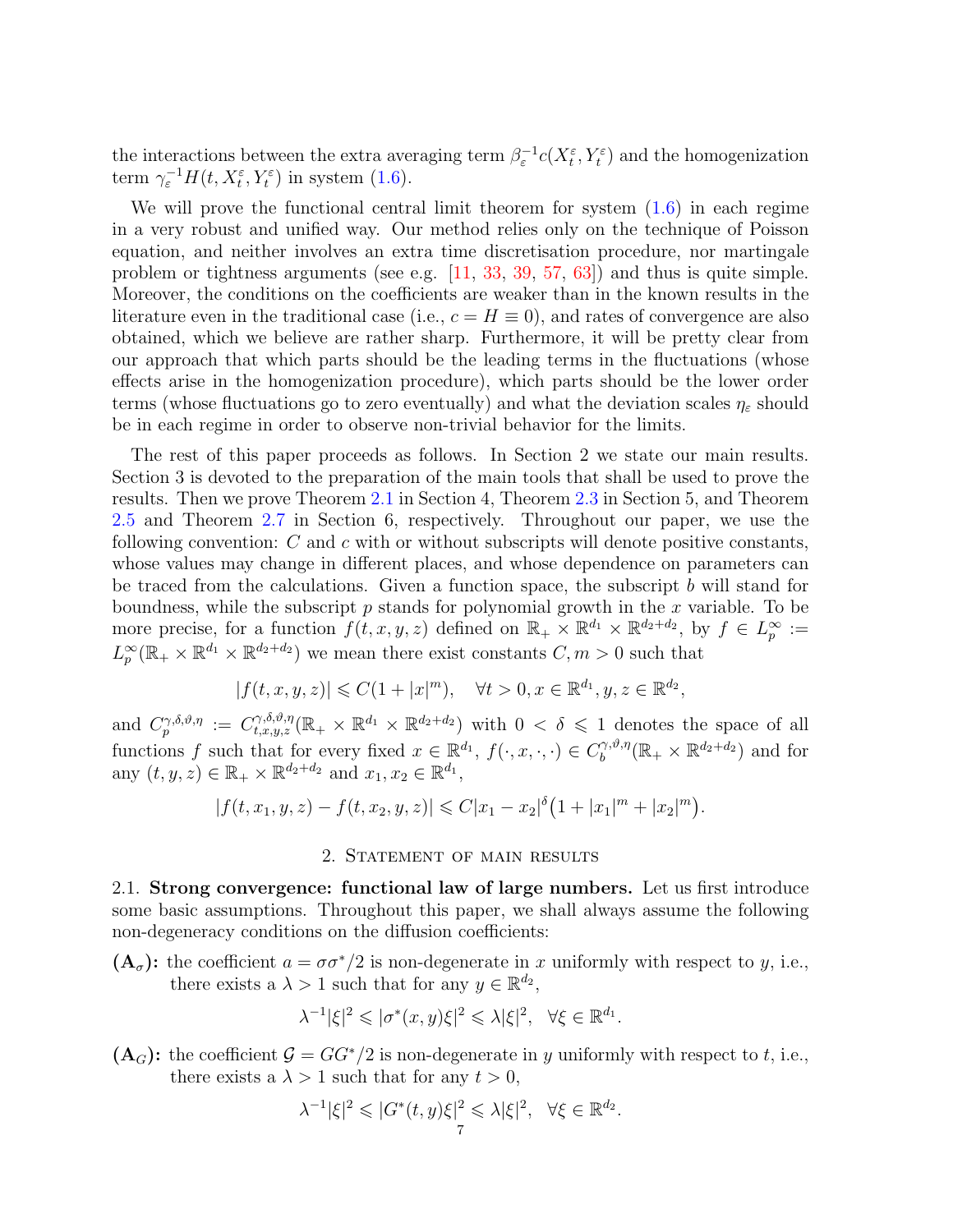the interactions between the extra averaging term $\beta_\varepsilon^{-1}c(X_t^\varepsilon, Y_t^\varepsilon)$ and the homogenization term $\gamma_\varepsilon^{-1}H(t, X_t^\varepsilon, Y_t^\varepsilon)$ in system (1.6).

We will prove the functional central limit theorem for system (1.6) in each regime in a very robust and unified way. Our method relies only on the technique of Poisson equation, and neither involves an extra time discretisation procedure, nor martingale problem or tightness arguments (see e.g. [11, 33, 39, 57, 63]) and thus is quite simple. Moreover, the conditions on the coefficients are weaker than in the known results in the literature even in the traditional case (i.e., $c = H \equiv 0$), and rates of convergence are also obtained, which we believe are rather sharp. Furthermore, it will be pretty clear from our approach that which parts should be the leading terms in the fluctuations (whose effects arise in the homogenization procedure), which parts should be the lower order terms (whose fluctuations go to zero eventually) and what the deviation scales $\eta_\varepsilon$ should be in each regime in order to observe non-trivial behavior for the limits.

The rest of this paper proceeds as follows. In Section 2 we state our main results. Section 3 is devoted to the preparation of the main tools that shall be used to prove the results. Then we prove Theorem 2.1 in Section 4, Theorem 2.3 in Section 5, and Theorem 2.5 and Theorem 2.7 in Section 6, respectively. Throughout our paper, we use the following convention: $C$ and $c$ with or without subscripts will denote positive constants, whose values may change in different places, and whose dependence on parameters can be traced from the calculations. Given a function space, the subscript $b$ will stand for boundness, while the subscript $p$ stands for polynomial growth in the $x$ variable. To be more precise, for a function $f(t, x, y, z)$ defined on $\mathbb{R}_+ \times \mathbb{R}^{d_1} \times \mathbb{R}^{d_2+d_2}$, by $f \in L_p^\infty := L_p^\infty(\mathbb{R}_+ \times \mathbb{R}^{d_1} \times \mathbb{R}^{d_2+d_2})$ we mean there exist constants $C, m > 0$ such that

$$|f(t, x, y, z)| \leqslant C(1 + |x|^m), \quad \forall t > 0, x \in \mathbb{R}^{d_1}, y, z \in \mathbb{R}^{d_2},$$

and $C_p^{\gamma,\delta,\vartheta,\eta} := C_{t,x,y,z}^{\gamma,\delta,\vartheta,\eta}(\mathbb{R}_+ \times \mathbb{R}^{d_1} \times \mathbb{R}^{d_2+d_2})$ with $0 < \delta \leqslant 1$ denotes the space of all functions $f$ such that for every fixed $x \in \mathbb{R}^{d_1}$, $f(\cdot, x, \cdot, \cdot) \in C_b^{\gamma,\vartheta,\eta}(\mathbb{R}_+ \times \mathbb{R}^{d_2+d_2})$ and for any $(t, y, z) \in \mathbb{R}_+ \times \mathbb{R}^{d_2+d_2}$ and $x_1, x_2 \in \mathbb{R}^{d_1}$,

$$|f(t, x_1, y, z) - f(t, x_2, y, z)| \leqslant C|x_1 - x_2|^\delta \big(1 + |x_1|^m + |x_2|^m\big).$$

## 2. Statement of main results

2.1. **Strong convergence: functional law of large numbers.** Let us first introduce some basic assumptions. Throughout this paper, we shall always assume the following non-degeneracy conditions on the diffusion coefficients:

**$(\mathbf{A}_\sigma)$:** the coefficient $a = \sigma\sigma^*/2$ is non-degenerate in $x$ uniformly with respect to $y$, i.e., there exists a $\lambda > 1$ such that for any $y \in \mathbb{R}^{d_2}$,

$$\lambda^{-1}|\xi|^2 \leqslant |\sigma^*(x, y)\xi|^2 \leqslant \lambda|\xi|^2, \quad \forall \xi \in \mathbb{R}^{d_1}.$$

**$(\mathbf{A}_G)$:** the coefficient $\mathcal{G} = GG^*/2$ is non-degenerate in $y$ uniformly with respect to $t$, i.e., there exists a $\lambda > 1$ such that for any $t > 0$,

$$\lambda^{-1}|\xi|^2 \leqslant |G^*(t, y)\xi|^2 \leqslant \lambda|\xi|^2, \quad \forall \xi \in \mathbb{R}^{d_2}.$$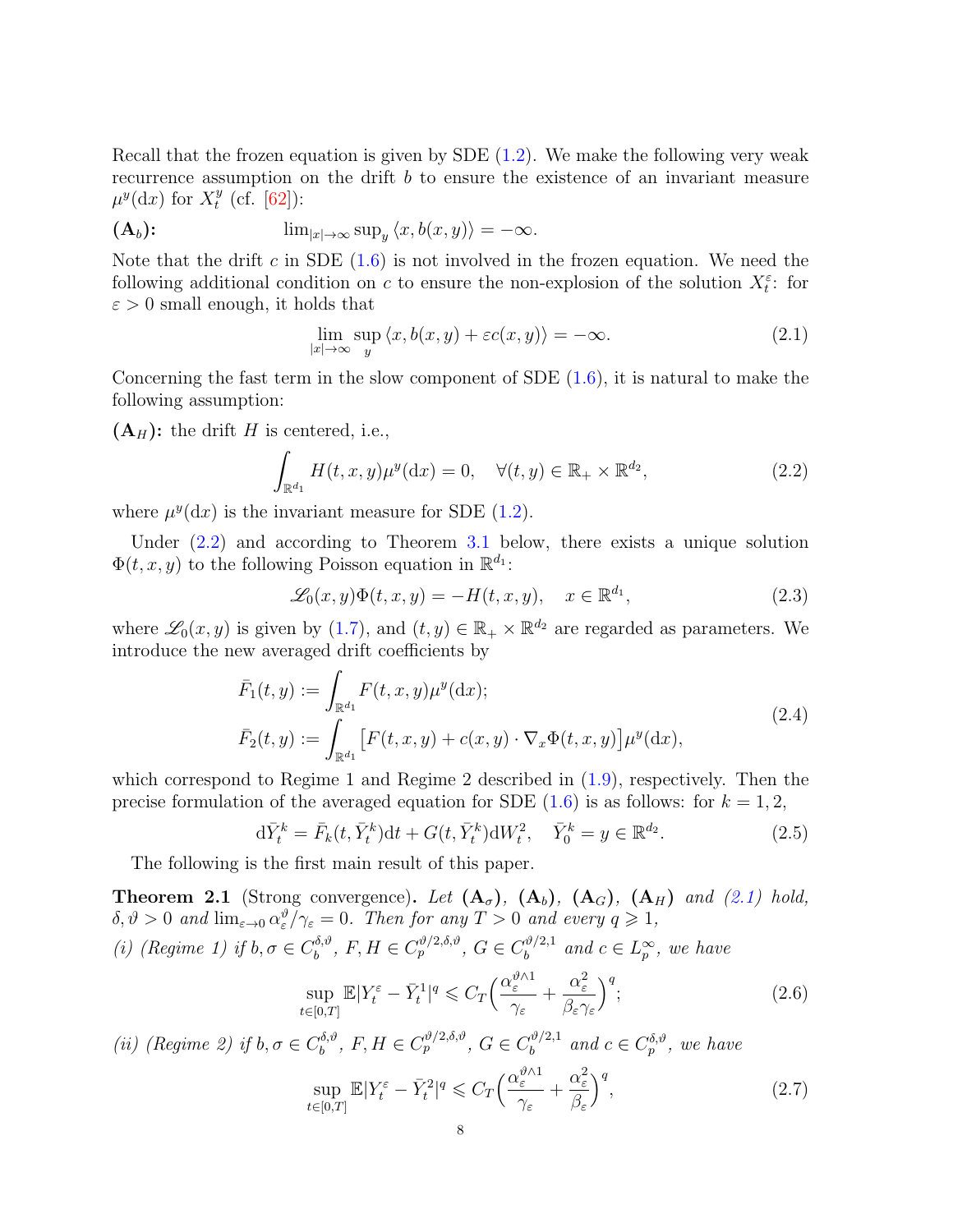Recall that the frozen equation is given by SDE (1.2). We make the following very weak recurrence assumption on the drift $b$ to ensure the existence of an invariant measure $\mu^y(\mathrm{d}x)$ for $X_t^y$ (cf. [62]):

**$(\mathbf{A}_b)$:** $\qquad \lim_{|x|\to\infty}\sup_y \langle x, b(x,y)\rangle = -\infty.$

Note that the drift $c$ in SDE (1.6) is not involved in the frozen equation. We need the following additional condition on $c$ to ensure the non-explosion of the solution $X_t^\varepsilon$: for $\varepsilon>0$ small enough, it holds that

$$\lim_{|x|\to\infty}\sup_y \langle x, b(x,y)+\varepsilon c(x,y)\rangle = -\infty. \tag{2.1}$$

Concerning the fast term in the slow component of SDE (1.6), it is natural to make the following assumption:

**$(\mathbf{A}_H)$:** the drift $H$ is centered, i.e.,

$$\int_{\mathbb{R}^{d_1}} H(t,x,y)\mu^y(\mathrm{d}x) = 0, \quad \forall (t,y)\in\mathbb{R}_+\times\mathbb{R}^{d_2}, \tag{2.2}$$

where $\mu^y(\mathrm{d}x)$ is the invariant measure for SDE (1.2).

Under (2.2) and according to Theorem 3.1 below, there exists a unique solution $\Phi(t,x,y)$ to the following Poisson equation in $\mathbb{R}^{d_1}$:

$$\mathscr{L}_0(x,y)\Phi(t,x,y) = -H(t,x,y), \quad x\in\mathbb{R}^{d_1}, \tag{2.3}$$

where $\mathscr{L}_0(x,y)$ is given by (1.7), and $(t,y)\in\mathbb{R}_+\times\mathbb{R}^{d_2}$ are regarded as parameters. We introduce the new averaged drift coefficients by

$$\begin{aligned}
\bar F_1(t,y) &:= \int_{\mathbb{R}^{d_1}} F(t,x,y)\mu^y(\mathrm{d}x);\\
\bar F_2(t,y) &:= \int_{\mathbb{R}^{d_1}} \big[F(t,x,y) + c(x,y)\cdot\nabla_x\Phi(t,x,y)\big]\mu^y(\mathrm{d}x),
\end{aligned} \tag{2.4}$$

which correspond to Regime 1 and Regime 2 described in (1.9), respectively. Then the precise formulation of the averaged equation for SDE (1.6) is as follows: for $k=1,2$,

$$\mathrm{d}\bar Y_t^k = \bar F_k(t,\bar Y_t^k)\mathrm{d}t + G(t,\bar Y_t^k)\mathrm{d}W_t^2, \quad \bar Y_0^k = y\in\mathbb{R}^{d_2}. \tag{2.5}$$

The following is the first main result of this paper.

**Theorem 2.1** (Strong convergence)**.** *Let $(\mathbf{A}_\sigma)$, $(\mathbf{A}_b)$, $(\mathbf{A}_G)$, $(\mathbf{A}_H)$ and (2.1) hold, $\delta,\vartheta>0$ and $\lim_{\varepsilon\to0}\alpha_\varepsilon^\vartheta/\gamma_\varepsilon = 0$. Then for any $T>0$ and every $q\geqslant 1$,*

*(i) (Regime 1) if $b,\sigma\in C_b^{\delta,\vartheta}$, $F,H\in C_p^{\vartheta/2,\delta,\vartheta}$, $G\in C_b^{\vartheta/2,1}$ and $c\in L_p^\infty$, we have*

$$\sup_{t\in[0,T]}\mathbb{E}|Y_t^\varepsilon - \bar Y_t^1|^q \leqslant C_T\Big(\frac{\alpha_\varepsilon^{\vartheta\wedge1}}{\gamma_\varepsilon} + \frac{\alpha_\varepsilon^2}{\beta_\varepsilon\gamma_\varepsilon}\Big)^q; \tag{2.6}$$

*(ii) (Regime 2) if $b,\sigma\in C_b^{\delta,\vartheta}$, $F,H\in C_p^{\vartheta/2,\delta,\vartheta}$, $G\in C_b^{\vartheta/2,1}$ and $c\in C_p^{\delta,\vartheta}$, we have*

$$\sup_{t\in[0,T]}\mathbb{E}|Y_t^\varepsilon - \bar Y_t^2|^q \leqslant C_T\Big(\frac{\alpha_\varepsilon^{\vartheta\wedge1}}{\gamma_\varepsilon} + \frac{\alpha_\varepsilon^2}{\beta_\varepsilon}\Big)^q, \tag{2.7}$$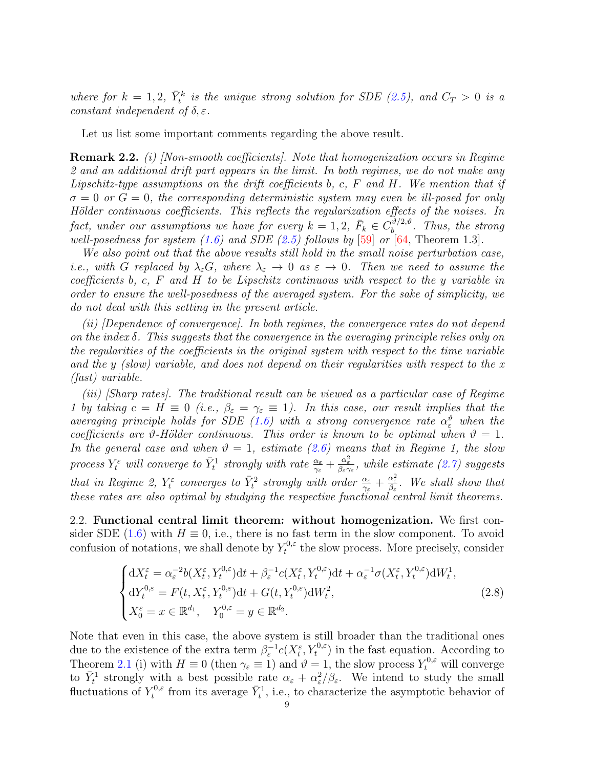*where for $k = 1, 2$, $\bar{Y}_t^k$ is the unique strong solution for SDE (2.5), and $C_T > 0$ is a constant independent of $\delta, \varepsilon$.*

Let us list some important comments regarding the above result.

**Remark 2.2.** *(i) [Non-smooth coefficients]. Note that homogenization occurs in Regime 2 and an additional drift part appears in the limit. In both regimes, we do not make any Lipschitz-type assumptions on the drift coefficients $b$, $c$, $F$ and $H$. We mention that if $\sigma = 0$ or $G = 0$, the corresponding deterministic system may even be ill-posed for only Hölder continuous coefficients. This reflects the regularization effects of the noises. In fact, under our assumptions we have for every $k = 1, 2$, $\bar{F}_k \in C_b^{\vartheta/2,\vartheta}$. Thus, the strong well-posedness for system (1.6) and SDE (2.5) follows by [59] or [64, Theorem 1.3].*

*We also point out that the above results still hold in the small noise perturbation case, i.e., with $G$ replaced by $\lambda_\varepsilon G$, where $\lambda_\varepsilon \to 0$ as $\varepsilon \to 0$. Then we need to assume the coefficients $b$, $c$, $F$ and $H$ to be Lipschitz continuous with respect to the $y$ variable in order to ensure the well-posedness of the averaged system. For the sake of simplicity, we do not deal with this setting in the present article.*

*(ii) [Dependence of convergence]. In both regimes, the convergence rates do not depend on the index $\delta$. This suggests that the convergence in the averaging principle relies only on the regularities of the coefficients in the original system with respect to the time variable and the $y$ (slow) variable, and does not depend on their regularities with respect to the $x$ (fast) variable.*

*(iii) [Sharp rates]. The traditional result can be viewed as a particular case of Regime 1 by taking $c = H \equiv 0$ (i.e., $\beta_\varepsilon = \gamma_\varepsilon \equiv 1$). In this case, our result implies that the averaging principle holds for SDE (1.6) with a strong convergence rate $\alpha_\varepsilon^\vartheta$ when the coefficients are $\vartheta$-Hölder continuous. This order is known to be optimal when $\vartheta = 1$. In the general case and when $\vartheta = 1$, estimate (2.6) means that in Regime 1, the slow process $Y_t^\varepsilon$ will converge to $\bar{Y}_t^1$ strongly with rate $\frac{\alpha_\varepsilon}{\gamma_\varepsilon} + \frac{\alpha_\varepsilon^2}{\beta_\varepsilon \gamma_\varepsilon}$, while estimate (2.7) suggests that in Regime 2, $Y_t^\varepsilon$ converges to $\bar{Y}_t^2$ strongly with order $\frac{\alpha_\varepsilon}{\gamma_\varepsilon} + \frac{\alpha_\varepsilon^2}{\beta_\varepsilon}$. We shall show that these rates are also optimal by studying the respective functional central limit theorems.*

2.2. **Functional central limit theorem: without homogenization.** We first consider SDE (1.6) with $H \equiv 0$, i.e., there is no fast term in the slow component. To avoid confusion of notations, we shall denote by $Y_t^{0,\varepsilon}$ the slow process. More precisely, consider

$$
\begin{cases}
\mathrm{d}X_t^\varepsilon = \alpha_\varepsilon^{-2} b(X_t^\varepsilon, Y_t^{0,\varepsilon})\mathrm{d}t + \beta_\varepsilon^{-1} c(X_t^\varepsilon, Y_t^{0,\varepsilon})\mathrm{d}t + \alpha_\varepsilon^{-1}\sigma(X_t^\varepsilon, Y_t^{0,\varepsilon})\mathrm{d}W_t^1, \\
\mathrm{d}Y_t^{0,\varepsilon} = F(t, X_t^\varepsilon, Y_t^{0,\varepsilon})\mathrm{d}t + G(t, Y_t^{0,\varepsilon})\mathrm{d}W_t^2, \\
X_0^\varepsilon = x \in \mathbb{R}^{d_1}, \quad Y_0^{0,\varepsilon} = y \in \mathbb{R}^{d_2}.
\end{cases}
\tag{2.8}
$$

Note that even in this case, the above system is still broader than the traditional ones due to the existence of the extra term $\beta_\varepsilon^{-1} c(X_t^\varepsilon, Y_t^{0,\varepsilon})$ in the fast equation. According to Theorem 2.1 (i) with $H \equiv 0$ (then $\gamma_\varepsilon \equiv 1$) and $\vartheta = 1$, the slow process $Y_t^{0,\varepsilon}$ will converge to $\bar{Y}_t^1$ strongly with a best possible rate $\alpha_\varepsilon + \alpha_\varepsilon^2/\beta_\varepsilon$. We intend to study the small fluctuations of $Y_t^{0,\varepsilon}$ from its average $\bar{Y}_t^1$, i.e., to characterize the asymptotic behavior of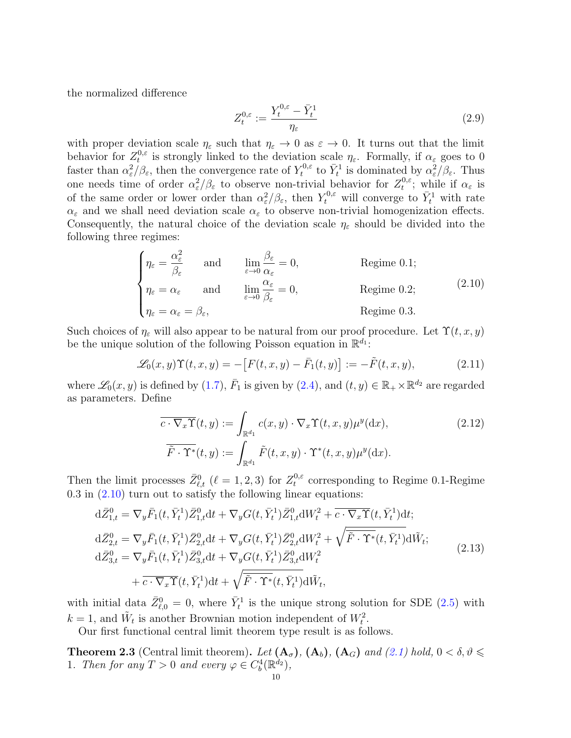the normalized difference

$$
Z_t^{0,\varepsilon} := \frac{Y_t^{0,\varepsilon} - \bar{Y}_t^1}{\eta_\varepsilon} \tag{2.9}
$$

with proper deviation scale $\eta_\varepsilon$ such that $\eta_\varepsilon \to 0$ as $\varepsilon \to 0$. It turns out that the limit behavior for $Z_t^{0,\varepsilon}$ is strongly linked to the deviation scale $\eta_\varepsilon$. Formally, if $\alpha_\varepsilon$ goes to 0 faster than $\alpha_\varepsilon^2/\beta_\varepsilon$, then the convergence rate of $Y_t^{0,\varepsilon}$ to $\bar{Y}_t^1$ is dominated by $\alpha_\varepsilon^2/\beta_\varepsilon$. Thus one needs time of order $\alpha_\varepsilon^2/\beta_\varepsilon$ to observe non-trivial behavior for $Z_t^{0,\varepsilon}$; while if $\alpha_\varepsilon$ is of the same order or lower order than $\alpha_\varepsilon^2/\beta_\varepsilon$, then $Y_t^{0,\varepsilon}$ will converge to $\bar{Y}_t^1$ with rate $\alpha_\varepsilon$ and we shall need deviation scale $\alpha_\varepsilon$ to observe non-trivial homogenization effects. Consequently, the natural choice of the deviation scale $\eta_\varepsilon$ should be divided into the following three regimes:

$$
\begin{cases}
\eta_\varepsilon = \dfrac{\alpha_\varepsilon^2}{\beta_\varepsilon} \quad \text{and} \quad \displaystyle\lim_{\varepsilon\to 0} \frac{\beta_\varepsilon}{\alpha_\varepsilon} = 0, & \text{Regime 0.1;} \\
\eta_\varepsilon = \alpha_\varepsilon \quad \text{and} \quad \displaystyle\lim_{\varepsilon\to 0} \frac{\alpha_\varepsilon}{\beta_\varepsilon} = 0, & \text{Regime 0.2;} \\
\eta_\varepsilon = \alpha_\varepsilon = \beta_\varepsilon, & \text{Regime 0.3.}
\end{cases} \tag{2.10}
$$

Such choices of $\eta_\varepsilon$ will also appear to be natural from our proof procedure. Let $\Upsilon(t,x,y)$ be the unique solution of the following Poisson equation in $\mathbb{R}^{d_1}$:

$$
\mathscr{L}_0(x,y)\Upsilon(t,x,y) = -\big[F(t,x,y) - \bar{F}_1(t,y)\big] := -\tilde{F}(t,x,y), \tag{2.11}
$$

where $\mathscr{L}_0(x,y)$ is defined by (1.7), $\bar{F}_1$ is given by (2.4), and $(t,y) \in \mathbb{R}_+ \times \mathbb{R}^{d_2}$ are regarded as parameters. Define

$$
\begin{aligned}
\overline{c\cdot\nabla_x\Upsilon}(t,y) &:= \int_{\mathbb{R}^{d_1}} c(x,y)\cdot\nabla_x\Upsilon(t,x,y)\mu^y(\mathrm{d}x), \\
\overline{\tilde{F}\cdot\Upsilon^*}(t,y) &:= \int_{\mathbb{R}^{d_1}} \tilde{F}(t,x,y)\cdot\Upsilon^*(t,x,y)\mu^y(\mathrm{d}x).
\end{aligned} \tag{2.12}
$$

Then the limit processes $\bar{Z}_{\ell,t}^0$ ($\ell = 1,2,3$) for $Z_t^{0,\varepsilon}$ corresponding to Regime 0.1-Regime 0.3 in (2.10) turn out to satisfy the following linear equations:

$$
\begin{aligned}
\mathrm{d}\bar{Z}_{1,t}^0 &= \nabla_y\bar{F}_1(t,\bar{Y}_t^1)\bar{Z}_{1,t}^0\mathrm{d}t + \nabla_y G(t,\bar{Y}_t^1)\bar{Z}_{1,t}^0\mathrm{d}W_t^2 + \overline{c\cdot\nabla_x\Upsilon}(t,\bar{Y}_t^1)\mathrm{d}t; \\
\mathrm{d}\bar{Z}_{2,t}^0 &= \nabla_y\bar{F}_1(t,\bar{Y}_t^1)\bar{Z}_{2,t}^0\mathrm{d}t + \nabla_y G(t,\bar{Y}_t^1)\bar{Z}_{2,t}^0\mathrm{d}W_t^2 + \sqrt{\overline{\tilde{F}\cdot\Upsilon^*}(t,\bar{Y}_t^1)}\mathrm{d}\tilde{W}_t; \\
\mathrm{d}\bar{Z}_{3,t}^0 &= \nabla_y\bar{F}_1(t,\bar{Y}_t^1)\bar{Z}_{3,t}^0\mathrm{d}t + \nabla_y G(t,\bar{Y}_t^1)\bar{Z}_{3,t}^0\mathrm{d}W_t^2 \\
&\quad + \overline{c\cdot\nabla_x\Upsilon}(t,\bar{Y}_t^1)\mathrm{d}t + \sqrt{\overline{\tilde{F}\cdot\Upsilon^*}(t,\bar{Y}_t^1)}\mathrm{d}\tilde{W}_t,
\end{aligned} \tag{2.13}
$$

with initial data $\bar{Z}_{\ell,0}^0 = 0$, where $\bar{Y}_t^1$ is the unique strong solution for SDE (2.5) with $k = 1$, and $\tilde{W}_t$ is another Brownian motion independent of $W_t^2$.

Our first functional central limit theorem type result is as follows.

**Theorem 2.3** (Central limit theorem)**.** *Let* $(\mathbf{A}_\sigma)$*,* $(\mathbf{A}_b)$*,* $(\mathbf{A}_G)$ *and (2.1) hold,* $0 < \delta, \vartheta \leqslant 1$*. Then for any* $T > 0$ *and every* $\varphi \in C_b^4(\mathbb{R}^{d_2})$*,*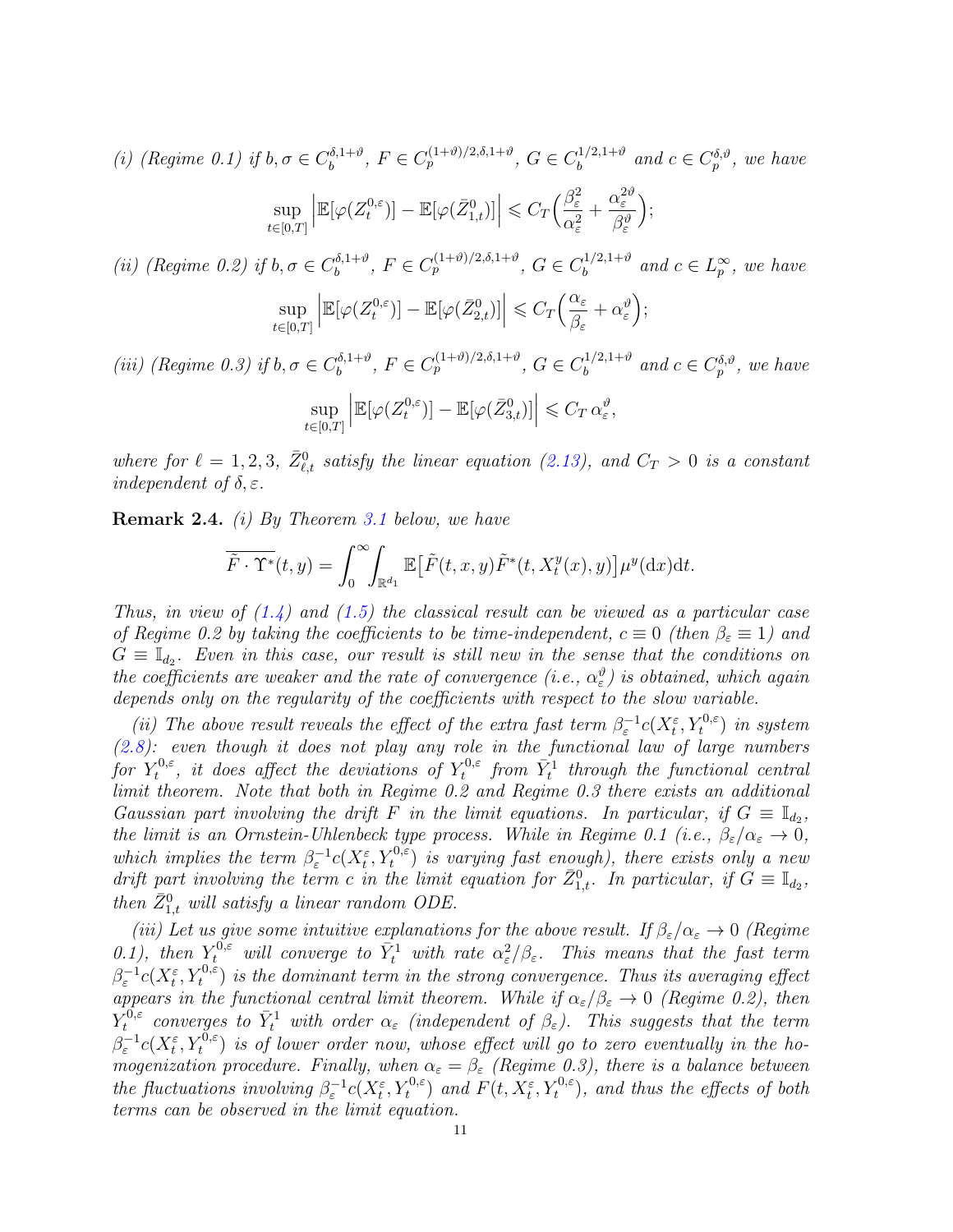*(i) (Regime 0.1) if $b, \sigma \in C_b^{\delta,1+\vartheta}$, $F \in C_p^{(1+\vartheta)/2,\delta,1+\vartheta}$, $G \in C_b^{1/2,1+\vartheta}$ and $c \in C_p^{\delta,\vartheta}$, we have*

$$\sup_{t\in[0,T]}\Big|\mathbb{E}[\varphi(Z_t^{0,\varepsilon})]-\mathbb{E}[\varphi(\bar{Z}_{1,t}^0)]\Big| \leqslant C_T\Big(\frac{\beta_\varepsilon^2}{\alpha_\varepsilon^2}+\frac{\alpha_\varepsilon^{2\vartheta}}{\beta_\varepsilon^\vartheta}\Big);$$

*(ii) (Regime 0.2) if $b, \sigma \in C_b^{\delta,1+\vartheta}$, $F \in C_p^{(1+\vartheta)/2,\delta,1+\vartheta}$, $G \in C_b^{1/2,1+\vartheta}$ and $c \in L_p^\infty$, we have*

$$\sup_{t\in[0,T]}\Big|\mathbb{E}[\varphi(Z_t^{0,\varepsilon})]-\mathbb{E}[\varphi(\bar{Z}_{2,t}^0)]\Big| \leqslant C_T\Big(\frac{\alpha_\varepsilon}{\beta_\varepsilon}+\alpha_\varepsilon^\vartheta\Big);$$

*(iii) (Regime 0.3) if $b, \sigma \in C_b^{\delta,1+\vartheta}$, $F \in C_p^{(1+\vartheta)/2,\delta,1+\vartheta}$, $G \in C_b^{1/2,1+\vartheta}$ and $c \in C_p^{\delta,\vartheta}$, we have*

$$\sup_{t\in[0,T]}\Big|\mathbb{E}[\varphi(Z_t^{0,\varepsilon})]-\mathbb{E}[\varphi(\bar{Z}_{3,t}^0)]\Big| \leqslant C_T\,\alpha_\varepsilon^\vartheta,$$

*where for $\ell = 1,2,3$, $\bar{Z}_{\ell,t}^0$ satisfy the linear equation (2.13), and $C_T > 0$ is a constant independent of $\delta, \varepsilon$.*

**Remark 2.4.** *(i) By Theorem 3.1 below, we have*

$$\overline{\tilde{F}\cdot\Upsilon^*}(t,y)=\int_0^\infty\int_{\mathbb{R}^{d_1}}\mathbb{E}\big[\tilde{F}(t,x,y)\tilde{F}^*(t,X_t^y(x),y)\big]\mu^y(\mathrm{d}x)\mathrm{d}t.$$

*Thus, in view of (1.4) and (1.5) the classical result can be viewed as a particular case of Regime 0.2 by taking the coefficients to be time-independent, $c \equiv 0$ (then $\beta_\varepsilon \equiv 1$) and $G \equiv \mathbb{I}_{d_2}$. Even in this case, our result is still new in the sense that the conditions on the coefficients are weaker and the rate of convergence (i.e., $\alpha_\varepsilon^\vartheta$) is obtained, which again depends only on the regularity of the coefficients with respect to the slow variable.*

*(ii) The above result reveals the effect of the extra fast term $\beta_\varepsilon^{-1}c(X_t^\varepsilon, Y_t^{0,\varepsilon})$ in system (2.8): even though it does not play any role in the functional law of large numbers for $Y_t^{0,\varepsilon}$, it does affect the deviations of $Y_t^{0,\varepsilon}$ from $\bar{Y}_t^1$ through the functional central limit theorem. Note that both in Regime 0.2 and Regime 0.3 there exists an additional Gaussian part involving the drift $F$ in the limit equations. In particular, if $G \equiv \mathbb{I}_{d_2}$, the limit is an Ornstein-Uhlenbeck type process. While in Regime 0.1 (i.e., $\beta_\varepsilon/\alpha_\varepsilon \to 0$, which implies the term $\beta_\varepsilon^{-1}c(X_t^\varepsilon, Y_t^{0,\varepsilon})$ is varying fast enough), there exists only a new drift part involving the term $c$ in the limit equation for $\bar{Z}_{1,t}^0$. In particular, if $G \equiv \mathbb{I}_{d_2}$, then $\bar{Z}_{1,t}^0$ will satisfy a linear random ODE.*

*(iii) Let us give some intuitive explanations for the above result. If $\beta_\varepsilon/\alpha_\varepsilon \to 0$ (Regime 0.1), then $Y_t^{0,\varepsilon}$ will converge to $\bar{Y}_t^1$ with rate $\alpha_\varepsilon^2/\beta_\varepsilon$. This means that the fast term $\beta_\varepsilon^{-1}c(X_t^\varepsilon, Y_t^{0,\varepsilon})$ is the dominant term in the strong convergence. Thus its averaging effect appears in the functional central limit theorem. While if $\alpha_\varepsilon/\beta_\varepsilon \to 0$ (Regime 0.2), then $Y_t^{0,\varepsilon}$ converges to $\bar{Y}_t^1$ with order $\alpha_\varepsilon$ (independent of $\beta_\varepsilon$). This suggests that the term $\beta_\varepsilon^{-1}c(X_t^\varepsilon, Y_t^{0,\varepsilon})$ is of lower order now, whose effect will go to zero eventually in the homogenization procedure. Finally, when $\alpha_\varepsilon = \beta_\varepsilon$ (Regime 0.3), there is a balance between the fluctuations involving $\beta_\varepsilon^{-1}c(X_t^\varepsilon, Y_t^{0,\varepsilon})$ and $F(t, X_t^\varepsilon, Y_t^{0,\varepsilon})$, and thus the effects of both terms can be observed in the limit equation.*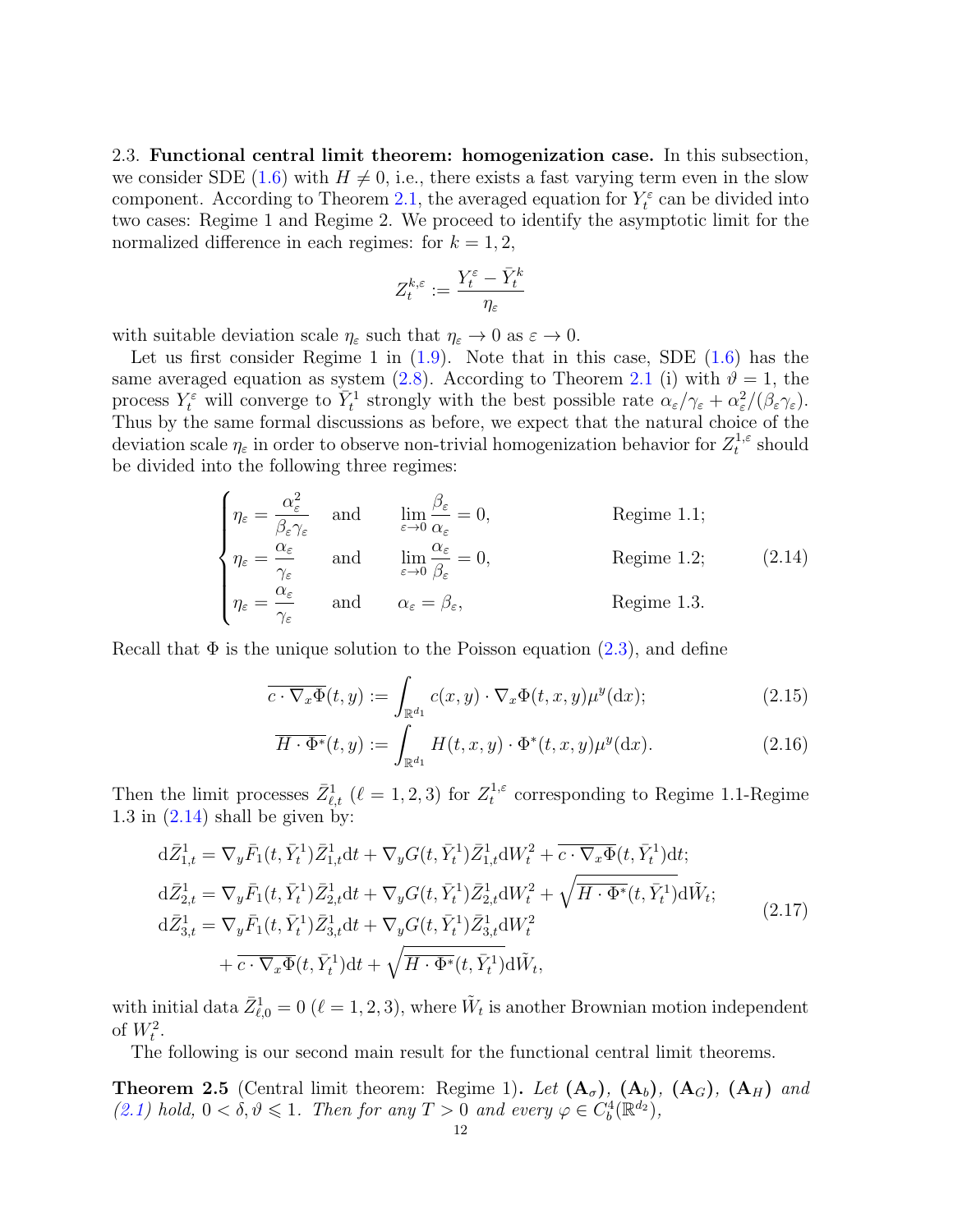2.3. **Functional central limit theorem: homogenization case.** In this subsection, we consider SDE (1.6) with $H \neq 0$, i.e., there exists a fast varying term even in the slow component. According to Theorem 2.1, the averaged equation for $Y_t^\varepsilon$ can be divided into two cases: Regime 1 and Regime 2. We proceed to identify the asymptotic limit for the normalized difference in each regimes: for $k = 1, 2$,

$$
Z_t^{k,\varepsilon} := \frac{Y_t^\varepsilon - \bar{Y}_t^k}{\eta_\varepsilon}
$$

with suitable deviation scale $\eta_\varepsilon$ such that $\eta_\varepsilon \to 0$ as $\varepsilon \to 0$.

Let us first consider Regime 1 in (1.9). Note that in this case, SDE (1.6) has the same averaged equation as system (2.8). According to Theorem 2.1 (i) with $\vartheta = 1$, the process $Y_t^\varepsilon$ will converge to $\bar{Y}_t^1$ strongly with the best possible rate $\alpha_\varepsilon/\gamma_\varepsilon + \alpha_\varepsilon^2/(\beta_\varepsilon\gamma_\varepsilon)$. Thus by the same formal discussions as before, we expect that the natural choice of the deviation scale $\eta_\varepsilon$ in order to observe non-trivial homogenization behavior for $Z_t^{1,\varepsilon}$ should be divided into the following three regimes:

$$
\begin{cases}
\eta_\varepsilon = \dfrac{\alpha_\varepsilon^2}{\beta_\varepsilon\gamma_\varepsilon} \quad \text{and} \quad \displaystyle\lim_{\varepsilon\to 0}\frac{\beta_\varepsilon}{\alpha_\varepsilon} = 0, & \text{Regime 1.1;}\\[2mm]
\eta_\varepsilon = \dfrac{\alpha_\varepsilon}{\gamma_\varepsilon} \quad \text{and} \quad \displaystyle\lim_{\varepsilon\to 0}\frac{\alpha_\varepsilon}{\beta_\varepsilon} = 0, & \text{Regime 1.2;}\\[2mm]
\eta_\varepsilon = \dfrac{\alpha_\varepsilon}{\gamma_\varepsilon} \quad \text{and} \quad \alpha_\varepsilon = \beta_\varepsilon, & \text{Regime 1.3.}
\end{cases} \tag{2.14}
$$

Recall that $\Phi$ is the unique solution to the Poisson equation (2.3), and define

$$
\overline{c \cdot \nabla_x \Phi}(t, y) := \int_{\mathbb{R}^{d_1}} c(x, y) \cdot \nabla_x \Phi(t, x, y) \mu^y(\mathrm{d}x); \tag{2.15}
$$

$$
\overline{H \cdot \Phi^*}(t, y) := \int_{\mathbb{R}^{d_1}} H(t, x, y) \cdot \Phi^*(t, x, y) \mu^y(\mathrm{d}x). \tag{2.16}
$$

Then the limit processes $\bar{Z}_{\ell,t}^1$ ($\ell = 1, 2, 3$) for $Z_t^{1,\varepsilon}$ corresponding to Regime 1.1-Regime 1.3 in (2.14) shall be given by:

$$
\begin{aligned}
\mathrm{d}\bar{Z}_{1,t}^1 &= \nabla_y \bar{F}_1(t, \bar{Y}_t^1)\bar{Z}_{1,t}^1 \mathrm{d}t + \nabla_y G(t, \bar{Y}_t^1)\bar{Z}_{1,t}^1 \mathrm{d}W_t^2 + \overline{c \cdot \nabla_x \Phi}(t, \bar{Y}_t^1)\mathrm{d}t;\\
\mathrm{d}\bar{Z}_{2,t}^1 &= \nabla_y \bar{F}_1(t, \bar{Y}_t^1)\bar{Z}_{2,t}^1 \mathrm{d}t + \nabla_y G(t, \bar{Y}_t^1)\bar{Z}_{2,t}^1 \mathrm{d}W_t^2 + \sqrt{\overline{H \cdot \Phi^*}(t, \bar{Y}_t^1)}\mathrm{d}\tilde{W}_t;\\
\mathrm{d}\bar{Z}_{3,t}^1 &= \nabla_y \bar{F}_1(t, \bar{Y}_t^1)\bar{Z}_{3,t}^1 \mathrm{d}t + \nabla_y G(t, \bar{Y}_t^1)\bar{Z}_{3,t}^1 \mathrm{d}W_t^2\\
&\quad + \overline{c \cdot \nabla_x \Phi}(t, \bar{Y}_t^1)\mathrm{d}t + \sqrt{\overline{H \cdot \Phi^*}(t, \bar{Y}_t^1)}\mathrm{d}\tilde{W}_t,
\end{aligned} \tag{2.17}
$$

with initial data $\bar{Z}_{\ell,0}^1 = 0$ ($\ell = 1, 2, 3$), where $\tilde{W}_t$ is another Brownian motion independent of $W_t^2$.

The following is our second main result for the functional central limit theorems.

**Theorem 2.5** (Central limit theorem: Regime 1). *Let* $(\mathbf{A}_\sigma)$, $(\mathbf{A}_b)$, $(\mathbf{A}_G)$, $(\mathbf{A}_H)$ *and* (2.1) *hold,* $0 < \delta, \vartheta \leqslant 1$. *Then for any* $T > 0$ *and every* $\varphi \in C_b^4(\mathbb{R}^{d_2})$,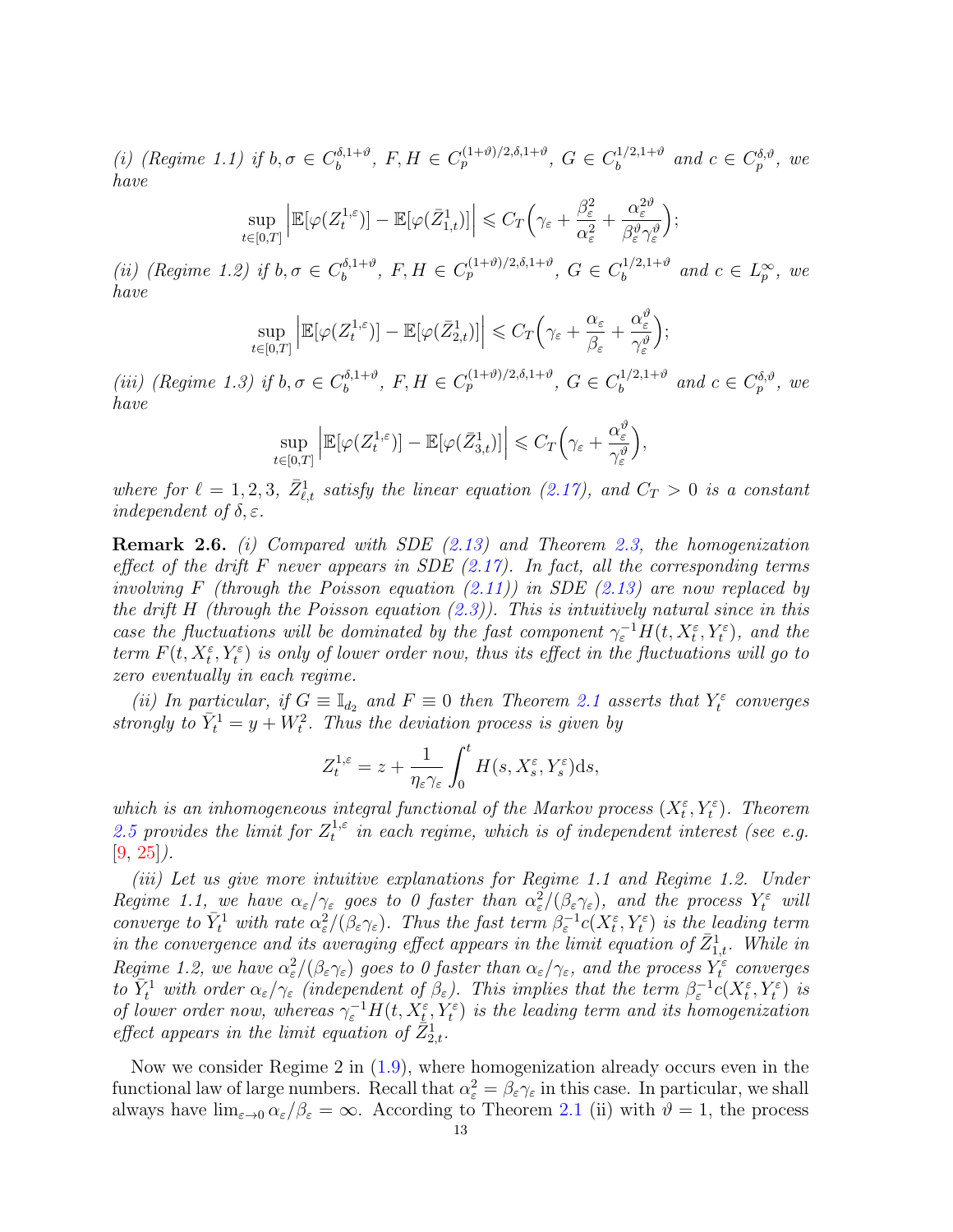*(i) (Regime 1.1) if $b, \sigma \in C_b^{\delta,1+\vartheta}$, $F, H \in C_p^{(1+\vartheta)/2,\delta,1+\vartheta}$, $G \in C_b^{1/2,1+\vartheta}$ and $c \in C_p^{\delta,\vartheta}$, we have*

$$\sup_{t\in[0,T]}\Big|\mathbb{E}[\varphi(Z_t^{1,\varepsilon})] - \mathbb{E}[\varphi(\bar{Z}_{1,t}^1)]\Big| \leqslant C_T\Big(\gamma_\varepsilon + \frac{\beta_\varepsilon^2}{\alpha_\varepsilon^2} + \frac{\alpha_\varepsilon^{2\vartheta}}{\beta_\varepsilon^\vartheta \gamma_\varepsilon^\vartheta}\Big);$$

*(ii) (Regime 1.2) if $b, \sigma \in C_b^{\delta,1+\vartheta}$, $F, H \in C_p^{(1+\vartheta)/2,\delta,1+\vartheta}$, $G \in C_b^{1/2,1+\vartheta}$ and $c \in L_p^\infty$, we have*

$$\sup_{t\in[0,T]}\Big|\mathbb{E}[\varphi(Z_t^{1,\varepsilon})] - \mathbb{E}[\varphi(\bar{Z}_{2,t}^1)]\Big| \leqslant C_T\Big(\gamma_\varepsilon + \frac{\alpha_\varepsilon}{\beta_\varepsilon} + \frac{\alpha_\varepsilon^{\vartheta}}{\gamma_\varepsilon^\vartheta}\Big);$$

*(iii) (Regime 1.3) if $b, \sigma \in C_b^{\delta,1+\vartheta}$, $F, H \in C_p^{(1+\vartheta)/2,\delta,1+\vartheta}$, $G \in C_b^{1/2,1+\vartheta}$ and $c \in C_p^{\delta,\vartheta}$, we have*

$$\sup_{t\in[0,T]}\Big|\mathbb{E}[\varphi(Z_t^{1,\varepsilon})] - \mathbb{E}[\varphi(\bar{Z}_{3,t}^1)]\Big| \leqslant C_T\Big(\gamma_\varepsilon + \frac{\alpha_\varepsilon^{\vartheta}}{\gamma_\varepsilon^\vartheta}\Big),$$

*where for $\ell = 1, 2, 3$, $\bar{Z}_{\ell,t}^1$ satisfy the linear equation (2.17), and $C_T > 0$ is a constant independent of $\delta, \varepsilon$.*

**Remark 2.6.** *(i) Compared with SDE (2.13) and Theorem 2.3, the homogenization effect of the drift $F$ never appears in SDE (2.17). In fact, all the corresponding terms involving $F$ (through the Poisson equation (2.11)) in SDE (2.13) are now replaced by the drift $H$ (through the Poisson equation (2.3)). This is intuitively natural since in this case the fluctuations will be dominated by the fast component $\gamma_\varepsilon^{-1}H(t, X_t^\varepsilon, Y_t^\varepsilon)$, and the term $F(t, X_t^\varepsilon, Y_t^\varepsilon)$ is only of lower order now, thus its effect in the fluctuations will go to zero eventually in each regime.*

*(ii) In particular, if $G \equiv \mathbb{I}_{d_2}$ and $F \equiv 0$ then Theorem 2.1 asserts that $Y_t^\varepsilon$ converges strongly to $\bar{Y}_t^1 = y + W_t^2$. Thus the deviation process is given by*

$$Z_t^{1,\varepsilon} = z + \frac{1}{\eta_\varepsilon \gamma_\varepsilon}\int_0^t H(s, X_s^\varepsilon, Y_s^\varepsilon)\mathrm{d}s,$$

*which is an inhomogeneous integral functional of the Markov process $(X_t^\varepsilon, Y_t^\varepsilon)$. Theorem 2.5 provides the limit for $Z_t^{1,\varepsilon}$ in each regime, which is of independent interest (see e.g. [9, 25]).*

*(iii) Let us give more intuitive explanations for Regime 1.1 and Regime 1.2. Under Regime 1.1, we have $\alpha_\varepsilon/\gamma_\varepsilon$ goes to 0 faster than $\alpha_\varepsilon^2/(\beta_\varepsilon\gamma_\varepsilon)$, and the process $Y_t^\varepsilon$ will converge to $\bar{Y}_t^1$ with rate $\alpha_\varepsilon^2/(\beta_\varepsilon\gamma_\varepsilon)$. Thus the fast term $\beta_\varepsilon^{-1}c(X_t^\varepsilon, Y_t^\varepsilon)$ is the leading term in the convergence and its averaging effect appears in the limit equation of $\bar{Z}_{1,t}^1$. While in Regime 1.2, we have $\alpha_\varepsilon^2/(\beta_\varepsilon\gamma_\varepsilon)$ goes to 0 faster than $\alpha_\varepsilon/\gamma_\varepsilon$, and the process $Y_t^\varepsilon$ converges to $\bar{Y}_t^1$ with order $\alpha_\varepsilon/\gamma_\varepsilon$ (independent of $\beta_\varepsilon$). This implies that the term $\beta_\varepsilon^{-1}c(X_t^\varepsilon, Y_t^\varepsilon)$ is of lower order now, whereas $\gamma_\varepsilon^{-1}H(t, X_t^\varepsilon, Y_t^\varepsilon)$ is the leading term and its homogenization effect appears in the limit equation of $\bar{Z}_{2,t}^1$.*

Now we consider Regime 2 in (1.9), where homogenization already occurs even in the functional law of large numbers. Recall that $\alpha_\varepsilon^2 = \beta_\varepsilon\gamma_\varepsilon$ in this case. In particular, we shall always have $\lim_{\varepsilon\to 0}\alpha_\varepsilon/\beta_\varepsilon = \infty$. According to Theorem 2.1 (ii) with $\vartheta = 1$, the process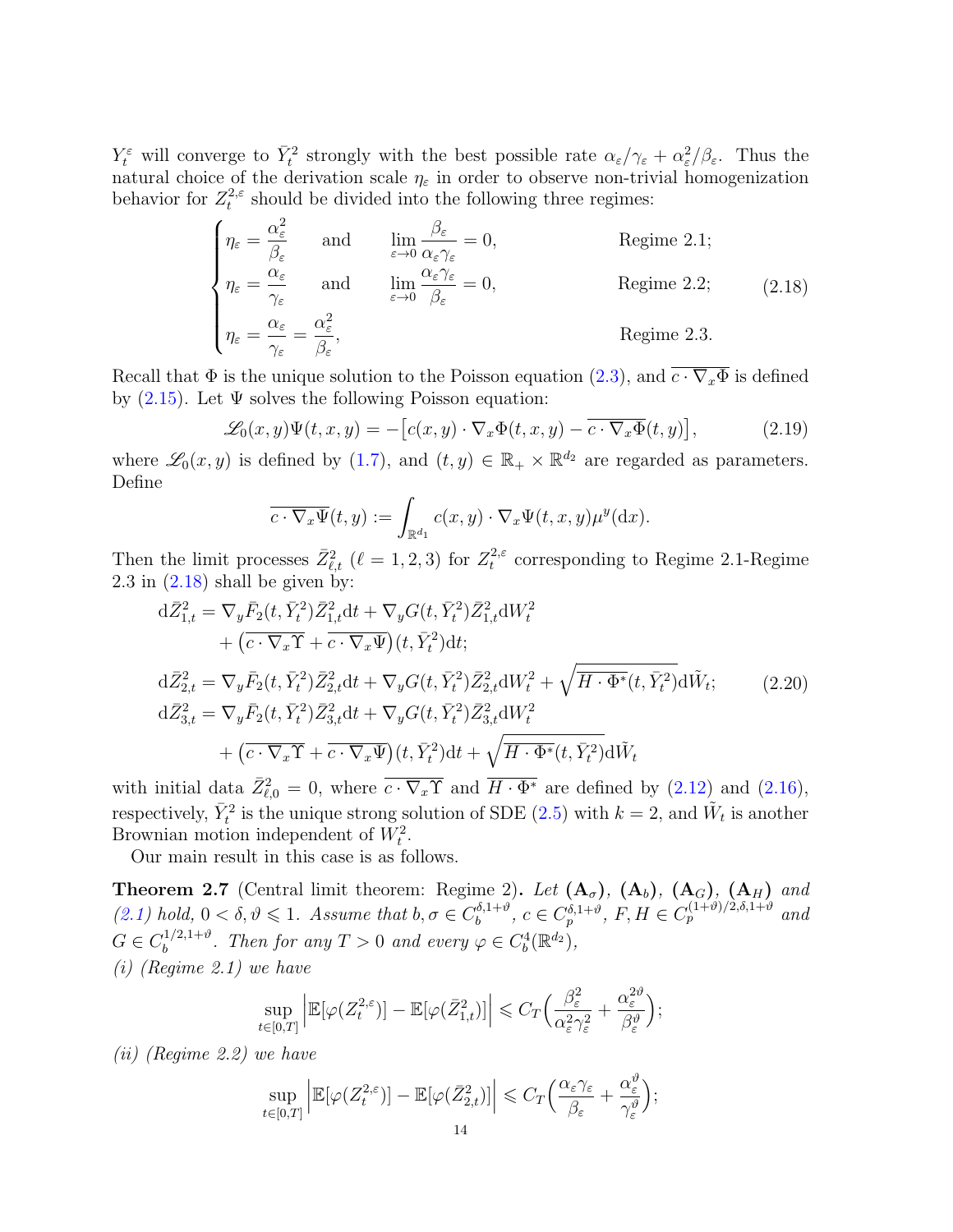$Y_t^\varepsilon$ will converge to $\bar{Y}_t^2$ strongly with the best possible rate $\alpha_\varepsilon/\gamma_\varepsilon + \alpha_\varepsilon^2/\beta_\varepsilon$. Thus the natural choice of the derivation scale $\eta_\varepsilon$ in order to observe non-trivial homogenization behavior for $Z_t^{2,\varepsilon}$ should be divided into the following three regimes:

$$
\begin{cases}
\eta_\varepsilon = \dfrac{\alpha_\varepsilon^2}{\beta_\varepsilon} \quad \text{and} \quad \lim\limits_{\varepsilon\to 0} \dfrac{\beta_\varepsilon}{\alpha_\varepsilon \gamma_\varepsilon} = 0, & \text{Regime 2.1;} \\[2ex]
\eta_\varepsilon = \dfrac{\alpha_\varepsilon}{\gamma_\varepsilon} \quad \text{and} \quad \lim\limits_{\varepsilon\to 0} \dfrac{\alpha_\varepsilon\gamma_\varepsilon}{\beta_\varepsilon} = 0, & \text{Regime 2.2;} \\[2ex]
\eta_\varepsilon = \dfrac{\alpha_\varepsilon}{\gamma_\varepsilon} = \dfrac{\alpha_\varepsilon^2}{\beta_\varepsilon}, & \text{Regime 2.3.}
\end{cases}
\tag{2.18}
$$

Recall that $\Phi$ is the unique solution to the Poisson equation (2.3), and $\overline{c\cdot\nabla_x\Phi}$ is defined by (2.15). Let $\Psi$ solves the following Poisson equation:

$$
\mathscr{L}_0(x,y)\Psi(t,x,y) = -\big[c(x,y)\cdot\nabla_x\Phi(t,x,y) - \overline{c\cdot\nabla_x\Phi}(t,y)\big], \tag{2.19}
$$

where $\mathscr{L}_0(x,y)$ is defined by (1.7), and $(t,y)\in\mathbb{R}_+\times\mathbb{R}^{d_2}$ are regarded as parameters. Define

$$
\overline{c\cdot\nabla_x\Psi}(t,y) := \int_{\mathbb{R}^{d_1}} c(x,y)\cdot\nabla_x\Psi(t,x,y)\mu^y(\mathrm{d}x).
$$

Then the limit processes $\bar{Z}_{\ell,t}^2$ ($\ell = 1,2,3$) for $Z_t^{2,\varepsilon}$ corresponding to Regime 2.1-Regime 2.3 in (2.18) shall be given by:

$$
\begin{aligned}
\mathrm{d}\bar{Z}_{1,t}^2 &= \nabla_y\bar{F}_2(t,\bar{Y}_t^2)\bar{Z}_{1,t}^2\mathrm{d}t + \nabla_y G(t,\bar{Y}_t^2)\bar{Z}_{1,t}^2\mathrm{d}W_t^2 \\
&\quad + \big(\overline{c\cdot\nabla_x\Upsilon} + \overline{c\cdot\nabla_x\Psi}\big)(t,\bar{Y}_t^2)\mathrm{d}t; \\
\mathrm{d}\bar{Z}_{2,t}^2 &= \nabla_y\bar{F}_2(t,\bar{Y}_t^2)\bar{Z}_{2,t}^2\mathrm{d}t + \nabla_y G(t,\bar{Y}_t^2)\bar{Z}_{2,t}^2\mathrm{d}W_t^2 + \sqrt{\overline{H\cdot\Phi^*}(t,\bar{Y}_t^2)}\mathrm{d}\tilde{W}_t; \\
\mathrm{d}\bar{Z}_{3,t}^2 &= \nabla_y\bar{F}_2(t,\bar{Y}_t^2)\bar{Z}_{3,t}^2\mathrm{d}t + \nabla_y G(t,\bar{Y}_t^2)\bar{Z}_{3,t}^2\mathrm{d}W_t^2 \\
&\quad + \big(\overline{c\cdot\nabla_x\Upsilon} + \overline{c\cdot\nabla_x\Psi}\big)(t,\bar{Y}_t^2)\mathrm{d}t + \sqrt{\overline{H\cdot\Phi^*}(t,\bar{Y}_t^2)}\mathrm{d}\tilde{W}_t
\end{aligned}
\tag{2.20}
$$

with initial data $\bar{Z}_{\ell,0}^2 = 0$, where $\overline{c\cdot\nabla_x\Upsilon}$ and $\overline{H\cdot\Phi^*}$ are defined by (2.12) and (2.16), respectively, $\bar{Y}_t^2$ is the unique strong solution of SDE (2.5) with $k=2$, and $\tilde{W}_t$ is another Brownian motion independent of $W_t^2$.

Our main result in this case is as follows.

**Theorem 2.7** (Central limit theorem: Regime 2)**.** *Let* $(\mathbf{A}_\sigma)$, $(\mathbf{A}_b)$, $(\mathbf{A}_G)$, $(\mathbf{A}_H)$ *and* (2.1) *hold,* $0<\delta,\vartheta\leqslant 1$. *Assume that* $b,\sigma\in C_b^{\delta,1+\vartheta}$, $c\in C_p^{\delta,1+\vartheta}$, $F,H\in C_p^{(1+\vartheta)/2,\delta,1+\vartheta}$ *and* $G\in C_b^{1/2,1+\vartheta}$. *Then for any* $T>0$ *and every* $\varphi\in C_b^4(\mathbb{R}^{d_2})$,

*(i) (Regime 2.1) we have*

$$
\sup_{t\in[0,T]}\Big|\mathbb{E}[\varphi(Z_t^{2,\varepsilon})] - \mathbb{E}[\varphi(\bar{Z}_{1,t}^2)]\Big| \leqslant C_T\Big(\frac{\beta_\varepsilon^2}{\alpha_\varepsilon^2\gamma_\varepsilon^2} + \frac{\alpha_\varepsilon^{2\vartheta}}{\beta_\varepsilon^\vartheta}\Big);
$$

*(ii) (Regime 2.2) we have*

$$
\sup_{t\in[0,T]}\Big|\mathbb{E}[\varphi(Z_t^{2,\varepsilon})] - \mathbb{E}[\varphi(\bar{Z}_{2,t}^2)]\Big| \leqslant C_T\Big(\frac{\alpha_\varepsilon\gamma_\varepsilon}{\beta_\varepsilon} + \frac{\alpha_\varepsilon^\vartheta}{\gamma_\varepsilon^\vartheta}\Big);
$$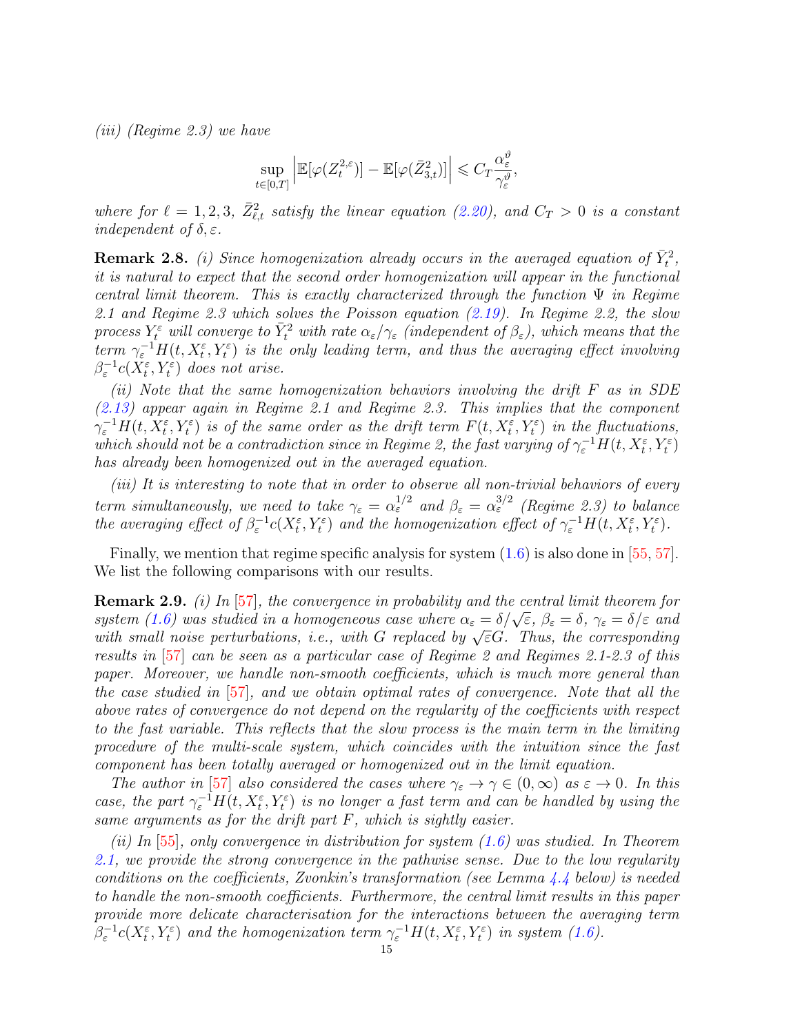*(iii) (Regime 2.3) we have*

$$\sup_{t\in[0,T]}\left|\mathbb{E}[\varphi(Z_t^{2,\varepsilon})]-\mathbb{E}[\varphi(\bar{Z}_{3,t}^2)]\right|\leqslant C_T\frac{\alpha_\varepsilon^\vartheta}{\gamma_\varepsilon^\vartheta},$$

*where for $\ell=1,2,3$, $\bar{Z}_{\ell,t}^2$ satisfy the linear equation (2.20), and $C_T>0$ is a constant independent of $\delta,\varepsilon$.*

**Remark 2.8.** *(i) Since homogenization already occurs in the averaged equation of $\bar{Y}_t^2$, it is natural to expect that the second order homogenization will appear in the functional central limit theorem. This is exactly characterized through the function $\Psi$ in Regime 2.1 and Regime 2.3 which solves the Poisson equation (2.19). In Regime 2.2, the slow process $Y_t^\varepsilon$ will converge to $\bar{Y}_t^2$ with rate $\alpha_\varepsilon/\gamma_\varepsilon$ (independent of $\beta_\varepsilon$), which means that the term $\gamma_\varepsilon^{-1}H(t,X_t^\varepsilon,Y_t^\varepsilon)$ is the only leading term, and thus the averaging effect involving $\beta_\varepsilon^{-1}c(X_t^\varepsilon,Y_t^\varepsilon)$ does not arise.*

*(ii) Note that the same homogenization behaviors involving the drift $F$ as in SDE (2.13) appear again in Regime 2.1 and Regime 2.3. This implies that the component $\gamma_\varepsilon^{-1}H(t,X_t^\varepsilon,Y_t^\varepsilon)$ is of the same order as the drift term $F(t,X_t^\varepsilon,Y_t^\varepsilon)$ in the fluctuations, which should not be a contradiction since in Regime 2, the fast varying of $\gamma_\varepsilon^{-1}H(t,X_t^\varepsilon,Y_t^\varepsilon)$ has already been homogenized out in the averaged equation.*

*(iii) It is interesting to note that in order to observe all non-trivial behaviors of every term simultaneously, we need to take $\gamma_\varepsilon=\alpha_\varepsilon^{1/2}$ and $\beta_\varepsilon=\alpha_\varepsilon^{3/2}$ (Regime 2.3) to balance the averaging effect of $\beta_\varepsilon^{-1}c(X_t^\varepsilon,Y_t^\varepsilon)$ and the homogenization effect of $\gamma_\varepsilon^{-1}H(t,X_t^\varepsilon,Y_t^\varepsilon)$.*

Finally, we mention that regime specific analysis for system (1.6) is also done in [55, 57]. We list the following comparisons with our results.

**Remark 2.9.** *(i) In [57], the convergence in probability and the central limit theorem for system (1.6) was studied in a homogeneous case where $\alpha_\varepsilon=\delta/\sqrt{\varepsilon}$, $\beta_\varepsilon=\delta$, $\gamma_\varepsilon=\delta/\varepsilon$ and with small noise perturbations, i.e., with $G$ replaced by $\sqrt{\varepsilon}G$. Thus, the corresponding results in [57] can be seen as a particular case of Regime 2 and Regimes 2.1-2.3 of this paper. Moreover, we handle non-smooth coefficients, which is much more general than the case studied in [57], and we obtain optimal rates of convergence. Note that all the above rates of convergence do not depend on the regularity of the coefficients with respect to the fast variable. This reflects that the slow process is the main term in the limiting procedure of the multi-scale system, which coincides with the intuition since the fast component has been totally averaged or homogenized out in the limit equation.*

*The author in [57] also considered the cases where $\gamma_\varepsilon\to\gamma\in(0,\infty)$ as $\varepsilon\to0$. In this case, the part $\gamma_\varepsilon^{-1}H(t,X_t^\varepsilon,Y_t^\varepsilon)$ is no longer a fast term and can be handled by using the same arguments as for the drift part $F$, which is sightly easier.*

*(ii) In [55], only convergence in distribution for system (1.6) was studied. In Theorem 2.1, we provide the strong convergence in the pathwise sense. Due to the low regularity conditions on the coefficients, Zvonkin's transformation (see Lemma 4.4 below) is needed to handle the non-smooth coefficients. Furthermore, the central limit results in this paper provide more delicate characterisation for the interactions between the averaging term $\beta_\varepsilon^{-1}c(X_t^\varepsilon,Y_t^\varepsilon)$ and the homogenization term $\gamma_\varepsilon^{-1}H(t,X_t^\varepsilon,Y_t^\varepsilon)$ in system (1.6).*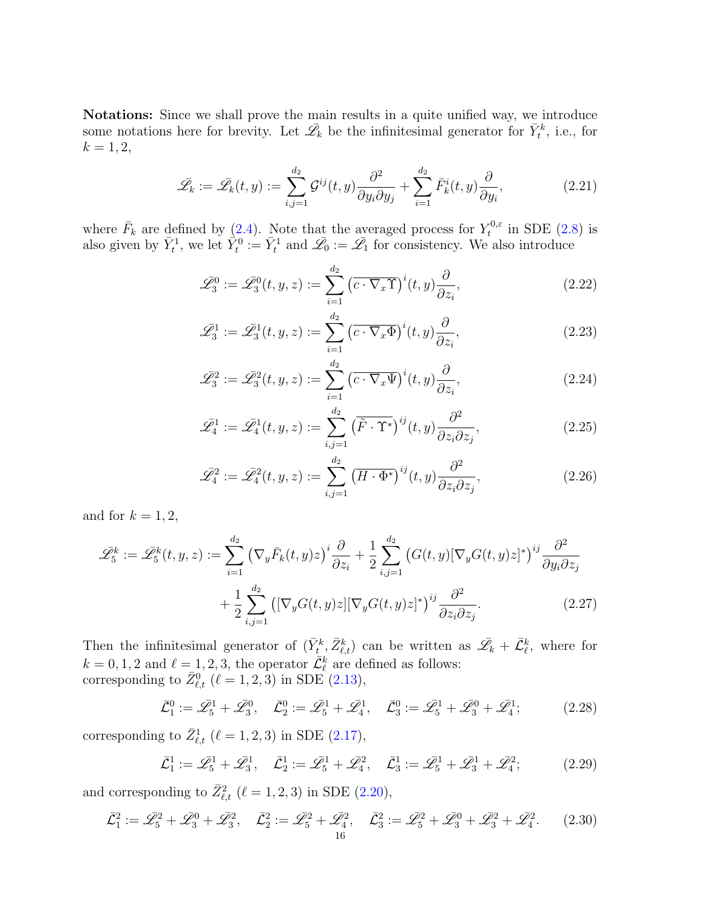**Notations:** Since we shall prove the main results in a quite unified way, we introduce some notations here for brevity. Let $\bar{\mathscr{L}}_k$ be the infinitesimal generator for $\bar{Y}_t^k$, i.e., for $k = 1, 2$,

$$
\bar{\mathscr{L}}_k := \bar{\mathscr{L}}_k(t,y) := \sum_{i,j=1}^{d_2} \mathcal{G}^{ij}(t,y) \frac{\partial^2}{\partial y_i \partial y_j} + \sum_{i=1}^{d_2} \bar{F}_k^i(t,y) \frac{\partial}{\partial y_i}, \tag{2.21}
$$

where $\bar{F}_k$ are defined by (2.4). Note that the averaged process for $Y_t^{0,\varepsilon}$ in SDE (2.8) is also given by $\bar{Y}_t^1$, we let $\bar{Y}_t^0 := \bar{Y}_t^1$ and $\bar{\mathscr{L}}_0 := \bar{\mathscr{L}}_1$ for consistency. We also introduce

$$
\bar{\mathscr{L}}_3^0 := \bar{\mathscr{L}}_3^0(t,y,z) := \sum_{i=1}^{d_2} \left(\overline{c \cdot \nabla_x \Upsilon}\right)^i(t,y) \frac{\partial}{\partial z_i}, \tag{2.22}
$$

$$
\bar{\mathscr{L}}_3^1 := \bar{\mathscr{L}}_3^1(t,y,z) := \sum_{i=1}^{d_2} \left(\overline{c \cdot \nabla_x \Phi}\right)^i(t,y) \frac{\partial}{\partial z_i}, \tag{2.23}
$$

$$
\bar{\mathscr{L}}_3^2 := \bar{\mathscr{L}}_3^2(t,y,z) := \sum_{i=1}^{d_2} \left(\overline{c \cdot \nabla_x \Psi}\right)^i(t,y) \frac{\partial}{\partial z_i}, \tag{2.24}
$$

$$
\bar{\mathscr{L}}_4^1 := \bar{\mathscr{L}}_4^1(t,y,z) := \sum_{i,j=1}^{d_2} \left(\overline{\tilde{F} \cdot \Upsilon^*}\right)^{ij}(t,y) \frac{\partial^2}{\partial z_i \partial z_j}, \tag{2.25}
$$

$$
\bar{\mathscr{L}}_4^2 := \bar{\mathscr{L}}_4^2(t,y,z) := \sum_{i,j=1}^{d_2} \left(\overline{H \cdot \Phi^*}\right)^{ij}(t,y) \frac{\partial^2}{\partial z_i \partial z_j}, \tag{2.26}
$$

and for $k = 1, 2$,

$$
\begin{aligned}
\bar{\mathscr{L}}_5^k := \bar{\mathscr{L}}_5^k(t,y,z) := &\sum_{i=1}^{d_2} \left(\nabla_y \bar{F}_k(t,y) z\right)^i \frac{\partial}{\partial z_i} + \frac{1}{2} \sum_{i,j=1}^{d_2} \left(G(t,y)[\nabla_y G(t,y) z]^*\right)^{ij} \frac{\partial^2}{\partial y_i \partial z_j} \\
&+ \frac{1}{2} \sum_{i,j=1}^{d_2} \left([\nabla_y G(t,y) z][\nabla_y G(t,y) z]^*\right)^{ij} \frac{\partial^2}{\partial z_i \partial z_j}.
\end{aligned} \tag{2.27}
$$

Then the infinitesimal generator of $(\bar{Y}_t^k, \bar{Z}_{\ell,t}^k)$ can be written as $\bar{\mathscr{L}}_k + \bar{\mathcal{L}}_\ell^k$, where for $k = 0, 1, 2$ and $\ell = 1, 2, 3$, the operator $\bar{\mathcal{L}}_\ell^k$ are defined as follows:
corresponding to $\bar{Z}_{\ell,t}^0$ ($\ell = 1, 2, 3$) in SDE (2.13),

$$
\bar{\mathcal{L}}_1^0 := \bar{\mathscr{L}}_5^1 + \bar{\mathscr{L}}_3^0, \quad \bar{\mathcal{L}}_2^0 := \bar{\mathscr{L}}_5^1 + \bar{\mathscr{L}}_4^1, \quad \bar{\mathcal{L}}_3^0 := \bar{\mathscr{L}}_5^1 + \bar{\mathscr{L}}_3^0 + \bar{\mathscr{L}}_4^1; \tag{2.28}
$$

corresponding to $\bar{Z}_{\ell,t}^1$ ($\ell = 1, 2, 3$) in SDE (2.17),

$$
\bar{\mathcal{L}}_1^1 := \bar{\mathscr{L}}_5^1 + \bar{\mathscr{L}}_3^1, \quad \bar{\mathcal{L}}_2^1 := \bar{\mathscr{L}}_5^1 + \bar{\mathscr{L}}_4^2, \quad \bar{\mathcal{L}}_3^1 := \bar{\mathscr{L}}_5^1 + \bar{\mathscr{L}}_3^1 + \bar{\mathscr{L}}_4^2; \tag{2.29}
$$

and corresponding to $\bar{Z}_{\ell,t}^2$ ($\ell = 1, 2, 3$) in SDE (2.20),

$$
\bar{\mathcal{L}}_1^2 := \bar{\mathscr{L}}_5^2 + \bar{\mathscr{L}}_3^0 + \bar{\mathscr{L}}_3^2, \quad \bar{\mathcal{L}}_2^2 := \bar{\mathscr{L}}_5^2 + \bar{\mathscr{L}}_4^2, \quad \bar{\mathcal{L}}_3^2 := \bar{\mathscr{L}}_5^2 + \bar{\mathscr{L}}_3^0 + \bar{\mathscr{L}}_3^2 + \bar{\mathscr{L}}_4^2. \tag{2.30}
$$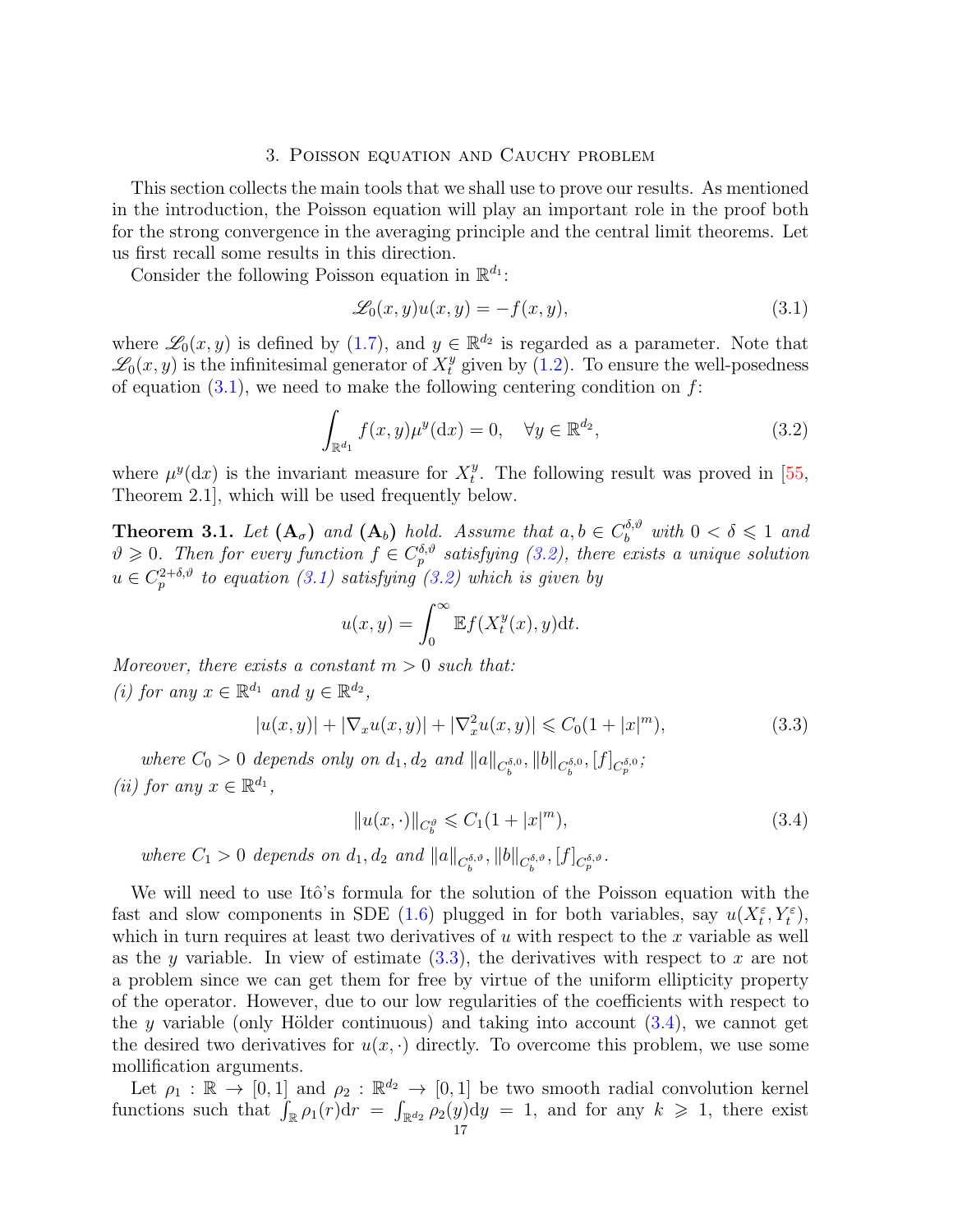## 3. Poisson equation and Cauchy problem

This section collects the main tools that we shall use to prove our results. As mentioned in the introduction, the Poisson equation will play an important role in the proof both for the strong convergence in the averaging principle and the central limit theorems. Let us first recall some results in this direction.

Consider the following Poisson equation in $\mathbb{R}^{d_1}$:

$$\mathscr{L}_0(x,y)u(x,y) = -f(x,y), \tag{3.1}$$

where $\mathscr{L}_0(x,y)$ is defined by (1.7), and $y \in \mathbb{R}^{d_2}$ is regarded as a parameter. Note that $\mathscr{L}_0(x,y)$ is the infinitesimal generator of $X_t^y$ given by (1.2). To ensure the well-posedness of equation (3.1), we need to make the following centering condition on $f$:

$$\int_{\mathbb{R}^{d_1}} f(x,y)\mu^y(\mathrm{d}x) = 0, \quad \forall y \in \mathbb{R}^{d_2}, \tag{3.2}$$

where $\mu^y(\mathrm{d}x)$ is the invariant measure for $X_t^y$. The following result was proved in [55, Theorem 2.1], which will be used frequently below.

**Theorem 3.1.** *Let* $(\mathbf{A}_\sigma)$ *and* $(\mathbf{A}_b)$ *hold. Assume that* $a, b \in C_b^{\delta,\vartheta}$ *with* $0 < \delta \leqslant 1$ *and* $\vartheta \geqslant 0$. *Then for every function* $f \in C_p^{\delta,\vartheta}$ *satisfying (3.2), there exists a unique solution* $u \in C_p^{2+\delta,\vartheta}$ *to equation (3.1) satisfying (3.2) which is given by*

$$u(x,y) = \int_0^\infty \mathbb{E}f(X_t^y(x), y)\mathrm{d}t.$$

*Moreover, there exists a constant* $m > 0$ *such that:*

*(i) for any* $x \in \mathbb{R}^{d_1}$ *and* $y \in \mathbb{R}^{d_2}$,

$$|u(x,y)| + |\nabla_x u(x,y)| + |\nabla_x^2 u(x,y)| \leqslant C_0(1 + |x|^m), \tag{3.3}$$

*where* $C_0 > 0$ *depends only on* $d_1, d_2$ *and* $\|a\|_{C_b^{\delta,0}}, \|b\|_{C_b^{\delta,0}}, [f]_{C_p^{\delta,0}}$;

*(ii) for any* $x \in \mathbb{R}^{d_1}$,

$$\|u(x,\cdot)\|_{C_b^\vartheta} \leqslant C_1(1 + |x|^m), \tag{3.4}$$

*where* $C_1 > 0$ *depends on* $d_1, d_2$ *and* $\|a\|_{C_b^{\delta,\vartheta}}, \|b\|_{C_b^{\delta,\vartheta}}, [f]_{C_p^{\delta,\vartheta}}$.

We will need to use Itô's formula for the solution of the Poisson equation with the fast and slow components in SDE (1.6) plugged in for both variables, say $u(X_t^\varepsilon, Y_t^\varepsilon)$, which in turn requires at least two derivatives of $u$ with respect to the $x$ variable as well as the $y$ variable. In view of estimate (3.3), the derivatives with respect to $x$ are not a problem since we can get them for free by virtue of the uniform ellipticity property of the operator. However, due to our low regularities of the coefficients with respect to the $y$ variable (only Hölder continuous) and taking into account (3.4), we cannot get the desired two derivatives for $u(x,\cdot)$ directly. To overcome this problem, we use some mollification arguments.

Let $\rho_1 : \mathbb{R} \to [0,1]$ and $\rho_2 : \mathbb{R}^{d_2} \to [0,1]$ be two smooth radial convolution kernel functions such that $\int_{\mathbb{R}} \rho_1(r)\mathrm{d}r = \int_{\mathbb{R}^{d_2}} \rho_2(y)\mathrm{d}y = 1$, and for any $k \geqslant 1$, there exist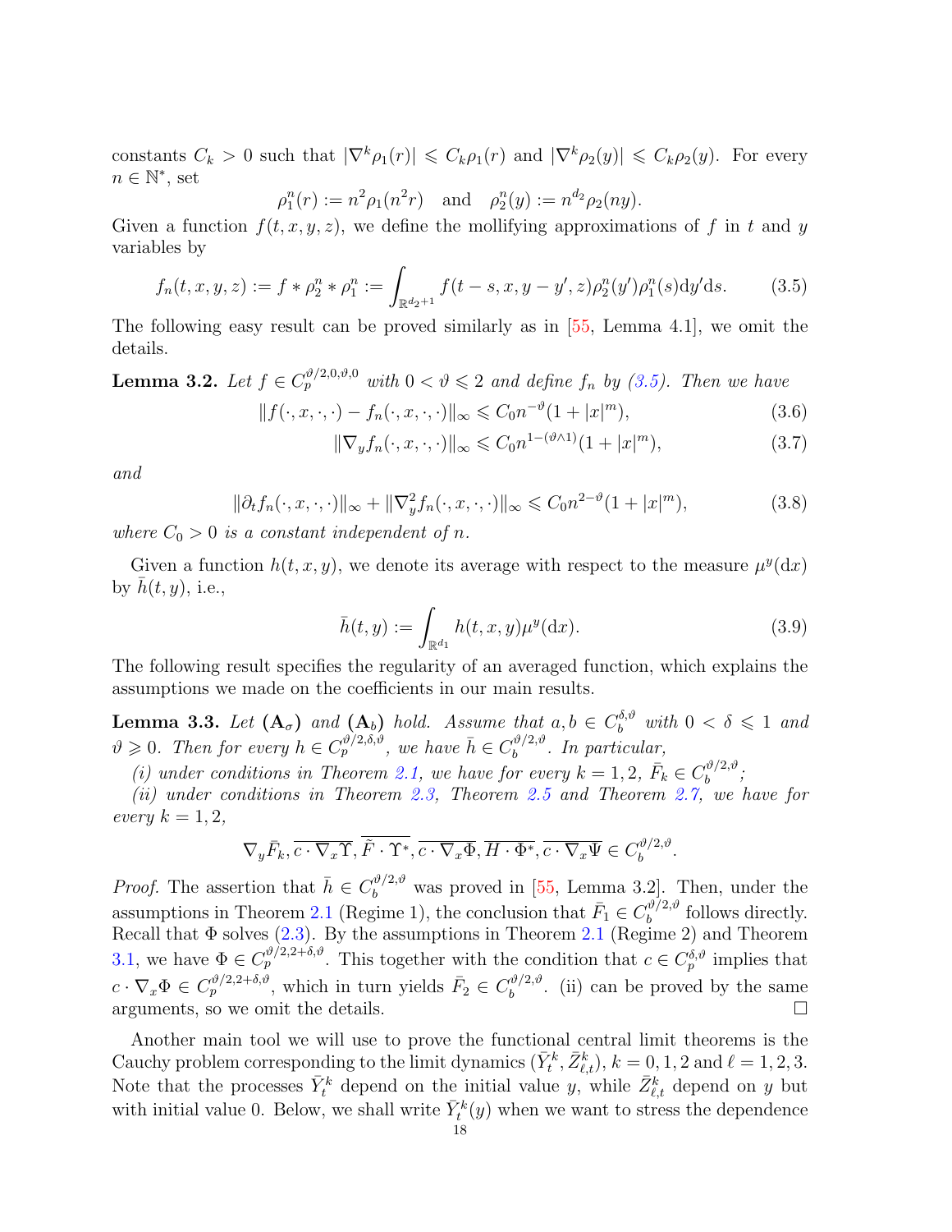constants $C_k > 0$ such that $|\nabla^k \rho_1(r)| \leqslant C_k \rho_1(r)$ and $|\nabla^k \rho_2(y)| \leqslant C_k \rho_2(y)$. For every $n \in \mathbb{N}^*$, set

$$\rho_1^n(r) := n^2 \rho_1(n^2 r) \quad \text{and} \quad \rho_2^n(y) := n^{d_2} \rho_2(ny).$$

Given a function $f(t,x,y,z)$, we define the mollifying approximations of $f$ in $t$ and $y$ variables by

$$f_n(t,x,y,z) := f * \rho_2^n * \rho_1^n := \int_{\mathbb{R}^{d_2+1}} f(t-s, x, y-y', z) \rho_2^n(y') \rho_1^n(s) \mathrm{d}y' \mathrm{d}s. \tag{3.5}$$

The following easy result can be proved similarly as in [55, Lemma 4.1], we omit the details.

**Lemma 3.2.** *Let $f \in C_p^{\vartheta/2,0,\vartheta,0}$ with $0 < \vartheta \leqslant 2$ and define $f_n$ by (3.5). Then we have*

$$\|f(\cdot,x,\cdot,\cdot) - f_n(\cdot,x,\cdot,\cdot)\|_\infty \leqslant C_0 n^{-\vartheta}(1+|x|^m), \tag{3.6}$$

$$\|\nabla_y f_n(\cdot,x,\cdot,\cdot)\|_\infty \leqslant C_0 n^{1-(\vartheta\wedge 1)}(1+|x|^m), \tag{3.7}$$

*and*

$$\|\partial_t f_n(\cdot,x,\cdot,\cdot)\|_\infty + \|\nabla_y^2 f_n(\cdot,x,\cdot,\cdot)\|_\infty \leqslant C_0 n^{2-\vartheta}(1+|x|^m), \tag{3.8}$$

*where $C_0 > 0$ is a constant independent of $n$.*

Given a function $h(t,x,y)$, we denote its average with respect to the measure $\mu^y(\mathrm{d}x)$ by $\bar{h}(t,y)$, i.e.,

$$\bar{h}(t,y) := \int_{\mathbb{R}^{d_1}} h(t,x,y) \mu^y(\mathrm{d}x). \tag{3.9}$$

The following result specifies the regularity of an averaged function, which explains the assumptions we made on the coefficients in our main results.

**Lemma 3.3.** *Let* $(\mathbf{A}_\sigma)$ *and* $(\mathbf{A}_b)$ *hold. Assume that $a, b \in C_b^{\delta,\vartheta}$ with $0 < \delta \leqslant 1$ and $\vartheta \geqslant 0$. Then for every $h \in C_p^{\vartheta/2,\delta,\vartheta}$, we have $\bar{h} \in C_b^{\vartheta/2,\vartheta}$. In particular,*

*(i) under conditions in Theorem 2.1, we have for every $k = 1, 2$, $\bar{F}_k \in C_b^{\vartheta/2,\vartheta}$;*

*(ii) under conditions in Theorem 2.3, Theorem 2.5 and Theorem 2.7, we have for every $k = 1, 2$,*

$$\nabla_y \bar{F}_k, \overline{c \cdot \nabla_x \Upsilon}, \overline{\tilde{F} \cdot \Upsilon^*}, \overline{c \cdot \nabla_x \Phi}, \overline{H \cdot \Phi^*}, \overline{c \cdot \nabla_x \Psi} \in C_b^{\vartheta/2,\vartheta}.$$

*Proof.* The assertion that $\bar{h} \in C_b^{\vartheta/2,\vartheta}$ was proved in [55, Lemma 3.2]. Then, under the assumptions in Theorem 2.1 (Regime 1), the conclusion that $\bar{F}_1 \in C_b^{\vartheta/2,\vartheta}$ follows directly. Recall that $\Phi$ solves (2.3). By the assumptions in Theorem 2.1 (Regime 2) and Theorem 3.1, we have $\Phi \in C_p^{\vartheta/2,2+\delta,\vartheta}$. This together with the condition that $c \in C_p^{\delta,\vartheta}$ implies that $c \cdot \nabla_x \Phi \in C_p^{\vartheta/2,2+\delta,\vartheta}$, which in turn yields $\bar{F}_2 \in C_b^{\vartheta/2,\vartheta}$. (ii) can be proved by the same arguments, so we omit the details. $\square$

Another main tool we will use to prove the functional central limit theorems is the Cauchy problem corresponding to the limit dynamics $(\bar{Y}_t^k, \bar{Z}_{\ell,t}^k)$, $k = 0,1,2$ and $\ell = 1,2,3$. Note that the processes $\bar{Y}_t^k$ depend on the initial value $y$, while $\bar{Z}_{\ell,t}^k$ depend on $y$ but with initial value 0. Below, we shall write $\bar{Y}_t^k(y)$ when we want to stress the dependence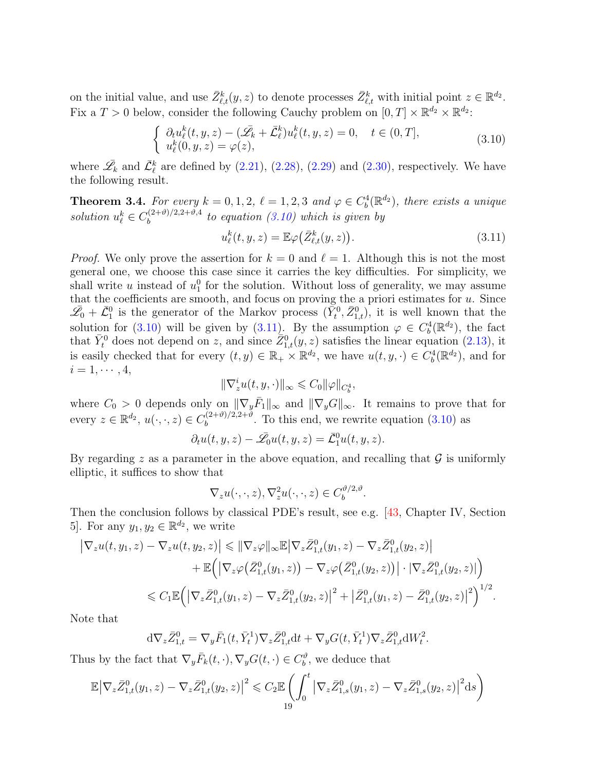on the initial value, and use $\bar{Z}^k_{\ell,t}(y,z)$ to denote processes $\bar{Z}^k_{\ell,t}$ with initial point $z\in\mathbb{R}^{d_2}$. Fix a $T>0$ below, consider the following Cauchy problem on $[0,T]\times\mathbb{R}^{d_2}\times\mathbb{R}^{d_2}$:

$$
\left\{\begin{array}{l}
\partial_t u^k_\ell(t,y,z)-(\bar{\mathscr{L}}_k+\bar{\mathcal{L}}^k_\ell)u^k_\ell(t,y,z)=0,\quad t\in(0,T],\\
u^k_\ell(0,y,z)=\varphi(z),
\end{array}\right. \tag{3.10}
$$

where $\bar{\mathscr{L}}_k$ and $\bar{\mathcal{L}}^k_\ell$ are defined by (2.21), (2.28), (2.29) and (2.30), respectively. We have the following result.

**Theorem 3.4.** *For every $k=0,1,2$, $\ell=1,2,3$ and $\varphi\in C^4_b(\mathbb{R}^{d_2})$, there exists a unique solution $u^k_\ell\in C_b^{(2+\vartheta)/2,2+\vartheta,4}$ to equation (3.10) which is given by*

$$
u^k_\ell(t,y,z)=\mathbb{E}\varphi\big(\bar{Z}^k_{\ell,t}(y,z)\big). \tag{3.11}
$$

*Proof.* We only prove the assertion for $k=0$ and $\ell=1$. Although this is not the most general one, we choose this case since it carries the key difficulties. For simplicity, we shall write $u$ instead of $u^0_1$ for the solution. Without loss of generality, we may assume that the coefficients are smooth, and focus on proving the a priori estimates for $u$. Since $\bar{\mathscr{L}}_0+\bar{\mathcal{L}}^0_1$ is the generator of the Markov process $(\bar{Y}^0_t,\bar{Z}^0_{1,t})$, it is well known that the solution for (3.10) will be given by (3.11). By the assumption $\varphi\in C^4_b(\mathbb{R}^{d_2})$, the fact that $\bar{Y}^0_t$ does not depend on $z$, and since $\bar{Z}^0_{1,t}(y,z)$ satisfies the linear equation (2.13), it is easily checked that for every $(t,y)\in\mathbb{R}_+\times\mathbb{R}^{d_2}$, we have $u(t,y,\cdot)\in C^4_b(\mathbb{R}^{d_2})$, and for $i=1,\cdots,4$,

$$
\|\nabla^i_z u(t,y,\cdot)\|_\infty\leqslant C_0\|\varphi\|_{C^4_b},
$$

where $C_0>0$ depends only on $\|\nabla_y\bar{F}_1\|_\infty$ and $\|\nabla_y G\|_\infty$. It remains to prove that for every $z\in\mathbb{R}^{d_2}$, $u(\cdot,\cdot,z)\in C_b^{(2+\vartheta)/2,2+\vartheta}$. To this end, we rewrite equation (3.10) as

$$
\partial_t u(t,y,z)-\bar{\mathscr{L}}_0u(t,y,z)=\bar{\mathcal{L}}^0_1u(t,y,z).
$$

By regarding $z$ as a parameter in the above equation, and recalling that $\mathcal{G}$ is uniformly elliptic, it suffices to show that

$$
\nabla_z u(\cdot,\cdot,z),\nabla^2_z u(\cdot,\cdot,z)\in C_b^{\vartheta/2,\vartheta}.
$$

Then the conclusion follows by classical PDE's result, see e.g. [43, Chapter IV, Section 5]. For any $y_1,y_2\in\mathbb{R}^{d_2}$, we write

$$
\begin{aligned}
\big|\nabla_z u(t,y_1,z)-\nabla_z u(t,y_2,z)\big| &\leqslant\|\nabla_z\varphi\|_\infty\mathbb{E}\big|\nabla_z\bar{Z}^0_{1,t}(y_1,z)-\nabla_z\bar{Z}^0_{1,t}(y_2,z)\big|\\
&\quad+\mathbb{E}\Big(\big|\nabla_z\varphi\big(\bar{Z}^0_{1,t}(y_1,z)\big)-\nabla_z\varphi\big(\bar{Z}^0_{1,t}(y_2,z)\big)\big|\cdot\big|\nabla_z\bar{Z}^0_{1,t}(y_2,z)\big|\Big)\\
&\leqslant C_1\mathbb{E}\Big(\big|\nabla_z\bar{Z}^0_{1,t}(y_1,z)-\nabla_z\bar{Z}^0_{1,t}(y_2,z)\big|^2+\big|\bar{Z}^0_{1,t}(y_1,z)-\bar{Z}^0_{1,t}(y_2,z)\big|^2\Big)^{1/2}.
\end{aligned}
$$

Note that

$$
\mathrm{d}\nabla_z\bar{Z}^0_{1,t}=\nabla_y\bar{F}_1(t,\bar{Y}^1_t)\nabla_z\bar{Z}^0_{1,t}\mathrm{d}t+\nabla_yG(t,\bar{Y}^1_t)\nabla_z\bar{Z}^0_{1,t}\mathrm{d}W^2_t.
$$

Thus by the fact that $\nabla_y\bar{F}_k(t,\cdot),\nabla_yG(t,\cdot)\in C^\vartheta_b$, we deduce that

$$
\mathbb{E}\big|\nabla_z\bar{Z}^0_{1,t}(y_1,z)-\nabla_z\bar{Z}^0_{1,t}(y_2,z)\big|^2\leqslant C_2\mathbb{E}\left(\int_0^t\big|\nabla_z\bar{Z}^0_{1,s}(y_1,z)-\nabla_z\bar{Z}^0_{1,s}(y_2,z)\big|^2\mathrm{d}s\right)
$$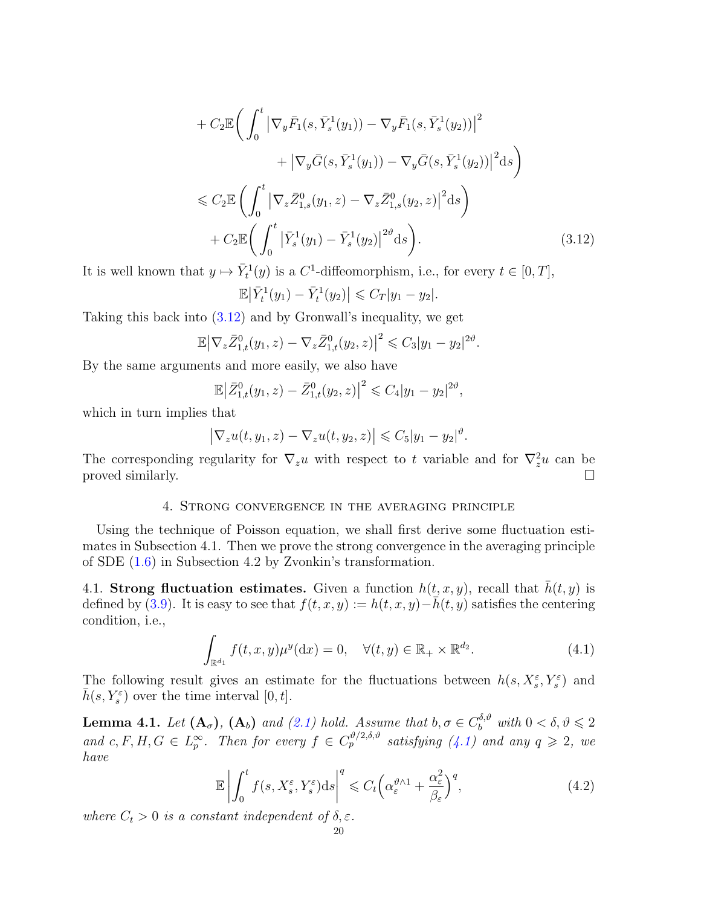$$
\begin{aligned}
&+ C_2\mathbb{E}\bigg(\int_0^t \big|\nabla_y \bar{F}_1(s,\bar{Y}_s^1(y_1)) - \nabla_y \bar{F}_1(s,\bar{Y}_s^1(y_2))\big|^2 \\
&\qquad\qquad + \big|\nabla_y \bar{G}(s,\bar{Y}_s^1(y_1)) - \nabla_y \bar{G}(s,\bar{Y}_s^1(y_2))\big|^2 \mathrm{d}s\bigg) \\
&\leqslant C_2\mathbb{E}\left(\int_0^t \big|\nabla_z \bar{Z}_{1,s}^0(y_1,z) - \nabla_z \bar{Z}_{1,s}^0(y_2,z)\big|^2 \mathrm{d}s\right) \\
&\quad + C_2\mathbb{E}\bigg(\int_0^t \big|\bar{Y}_s^1(y_1) - \bar{Y}_s^1(y_2)\big|^{2\vartheta}\mathrm{d}s\bigg). \qquad (3.12)
\end{aligned}
$$

It is well known that $y \mapsto \bar{Y}_t^1(y)$ is a $C^1$-diffeomorphism, i.e., for every $t \in [0,T]$,

$$
\mathbb{E}\big|\bar{Y}_t^1(y_1) - \bar{Y}_t^1(y_2)\big| \leqslant C_T|y_1 - y_2|.
$$

Taking this back into (3.12) and by Gronwall's inequality, we get

$$
\mathbb{E}\big|\nabla_z \bar{Z}_{1,t}^0(y_1,z) - \nabla_z \bar{Z}_{1,t}^0(y_2,z)\big|^2 \leqslant C_3|y_1 - y_2|^{2\vartheta}.
$$

By the same arguments and more easily, we also have

$$
\mathbb{E}\big|\bar{Z}_{1,t}^0(y_1,z) - \bar{Z}_{1,t}^0(y_2,z)\big|^2 \leqslant C_4|y_1 - y_2|^{2\vartheta},
$$

which in turn implies that

$$
\big|\nabla_z u(t,y_1,z) - \nabla_z u(t,y_2,z)\big| \leqslant C_5|y_1 - y_2|^{\vartheta}.
$$

The corresponding regularity for $\nabla_z u$ with respect to $t$ variable and for $\nabla_z^2 u$ can be proved similarly. □

## 4. Strong convergence in the averaging principle

Using the technique of Poisson equation, we shall first derive some fluctuation estimates in Subsection 4.1. Then we prove the strong convergence in the averaging principle of SDE (1.6) in Subsection 4.2 by Zvonkin's transformation.

### 4.1. Strong fluctuation estimates.

Given a function $h(t,x,y)$, recall that $\bar{h}(t,y)$ is defined by (3.9). It is easy to see that $f(t,x,y) := h(t,x,y) - \bar{h}(t,y)$ satisfies the centering condition, i.e.,

$$
\int_{\mathbb{R}^{d_1}} f(t,x,y)\mu^y(\mathrm{d}x) = 0, \quad \forall (t,y) \in \mathbb{R}_+ \times \mathbb{R}^{d_2}. \qquad (4.1)
$$

The following result gives an estimate for the fluctuations between $h(s,X_s^\varepsilon,Y_s^\varepsilon)$ and $\bar{h}(s,Y_s^\varepsilon)$ over the time interval $[0,t]$.

**Lemma 4.1.** *Let* $(\mathbf{A}_\sigma)$, $(\mathbf{A}_b)$ *and (2.1) hold. Assume that* $b,\sigma \in C_b^{\delta,\vartheta}$ *with* $0 < \delta,\vartheta \leqslant 2$ *and* $c,F,H,G \in L_p^\infty$. *Then for every* $f \in C_p^{\vartheta/2,\delta,\vartheta}$ *satisfying (4.1) and any* $q \geqslant 2$, *we have*

$$
\mathbb{E}\left|\int_0^t f(s,X_s^\varepsilon,Y_s^\varepsilon)\mathrm{d}s\right|^q \leqslant C_t\Big(\alpha_\varepsilon^{\vartheta\wedge 1} + \frac{\alpha_\varepsilon^2}{\beta_\varepsilon}\Big)^q, \qquad (4.2)
$$

*where* $C_t > 0$ *is a constant independent of* $\delta,\varepsilon$.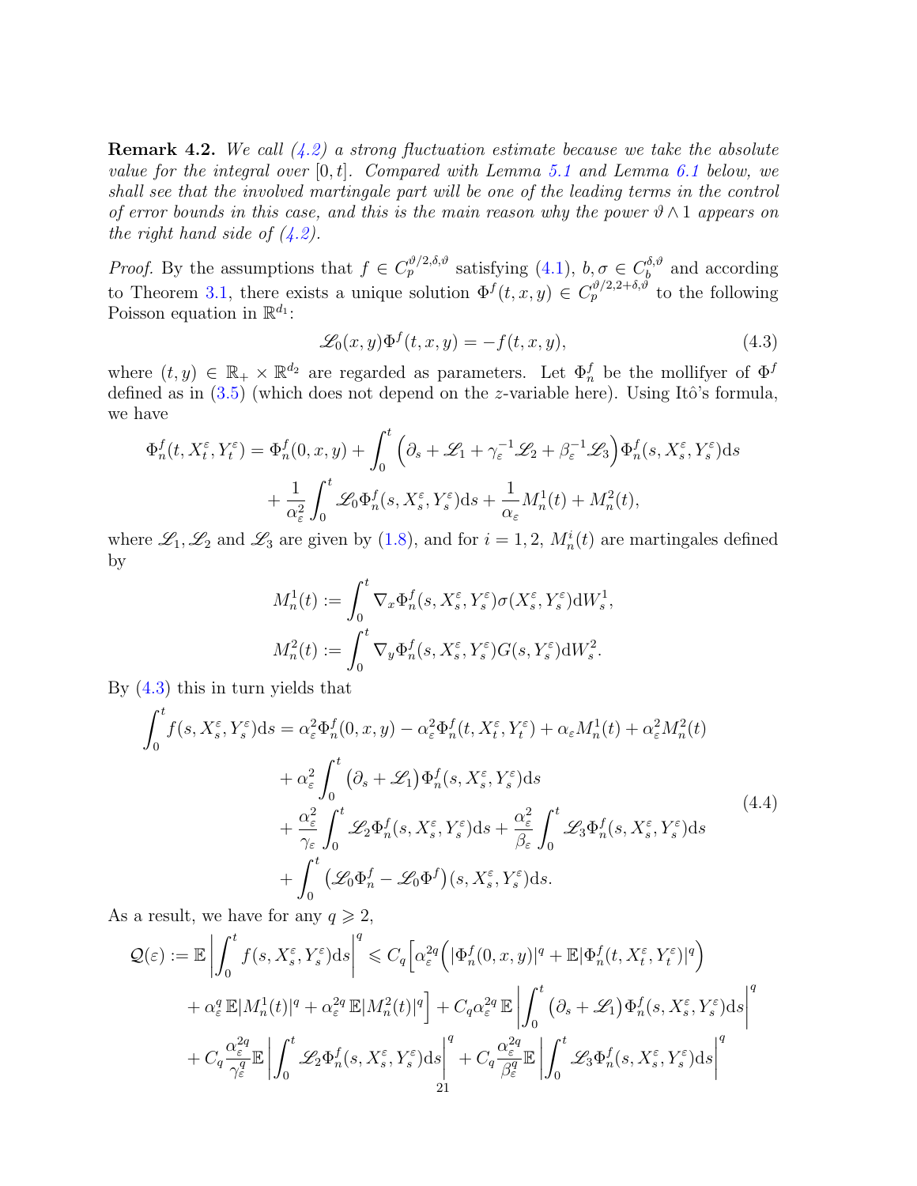**Remark 4.2.** *We call (4.2) a strong fluctuation estimate because we take the absolute value for the integral over $[0,t]$. Compared with Lemma 5.1 and Lemma 6.1 below, we shall see that the involved martingale part will be one of the leading terms in the control of error bounds in this case, and this is the main reason why the power $\vartheta\wedge 1$ appears on the right hand side of (4.2).*

*Proof.* By the assumptions that $f\in C_p^{\vartheta/2,\delta,\vartheta}$ satisfying (4.1), $b,\sigma\in C_b^{\delta,\vartheta}$ and according to Theorem 3.1, there exists a unique solution $\Phi^f(t,x,y)\in C_p^{\vartheta/2,2+\delta,\vartheta}$ to the following Poisson equation in $\mathbb{R}^{d_1}$:

$$
\mathscr{L}_0(x,y)\Phi^f(t,x,y)=-f(t,x,y), \tag{4.3}
$$

where $(t,y)\in\mathbb{R}_+\times\mathbb{R}^{d_2}$ are regarded as parameters. Let $\Phi_n^f$ be the mollifyer of $\Phi^f$ defined as in (3.5) (which does not depend on the $z$-variable here). Using Itô's formula, we have

$$
\begin{aligned}
\Phi_n^f(t,X_t^\varepsilon,Y_t^\varepsilon)&=\Phi_n^f(0,x,y)+\int_0^t\Big(\partial_s+\mathscr{L}_1+\gamma_\varepsilon^{-1}\mathscr{L}_2+\beta_\varepsilon^{-1}\mathscr{L}_3\Big)\Phi_n^f(s,X_s^\varepsilon,Y_s^\varepsilon)\mathrm{d}s\\
&\quad+\frac{1}{\alpha_\varepsilon^2}\int_0^t\mathscr{L}_0\Phi_n^f(s,X_s^\varepsilon,Y_s^\varepsilon)\mathrm{d}s+\frac{1}{\alpha_\varepsilon}M_n^1(t)+M_n^2(t),
\end{aligned}
$$

where $\mathscr{L}_1,\mathscr{L}_2$ and $\mathscr{L}_3$ are given by (1.8), and for $i=1,2$, $M_n^i(t)$ are martingales defined by

$$
M_n^1(t):=\int_0^t\nabla_x\Phi_n^f(s,X_s^\varepsilon,Y_s^\varepsilon)\sigma(X_s^\varepsilon,Y_s^\varepsilon)\mathrm{d}W_s^1,
$$

$$
M_n^2(t):=\int_0^t\nabla_y\Phi_n^f(s,X_s^\varepsilon,Y_s^\varepsilon)G(s,Y_s^\varepsilon)\mathrm{d}W_s^2.
$$

By (4.3) this in turn yields that

$$
\begin{aligned}
\int_0^t f(s,X_s^\varepsilon,Y_s^\varepsilon)\mathrm{d}s&=\alpha_\varepsilon^2\Phi_n^f(0,x,y)-\alpha_\varepsilon^2\Phi_n^f(t,X_t^\varepsilon,Y_t^\varepsilon)+\alpha_\varepsilon M_n^1(t)+\alpha_\varepsilon^2M_n^2(t)\\
&\quad+\alpha_\varepsilon^2\int_0^t\big(\partial_s+\mathscr{L}_1\big)\Phi_n^f(s,X_s^\varepsilon,Y_s^\varepsilon)\mathrm{d}s\\
&\quad+\frac{\alpha_\varepsilon^2}{\gamma_\varepsilon}\int_0^t\mathscr{L}_2\Phi_n^f(s,X_s^\varepsilon,Y_s^\varepsilon)\mathrm{d}s+\frac{\alpha_\varepsilon^2}{\beta_\varepsilon}\int_0^t\mathscr{L}_3\Phi_n^f(s,X_s^\varepsilon,Y_s^\varepsilon)\mathrm{d}s\\
&\quad+\int_0^t\big(\mathscr{L}_0\Phi_n^f-\mathscr{L}_0\Phi^f\big)(s,X_s^\varepsilon,Y_s^\varepsilon)\mathrm{d}s.
\end{aligned}
\tag{4.4}
$$

As a result, we have for any $q\geqslant 2$,

$$
\begin{aligned}
\mathcal{Q}(\varepsilon):=\mathbb{E}\left|\int_0^t f(s,X_s^\varepsilon,Y_s^\varepsilon)\mathrm{d}s\right|^q&\leqslant C_q\Big[\alpha_\varepsilon^{2q}\Big(|\Phi_n^f(0,x,y)|^q+\mathbb{E}|\Phi_n^f(t,X_t^\varepsilon,Y_t^\varepsilon)|^q\Big)\\
&\quad+\alpha_\varepsilon^q\,\mathbb{E}|M_n^1(t)|^q+\alpha_\varepsilon^{2q}\,\mathbb{E}|M_n^2(t)|^q\Big]+C_q\alpha_\varepsilon^{2q}\,\mathbb{E}\left|\int_0^t\big(\partial_s+\mathscr{L}_1\big)\Phi_n^f(s,X_s^\varepsilon,Y_s^\varepsilon)\mathrm{d}s\right|^q\\
&\quad+C_q\frac{\alpha_\varepsilon^{2q}}{\gamma_\varepsilon^q}\mathbb{E}\left|\int_0^t\mathscr{L}_2\Phi_n^f(s,X_s^\varepsilon,Y_s^\varepsilon)\mathrm{d}s\right|^q+C_q\frac{\alpha_\varepsilon^{2q}}{\beta_\varepsilon^q}\mathbb{E}\left|\int_0^t\mathscr{L}_3\Phi_n^f(s,X_s^\varepsilon,Y_s^\varepsilon)\mathrm{d}s\right|^q
\end{aligned}
$$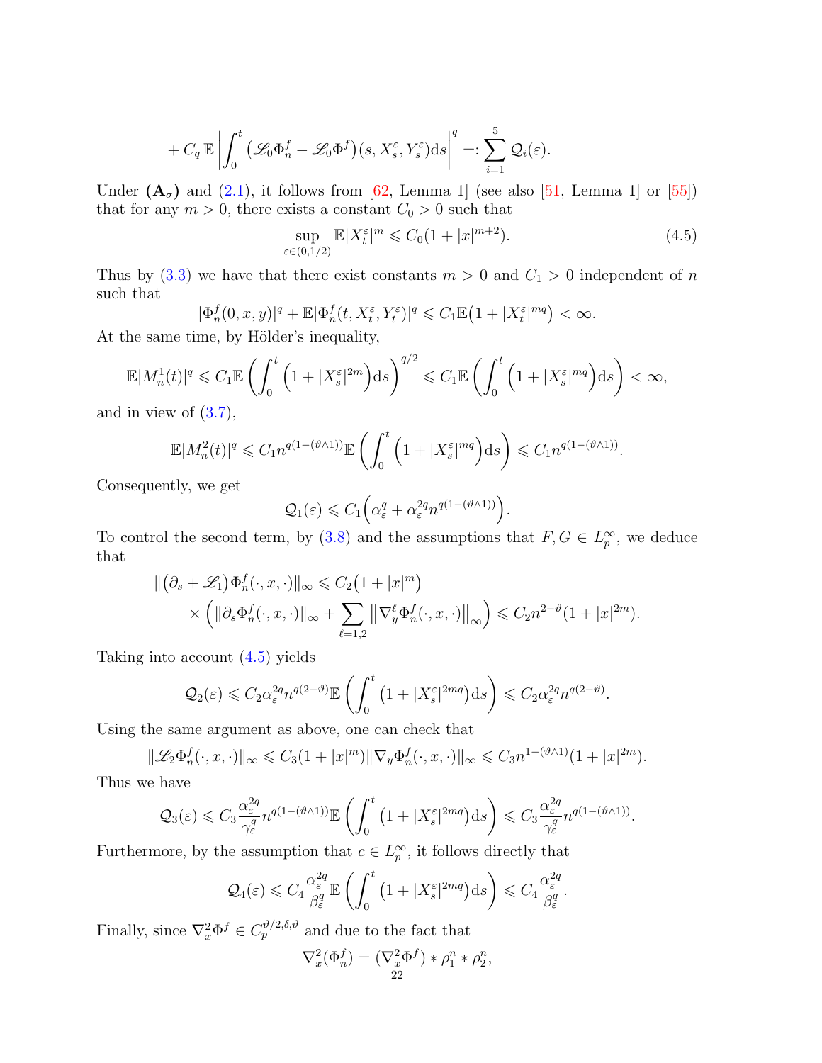$$
+ C_q \, \mathbb{E} \left| \int_0^t \big( \mathscr{L}_0 \Phi_n^f - \mathscr{L}_0 \Phi^f \big)(s, X_s^\varepsilon, Y_s^\varepsilon) \mathrm{d}s \right|^q =: \sum_{i=1}^5 \mathcal{Q}_i(\varepsilon).
$$

Under $\mathbf{(A_\sigma)}$ and (2.1), it follows from [62, Lemma 1] (see also [51, Lemma 1] or [55]) that for any $m > 0$, there exists a constant $C_0 > 0$ such that

$$
\sup_{\varepsilon \in (0,1/2)} \mathbb{E}|X_t^\varepsilon|^m \leqslant C_0(1 + |x|^{m+2}). \tag{4.5}
$$

Thus by (3.3) we have that there exist constants $m > 0$ and $C_1 > 0$ independent of $n$ such that

$$
|\Phi_n^f(0, x, y)|^q + \mathbb{E}|\Phi_n^f(t, X_t^\varepsilon, Y_t^\varepsilon)|^q \leqslant C_1 \mathbb{E}\big(1 + |X_t^\varepsilon|^{mq}\big) < \infty.
$$

At the same time, by Hölder's inequality,

$$
\mathbb{E}|M_n^1(t)|^q \leqslant C_1 \mathbb{E}\left( \int_0^t \Big(1 + |X_s^\varepsilon|^{2m}\Big) \mathrm{d}s \right)^{q/2} \leqslant C_1 \mathbb{E}\left( \int_0^t \Big(1 + |X_s^\varepsilon|^{mq}\Big) \mathrm{d}s \right) < \infty,
$$

and in view of (3.7),

$$
\mathbb{E}|M_n^2(t)|^q \leqslant C_1 n^{q(1-(\vartheta\wedge 1))} \mathbb{E}\left( \int_0^t \Big(1 + |X_s^\varepsilon|^{mq}\Big) \mathrm{d}s \right) \leqslant C_1 n^{q(1-(\vartheta\wedge 1))}.
$$

Consequently, we get

$$
\mathcal{Q}_1(\varepsilon) \leqslant C_1 \Big( \alpha_\varepsilon^q + \alpha_\varepsilon^{2q} n^{q(1-(\vartheta\wedge 1))} \Big).
$$

To control the second term, by (3.8) and the assumptions that $F, G \in L_p^\infty$, we deduce that

$$
\begin{aligned}
\|\big(\partial_s + \mathscr{L}_1\big)\Phi_n^f(\cdot, x, \cdot)\|_\infty &\leqslant C_2\big(1 + |x|^m\big) \\
&\quad \times \Big( \|\partial_s \Phi_n^f(\cdot, x, \cdot)\|_\infty + \sum_{\ell=1,2} \big\|\nabla_y^\ell \Phi_n^f(\cdot, x, \cdot)\big\|_\infty \Big) \leqslant C_2 n^{2-\vartheta}(1 + |x|^{2m}).
\end{aligned}
$$

Taking into account (4.5) yields

$$
\mathcal{Q}_2(\varepsilon) \leqslant C_2 \alpha_\varepsilon^{2q} n^{q(2-\vartheta)} \mathbb{E}\left( \int_0^t \big(1 + |X_s^\varepsilon|^{2mq}\big) \mathrm{d}s \right) \leqslant C_2 \alpha_\varepsilon^{2q} n^{q(2-\vartheta)}.
$$

Using the same argument as above, one can check that

$$
\|\mathscr{L}_2 \Phi_n^f(\cdot, x, \cdot)\|_\infty \leqslant C_3(1 + |x|^m)\|\nabla_y \Phi_n^f(\cdot, x, \cdot)\|_\infty \leqslant C_3 n^{1-(\vartheta\wedge 1)}(1 + |x|^{2m}).
$$

Thus we have

$$
\mathcal{Q}_3(\varepsilon) \leqslant C_3 \frac{\alpha_\varepsilon^{2q}}{\gamma_\varepsilon^q} n^{q(1-(\vartheta\wedge 1))} \mathbb{E}\left( \int_0^t \big(1 + |X_s^\varepsilon|^{2mq}\big) \mathrm{d}s \right) \leqslant C_3 \frac{\alpha_\varepsilon^{2q}}{\gamma_\varepsilon^q} n^{q(1-(\vartheta\wedge 1))}.
$$

Furthermore, by the assumption that $c \in L_p^\infty$, it follows directly that

$$
\mathcal{Q}_4(\varepsilon) \leqslant C_4 \frac{\alpha_\varepsilon^{2q}}{\beta_\varepsilon^q} \mathbb{E}\left( \int_0^t \big(1 + |X_s^\varepsilon|^{2mq}\big) \mathrm{d}s \right) \leqslant C_4 \frac{\alpha_\varepsilon^{2q}}{\beta_\varepsilon^q}.
$$

Finally, since $\nabla_x^2 \Phi^f \in C_p^{\vartheta/2,\delta,\vartheta}$ and due to the fact that

$$
\nabla_x^2(\Phi_n^f) = (\nabla_x^2 \Phi^f) * \rho_1^n * \rho_2^n,
$$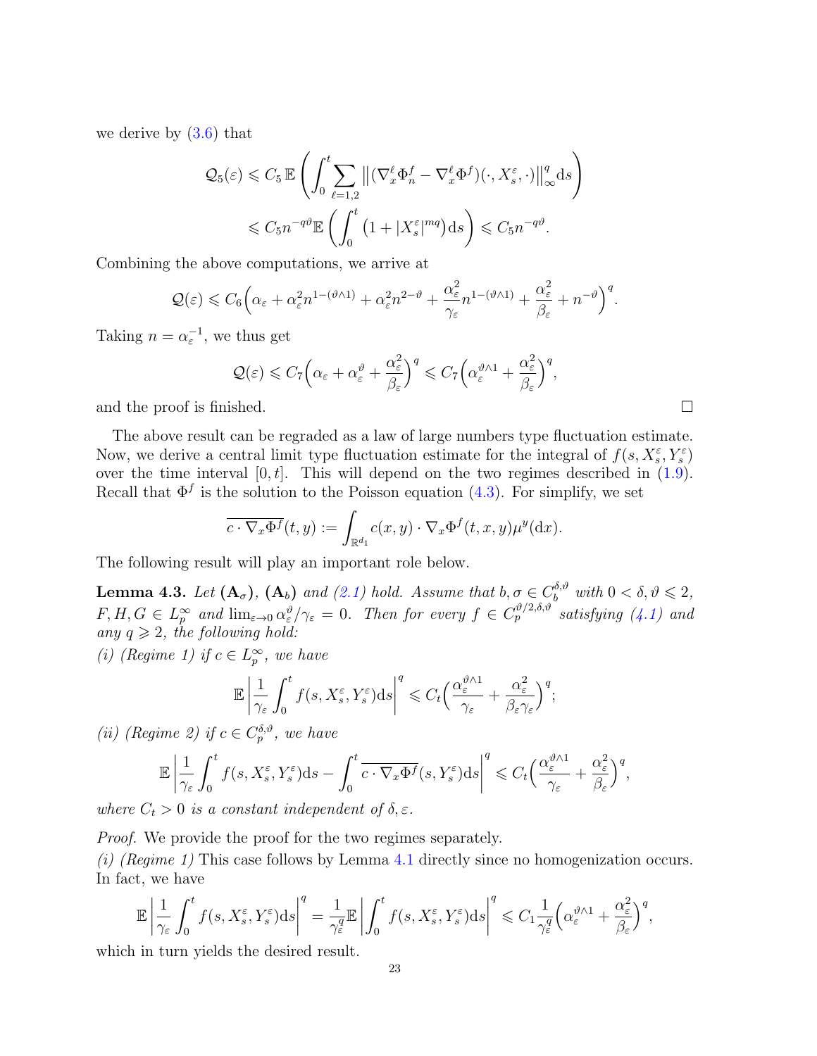we derive by (3.6) that

$$\mathcal{Q}_5(\varepsilon) \leqslant C_5\, \mathbb{E}\left( \int_0^t \sum_{\ell=1,2} \left\| (\nabla_x^\ell \Phi_n^f - \nabla_x^\ell \Phi^f)(\cdot, X_s^\varepsilon, \cdot) \right\|_\infty^q \mathrm{d}s \right)$$

$$\leqslant C_5 n^{-q\vartheta} \mathbb{E}\left( \int_0^t \left(1 + |X_s^\varepsilon|^{mq}\right) \mathrm{d}s \right) \leqslant C_5 n^{-q\vartheta}.$$

Combining the above computations, we arrive at

$$\mathcal{Q}(\varepsilon) \leqslant C_6 \Big( \alpha_\varepsilon + \alpha_\varepsilon^2 n^{1-(\vartheta\wedge 1)} + \alpha_\varepsilon^2 n^{2-\vartheta} + \frac{\alpha_\varepsilon^2}{\gamma_\varepsilon} n^{1-(\vartheta \wedge 1)} + \frac{\alpha_\varepsilon^2}{\beta_\varepsilon} + n^{-\vartheta} \Big)^q.$$

Taking $n = \alpha_\varepsilon^{-1}$, we thus get

$$\mathcal{Q}(\varepsilon) \leqslant C_7 \Big( \alpha_\varepsilon + \alpha_\varepsilon^\vartheta + \frac{\alpha_\varepsilon^2}{\beta_\varepsilon} \Big)^q \leqslant C_7 \Big( \alpha_\varepsilon^{\vartheta\wedge 1} + \frac{\alpha_\varepsilon^2}{\beta_\varepsilon} \Big)^q,$$

and the proof is finished. $\square$

The above result can be regraded as a law of large numbers type fluctuation estimate. Now, we derive a central limit type fluctuation estimate for the integral of $f(s, X_s^\varepsilon, Y_s^\varepsilon)$ over the time interval $[0,t]$. This will depend on the two regimes described in (1.9). Recall that $\Phi^f$ is the solution to the Poisson equation (4.3). For simplify, we set

$$\overline{c \cdot \nabla_x \Phi^f}(t, y) := \int_{\mathbb{R}^{d_1}} c(x,y) \cdot \nabla_x \Phi^f(t,x,y) \mu^y(\mathrm{d}x).$$

The following result will play an important role below.

**Lemma 4.3.** *Let* $(\mathbf{A}_\sigma)$, $(\mathbf{A}_b)$ *and (2.1) hold. Assume that* $b, \sigma \in C_b^{\delta,\vartheta}$ *with* $0 < \delta, \vartheta \leqslant 2$, $F, H, G \in L_p^\infty$ *and* $\lim_{\varepsilon\to 0} \alpha_\varepsilon^\vartheta / \gamma_\varepsilon = 0$. *Then for every* $f \in C_p^{\vartheta/2,\delta,\vartheta}$ *satisfying (4.1) and any* $q \geqslant 2$, *the following hold:*

*(i) (Regime 1) if* $c \in L_p^\infty$, *we have*

$$\mathbb{E}\left| \frac{1}{\gamma_\varepsilon} \int_0^t f(s, X_s^\varepsilon, Y_s^\varepsilon) \mathrm{d}s \right|^q \leqslant C_t \Big( \frac{\alpha_\varepsilon^{\vartheta\wedge 1}}{\gamma_\varepsilon} + \frac{\alpha_\varepsilon^2}{\beta_\varepsilon \gamma_\varepsilon} \Big)^q;$$

*(ii) (Regime 2) if* $c \in C_p^{\delta,\vartheta}$, *we have*

$$\mathbb{E}\left| \frac{1}{\gamma_\varepsilon} \int_0^t f(s, X_s^\varepsilon, Y_s^\varepsilon) \mathrm{d}s - \int_0^t \overline{c \cdot \nabla_x \Phi^f}(s, Y_s^\varepsilon) \mathrm{d}s \right|^q \leqslant C_t \Big( \frac{\alpha_\varepsilon^{\vartheta\wedge 1}}{\gamma_\varepsilon} + \frac{\alpha_\varepsilon^2}{\beta_\varepsilon} \Big)^q,$$

*where* $C_t > 0$ *is a constant independent of* $\delta, \varepsilon$.

*Proof.* We provide the proof for the two regimes separately.

*(i) (Regime 1)* This case follows by Lemma 4.1 directly since no homogenization occurs. In fact, we have

$$\mathbb{E}\left| \frac{1}{\gamma_\varepsilon} \int_0^t f(s, X_s^\varepsilon, Y_s^\varepsilon) \mathrm{d}s \right|^q = \frac{1}{\gamma_\varepsilon^q} \mathbb{E}\left| \int_0^t f(s, X_s^\varepsilon, Y_s^\varepsilon) \mathrm{d}s \right|^q \leqslant C_1 \frac{1}{\gamma_\varepsilon^q} \Big( \alpha_\varepsilon^{\vartheta\wedge 1} + \frac{\alpha_\varepsilon^2}{\beta_\varepsilon} \Big)^q,$$

which in turn yields the desired result.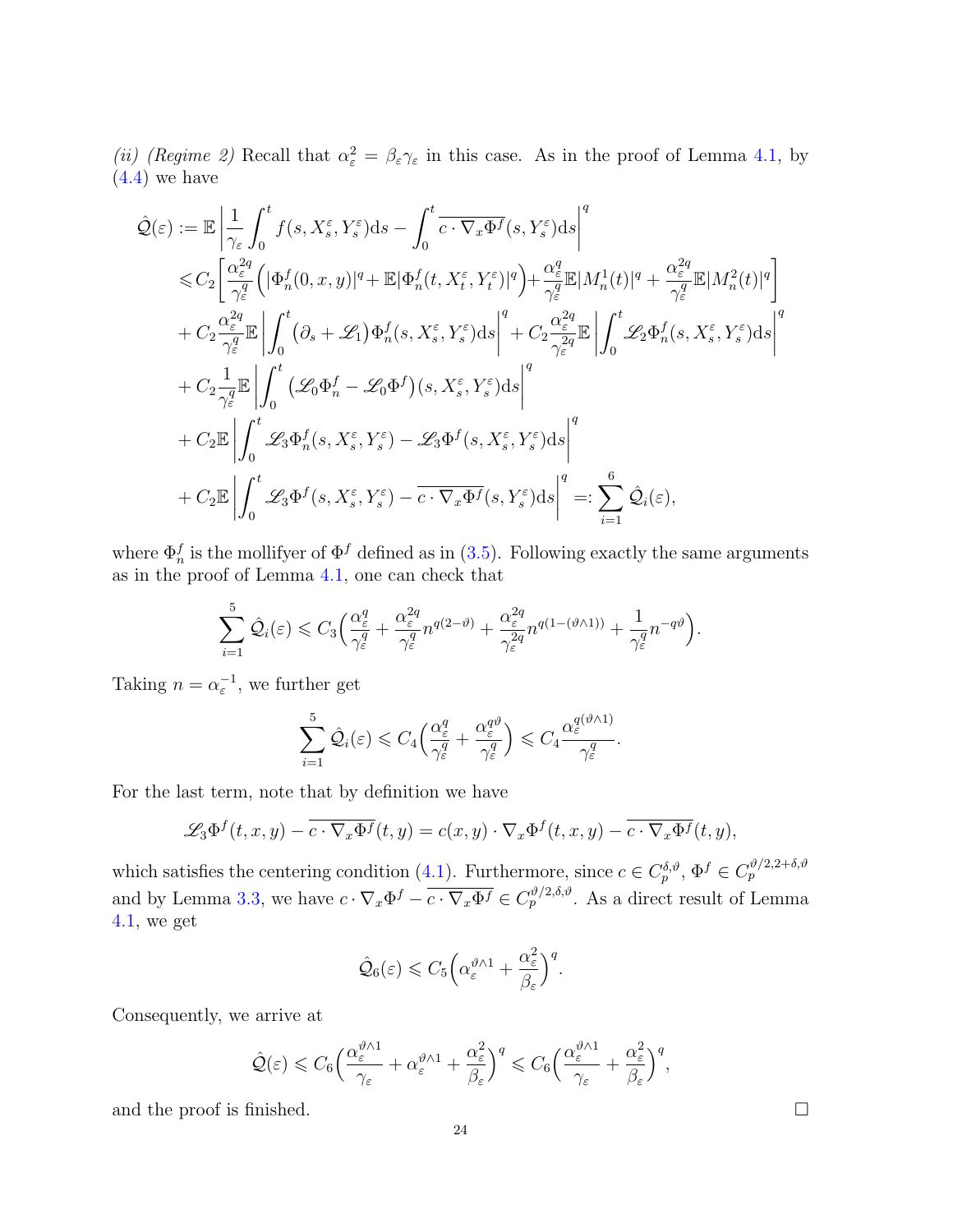*(ii) (Regime 2)* Recall that $\alpha_\varepsilon^2 = \beta_\varepsilon \gamma_\varepsilon$ in this case. As in the proof of Lemma 4.1, by (4.4) we have

$$
\begin{aligned}
\hat{\mathcal{Q}}(\varepsilon) &:= \mathbb{E}\left|\frac{1}{\gamma_\varepsilon}\int_0^t f(s, X_s^\varepsilon, Y_s^\varepsilon)\mathrm{d}s - \int_0^t \overline{c\cdot\nabla_x\Phi^f}(s, Y_s^\varepsilon)\mathrm{d}s\right|^q \\
&\leqslant C_2\left[\frac{\alpha_\varepsilon^{2q}}{\gamma_\varepsilon^q}\Big(|\Phi_n^f(0,x,y)|^q + \mathbb{E}|\Phi_n^f(t, X_t^\varepsilon, Y_t^\varepsilon)|^q\Big) + \frac{\alpha_\varepsilon^q}{\gamma_\varepsilon^q}\mathbb{E}|M_n^1(t)|^q + \frac{\alpha_\varepsilon^{2q}}{\gamma_\varepsilon^q}\mathbb{E}|M_n^2(t)|^q\right] \\
&\quad + C_2\frac{\alpha_\varepsilon^{2q}}{\gamma_\varepsilon^q}\mathbb{E}\left|\int_0^t\big(\partial_s + \mathscr{L}_1\big)\Phi_n^f(s, X_s^\varepsilon, Y_s^\varepsilon)\mathrm{d}s\right|^q + C_2\frac{\alpha_\varepsilon^{2q}}{\gamma_\varepsilon^{2q}}\mathbb{E}\left|\int_0^t \mathscr{L}_2\Phi_n^f(s, X_s^\varepsilon, Y_s^\varepsilon)\mathrm{d}s\right|^q \\
&\quad + C_2\frac{1}{\gamma_\varepsilon^q}\mathbb{E}\left|\int_0^t\big(\mathscr{L}_0\Phi_n^f - \mathscr{L}_0\Phi^f\big)(s, X_s^\varepsilon, Y_s^\varepsilon)\mathrm{d}s\right|^q \\
&\quad + C_2\mathbb{E}\left|\int_0^t \mathscr{L}_3\Phi_n^f(s, X_s^\varepsilon, Y_s^\varepsilon) - \mathscr{L}_3\Phi^f(s, X_s^\varepsilon, Y_s^\varepsilon)\mathrm{d}s\right|^q \\
&\quad + C_2\mathbb{E}\left|\int_0^t \mathscr{L}_3\Phi^f(s, X_s^\varepsilon, Y_s^\varepsilon) - \overline{c\cdot\nabla_x\Phi^f}(s, Y_s^\varepsilon)\mathrm{d}s\right|^q =: \sum_{i=1}^6 \hat{\mathcal{Q}}_i(\varepsilon),
\end{aligned}
$$

where $\Phi_n^f$ is the mollifyer of $\Phi^f$ defined as in (3.5). Following exactly the same arguments as in the proof of Lemma 4.1, one can check that

$$
\sum_{i=1}^5 \hat{\mathcal{Q}}_i(\varepsilon) \leqslant C_3\Big(\frac{\alpha_\varepsilon^q}{\gamma_\varepsilon^q} + \frac{\alpha_\varepsilon^{2q}}{\gamma_\varepsilon^q}n^{q(2-\vartheta)} + \frac{\alpha_\varepsilon^{2q}}{\gamma_\varepsilon^{2q}}n^{q(1-(\vartheta\wedge1))} + \frac{1}{\gamma_\varepsilon^q}n^{-q\vartheta}\Big).
$$

Taking $n = \alpha_\varepsilon^{-1}$, we further get

$$
\sum_{i=1}^5 \hat{\mathcal{Q}}_i(\varepsilon) \leqslant C_4\Big(\frac{\alpha_\varepsilon^q}{\gamma_\varepsilon^q} + \frac{\alpha_\varepsilon^{q\vartheta}}{\gamma_\varepsilon^q}\Big) \leqslant C_4\frac{\alpha_\varepsilon^{q(\vartheta\wedge1)}}{\gamma_\varepsilon^q}.
$$

For the last term, note that by definition we have

$$
\mathscr{L}_3\Phi^f(t,x,y) - \overline{c\cdot\nabla_x\Phi^f}(t,y) = c(x,y)\cdot\nabla_x\Phi^f(t,x,y) - \overline{c\cdot\nabla_x\Phi^f}(t,y),
$$

which satisfies the centering condition (4.1). Furthermore, since $c \in C_p^{\delta,\vartheta}$, $\Phi^f \in C_p^{\vartheta/2,2+\delta,\vartheta}$ and by Lemma 3.3, we have $c\cdot\nabla_x\Phi^f - \overline{c\cdot\nabla_x\Phi^f} \in C_p^{\vartheta/2,\delta,\vartheta}$. As a direct result of Lemma 4.1, we get

$$
\hat{\mathcal{Q}}_6(\varepsilon) \leqslant C_5\Big(\alpha_\varepsilon^{\vartheta\wedge1} + \frac{\alpha_\varepsilon^2}{\beta_\varepsilon}\Big)^q.
$$

Consequently, we arrive at

$$
\hat{\mathcal{Q}}(\varepsilon) \leqslant C_6\Big(\frac{\alpha_\varepsilon^{\vartheta\wedge1}}{\gamma_\varepsilon} + \alpha_\varepsilon^{\vartheta\wedge1} + \frac{\alpha_\varepsilon^2}{\beta_\varepsilon}\Big)^q \leqslant C_6\Big(\frac{\alpha_\varepsilon^{\vartheta\wedge1}}{\gamma_\varepsilon} + \frac{\alpha_\varepsilon^2}{\beta_\varepsilon}\Big)^q,
$$

and the proof is finished. $\square$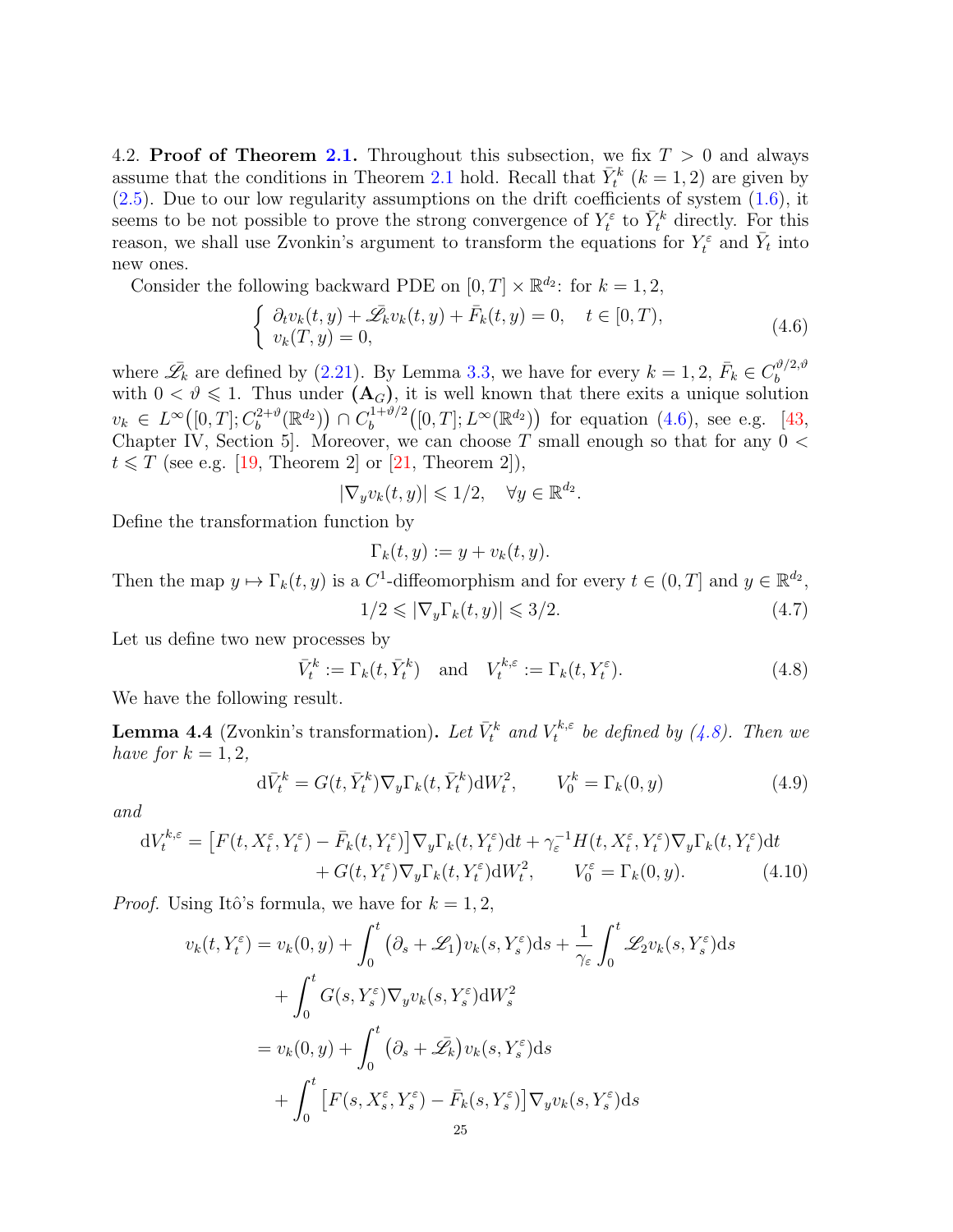4.2. **Proof of Theorem 2.1.** Throughout this subsection, we fix $T > 0$ and always assume that the conditions in Theorem 2.1 hold. Recall that $\bar{Y}_t^k$ $(k = 1, 2)$ are given by (2.5). Due to our low regularity assumptions on the drift coefficients of system (1.6), it seems to be not possible to prove the strong convergence of $Y_t^\varepsilon$ to $\bar{Y}_t^k$ directly. For this reason, we shall use Zvonkin's argument to transform the equations for $Y_t^\varepsilon$ and $\bar{Y}_t$ into new ones.

Consider the following backward PDE on $[0, T] \times \mathbb{R}^{d_2}$: for $k = 1, 2$,

$$
\begin{cases} \partial_t v_k(t, y) + \bar{\mathscr{L}}_k v_k(t, y) + \bar{F}_k(t, y) = 0, \quad t \in [0, T), \\ v_k(T, y) = 0, \end{cases} \tag{4.6}
$$

where $\bar{\mathscr{L}}_k$ are defined by (2.21). By Lemma 3.3, we have for every $k = 1, 2$, $\bar{F}_k \in C_b^{\vartheta/2, \vartheta}$ with $0 < \vartheta \leqslant 1$. Thus under $(\mathbf{A}_G)$, it is well known that there exits a unique solution $v_k \in L^\infty\big([0, T]; C_b^{2+\vartheta}(\mathbb{R}^{d_2})\big) \cap C_b^{1+\vartheta/2}\big([0, T]; L^\infty(\mathbb{R}^{d_2})\big)$ for equation (4.6), see e.g. [43, Chapter IV, Section 5]. Moreover, we can choose $T$ small enough so that for any $0 < t \leqslant T$ (see e.g. [19, Theorem 2] or [21, Theorem 2]),

$$
|\nabla_y v_k(t, y)| \leqslant 1/2, \quad \forall y \in \mathbb{R}^{d_2}.
$$

Define the transformation function by

$$
\Gamma_k(t, y) := y + v_k(t, y).
$$

Then the map $y \mapsto \Gamma_k(t, y)$ is a $C^1$-diffeomorphism and for every $t \in (0, T]$ and $y \in \mathbb{R}^{d_2}$,

$$
1/2 \leqslant |\nabla_y \Gamma_k(t, y)| \leqslant 3/2. \tag{4.7}
$$

Let us define two new processes by

$$
\bar{V}_t^k := \Gamma_k(t, \bar{Y}_t^k) \quad \text{and} \quad V_t^{k,\varepsilon} := \Gamma_k(t, Y_t^\varepsilon). \tag{4.8}
$$

We have the following result.

**Lemma 4.4** (Zvonkin's transformation). *Let $\bar{V}_t^k$ and $V_t^{k,\varepsilon}$ be defined by (4.8). Then we have for $k = 1, 2$,*

$$
\mathrm{d}\bar{V}_t^k = G(t, \bar{Y}_t^k) \nabla_y \Gamma_k(t, \bar{Y}_t^k) \mathrm{d}W_t^2, \qquad V_0^k = \Gamma_k(0, y) \tag{4.9}
$$

*and*

$$
\begin{aligned}
\mathrm{d}V_t^{k,\varepsilon} = \big[F(t, X_t^\varepsilon, Y_t^\varepsilon) - \bar{F}_k(t, Y_t^\varepsilon)\big] \nabla_y \Gamma_k(t, Y_t^\varepsilon) \mathrm{d}t + \gamma_\varepsilon^{-1} H(t, X_t^\varepsilon, Y_t^\varepsilon) \nabla_y \Gamma_k(t, Y_t^\varepsilon) \mathrm{d}t \\
+ G(t, Y_t^\varepsilon) \nabla_y \Gamma_k(t, Y_t^\varepsilon) \mathrm{d}W_t^2, \qquad V_0^\varepsilon = \Gamma_k(0, y).
\end{aligned} \tag{4.10}
$$

*Proof.* Using Itô's formula, we have for $k = 1, 2$,

$$
\begin{aligned}
v_k(t, Y_t^\varepsilon) &= v_k(0, y) + \int_0^t \big(\partial_s + \mathscr{L}_1\big) v_k(s, Y_s^\varepsilon) \mathrm{d}s + \frac{1}{\gamma_\varepsilon} \int_0^t \mathscr{L}_2 v_k(s, Y_s^\varepsilon) \mathrm{d}s \\
&\quad + \int_0^t G(s, Y_s^\varepsilon) \nabla_y v_k(s, Y_s^\varepsilon) \mathrm{d}W_s^2 \\
&= v_k(0, y) + \int_0^t \big(\partial_s + \bar{\mathscr{L}}_k\big) v_k(s, Y_s^\varepsilon) \mathrm{d}s \\
&\quad + \int_0^t \big[F(s, X_s^\varepsilon, Y_s^\varepsilon) - \bar{F}_k(s, Y_s^\varepsilon)\big] \nabla_y v_k(s, Y_s^\varepsilon) \mathrm{d}s
\end{aligned}
$$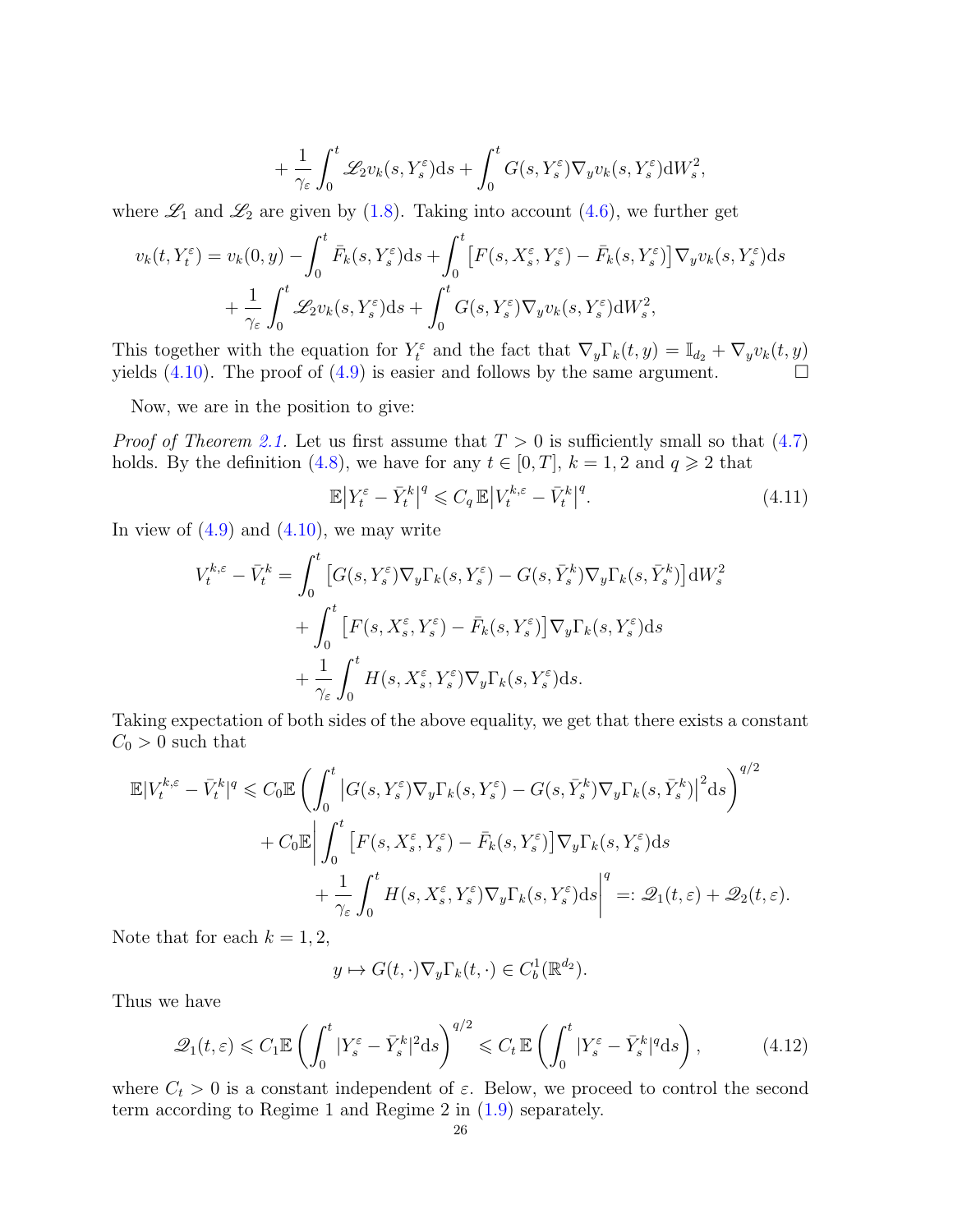$$
+ \frac{1}{\gamma_\varepsilon}\int_0^t \mathscr{L}_2 v_k(s,Y_s^\varepsilon)\mathrm{d}s + \int_0^t G(s,Y_s^\varepsilon)\nabla_y v_k(s,Y_s^\varepsilon)\mathrm{d}W_s^2,
$$

where $\mathscr{L}_1$ and $\mathscr{L}_2$ are given by (1.8). Taking into account (4.6), we further get

$$
\begin{aligned}
v_k(t,Y_t^\varepsilon) = v_k(0,y) &- \int_0^t \bar{F}_k(s,Y_s^\varepsilon)\mathrm{d}s + \int_0^t \big[F(s,X_s^\varepsilon,Y_s^\varepsilon) - \bar{F}_k(s,Y_s^\varepsilon)\big]\nabla_y v_k(s,Y_s^\varepsilon)\mathrm{d}s \\
&+ \frac{1}{\gamma_\varepsilon}\int_0^t \mathscr{L}_2 v_k(s,Y_s^\varepsilon)\mathrm{d}s + \int_0^t G(s,Y_s^\varepsilon)\nabla_y v_k(s,Y_s^\varepsilon)\mathrm{d}W_s^2,
\end{aligned}
$$

This together with the equation for $Y_t^\varepsilon$ and the fact that $\nabla_y\Gamma_k(t,y) = \mathbb{I}_{d_2} + \nabla_y v_k(t,y)$ yields (4.10). The proof of (4.9) is easier and follows by the same argument. □

Now, we are in the position to give:

*Proof of Theorem 2.1.* Let us first assume that $T > 0$ is sufficiently small so that (4.7) holds. By the definition (4.8), we have for any $t \in [0,T]$, $k = 1,2$ and $q \geqslant 2$ that

$$
\mathbb{E}\big|Y_t^\varepsilon - \bar{Y}_t^k\big|^q \leqslant C_q\,\mathbb{E}\big|V_t^{k,\varepsilon} - \bar{V}_t^k\big|^q. \tag{4.11}
$$

In view of (4.9) and (4.10), we may write

$$
\begin{aligned}
V_t^{k,\varepsilon} - \bar{V}_t^k = &\int_0^t \big[G(s,Y_s^\varepsilon)\nabla_y\Gamma_k(s,Y_s^\varepsilon) - G(s,\bar{Y}_s^k)\nabla_y\Gamma_k(s,\bar{Y}_s^k)\big]\mathrm{d}W_s^2 \\
&+ \int_0^t \big[F(s,X_s^\varepsilon,Y_s^\varepsilon) - \bar{F}_k(s,Y_s^\varepsilon)\big]\nabla_y\Gamma_k(s,Y_s^\varepsilon)\mathrm{d}s \\
&+ \frac{1}{\gamma_\varepsilon}\int_0^t H(s,X_s^\varepsilon,Y_s^\varepsilon)\nabla_y\Gamma_k(s,Y_s^\varepsilon)\mathrm{d}s.
\end{aligned}
$$

Taking expectation of both sides of the above equality, we get that there exists a constant $C_0 > 0$ such that

$$
\begin{aligned}
\mathbb{E}|V_t^{k,\varepsilon} - \bar{V}_t^k|^q \leqslant\; &C_0\mathbb{E}\left(\int_0^t \big|G(s,Y_s^\varepsilon)\nabla_y\Gamma_k(s,Y_s^\varepsilon) - G(s,\bar{Y}_s^k)\nabla_y\Gamma_k(s,\bar{Y}_s^k)\big|^2\mathrm{d}s\right)^{q/2} \\
&+ C_0\mathbb{E}\bigg|\int_0^t \big[F(s,X_s^\varepsilon,Y_s^\varepsilon) - \bar{F}_k(s,Y_s^\varepsilon)\big]\nabla_y\Gamma_k(s,Y_s^\varepsilon)\mathrm{d}s \\
&\qquad + \frac{1}{\gamma_\varepsilon}\int_0^t H(s,X_s^\varepsilon,Y_s^\varepsilon)\nabla_y\Gamma_k(s,Y_s^\varepsilon)\mathrm{d}s\bigg|^q =: \mathscr{Q}_1(t,\varepsilon) + \mathscr{Q}_2(t,\varepsilon).
\end{aligned}
$$

Note that for each $k = 1,2$,

$$
y \mapsto G(t,\cdot)\nabla_y\Gamma_k(t,\cdot) \in C_b^1(\mathbb{R}^{d_2}).
$$

Thus we have

$$
\mathscr{Q}_1(t,\varepsilon) \leqslant C_1\mathbb{E}\left(\int_0^t |Y_s^\varepsilon - \bar{Y}_s^k|^2\mathrm{d}s\right)^{q/2} \leqslant C_t\,\mathbb{E}\left(\int_0^t |Y_s^\varepsilon - \bar{Y}_s^k|^q\mathrm{d}s\right), \tag{4.12}
$$

where $C_t > 0$ is a constant independent of $\varepsilon$. Below, we proceed to control the second term according to Regime 1 and Regime 2 in (1.9) separately.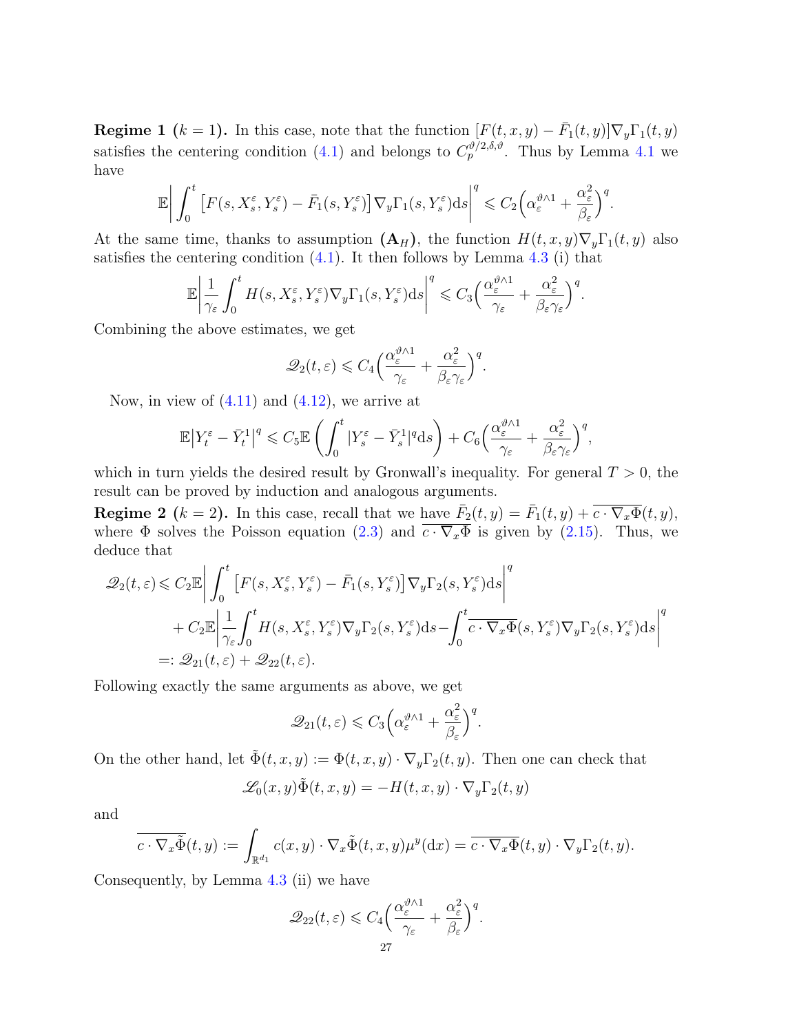**Regime 1 ($k = 1$).** In this case, note that the function $[F(t,x,y) - \bar{F}_1(t,y)]\nabla_y \Gamma_1(t,y)$ satisfies the centering condition (4.1) and belongs to $C_p^{\vartheta/2,\delta,\vartheta}$. Thus by Lemma 4.1 we have

$$\mathbb{E}\bigg|\int_0^t \big[F(s,X_s^\varepsilon,Y_s^\varepsilon) - \bar{F}_1(s,Y_s^\varepsilon)\big]\nabla_y \Gamma_1(s,Y_s^\varepsilon)\mathrm{d}s\bigg|^q \leqslant C_2\Big(\alpha_\varepsilon^{\vartheta\wedge 1} + \frac{\alpha_\varepsilon^2}{\beta_\varepsilon}\Big)^q.$$

At the same time, thanks to assumption $(\mathbf{A}_H)$, the function $H(t,x,y)\nabla_y \Gamma_1(t,y)$ also satisfies the centering condition (4.1). It then follows by Lemma 4.3 (i) that

$$\mathbb{E}\bigg|\frac{1}{\gamma_\varepsilon}\int_0^t H(s,X_s^\varepsilon,Y_s^\varepsilon)\nabla_y \Gamma_1(s,Y_s^\varepsilon)\mathrm{d}s\bigg|^q \leqslant C_3\Big(\frac{\alpha_\varepsilon^{\vartheta\wedge 1}}{\gamma_\varepsilon} + \frac{\alpha_\varepsilon^2}{\beta_\varepsilon\gamma_\varepsilon}\Big)^q.$$

Combining the above estimates, we get

$$\mathscr{Q}_2(t,\varepsilon) \leqslant C_4\Big(\frac{\alpha_\varepsilon^{\vartheta\wedge 1}}{\gamma_\varepsilon} + \frac{\alpha_\varepsilon^2}{\beta_\varepsilon\gamma_\varepsilon}\Big)^q.$$

Now, in view of (4.11) and (4.12), we arrive at

$$\mathbb{E}\big|Y_t^\varepsilon - \bar{Y}_t^1\big|^q \leqslant C_5\mathbb{E}\left(\int_0^t |Y_s^\varepsilon - \bar{Y}_s^1|^q \mathrm{d}s\right) + C_6\Big(\frac{\alpha_\varepsilon^{\vartheta\wedge 1}}{\gamma_\varepsilon} + \frac{\alpha_\varepsilon^2}{\beta_\varepsilon\gamma_\varepsilon}\Big)^q,$$

which in turn yields the desired result by Gronwall's inequality. For general $T > 0$, the result can be proved by induction and analogous arguments.

**Regime 2 ($k = 2$).** In this case, recall that we have $\bar{F}_2(t,y) = \bar{F}_1(t,y) + \overline{c\cdot\nabla_x\Phi}(t,y)$, where $\Phi$ solves the Poisson equation (2.3) and $\overline{c\cdot\nabla_x\Phi}$ is given by (2.15). Thus, we deduce that

$$\begin{aligned}
\mathscr{Q}_2(t,\varepsilon) \leqslant\, & C_2\mathbb{E}\bigg|\int_0^t \big[F(s,X_s^\varepsilon,Y_s^\varepsilon) - \bar{F}_1(s,Y_s^\varepsilon)\big]\nabla_y \Gamma_2(s,Y_s^\varepsilon)\mathrm{d}s\bigg|^q \\
& + C_2\mathbb{E}\bigg|\frac{1}{\gamma_\varepsilon}\int_0^t H(s,X_s^\varepsilon,Y_s^\varepsilon)\nabla_y \Gamma_2(s,Y_s^\varepsilon)\mathrm{d}s - \int_0^t \overline{c\cdot\nabla_x\Phi}(s,Y_s^\varepsilon)\nabla_y\Gamma_2(s,Y_s^\varepsilon)\mathrm{d}s\bigg|^q \\
=:\, & \mathscr{Q}_{21}(t,\varepsilon) + \mathscr{Q}_{22}(t,\varepsilon).
\end{aligned}$$

Following exactly the same arguments as above, we get

$$\mathscr{Q}_{21}(t,\varepsilon) \leqslant C_3\Big(\alpha_\varepsilon^{\vartheta\wedge 1} + \frac{\alpha_\varepsilon^2}{\beta_\varepsilon}\Big)^q.$$

On the other hand, let $\tilde{\Phi}(t,x,y) := \Phi(t,x,y)\cdot\nabla_y\Gamma_2(t,y)$. Then one can check that

$$\mathscr{L}_0(x,y)\tilde{\Phi}(t,x,y) = -H(t,x,y)\cdot\nabla_y\Gamma_2(t,y)$$

and

$$\overline{c\cdot\nabla_x\tilde{\Phi}}(t,y) := \int_{\mathbb{R}^{d_1}} c(x,y)\cdot\nabla_x\tilde{\Phi}(t,x,y)\mu^y(\mathrm{d}x) = \overline{c\cdot\nabla_x\Phi}(t,y)\cdot\nabla_y\Gamma_2(t,y).$$

Consequently, by Lemma 4.3 (ii) we have

$$\mathscr{Q}_{22}(t,\varepsilon) \leqslant C_4\Big(\frac{\alpha_\varepsilon^{\vartheta\wedge 1}}{\gamma_\varepsilon} + \frac{\alpha_\varepsilon^2}{\beta_\varepsilon}\Big)^q.$$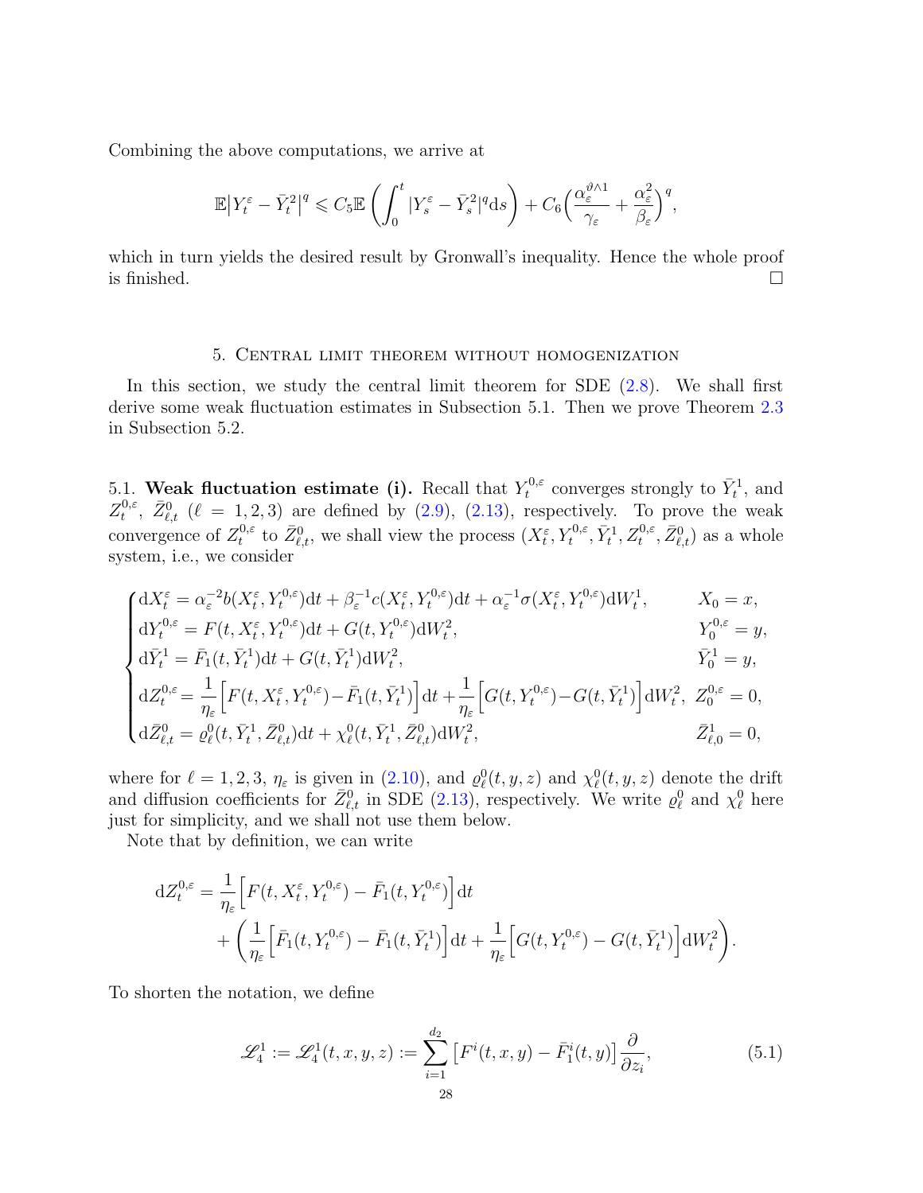Combining the above computations, we arrive at

$$\mathbb{E}\big|Y_t^\varepsilon - \bar{Y}_t^2\big|^q \leqslant C_5 \mathbb{E}\left(\int_0^t |Y_s^\varepsilon - \bar{Y}_s^2|^q \mathrm{d}s\right) + C_6\Big(\frac{\alpha_\varepsilon^{\vartheta\wedge 1}}{\gamma_\varepsilon} + \frac{\alpha_\varepsilon^2}{\beta_\varepsilon}\Big)^q,$$

which in turn yields the desired result by Gronwall's inequality. Hence the whole proof is finished. □

## 5. Central limit theorem without homogenization

In this section, we study the central limit theorem for SDE (2.8). We shall first derive some weak fluctuation estimates in Subsection 5.1. Then we prove Theorem 2.3 in Subsection 5.2.

### 5.1. Weak fluctuation estimate (i).

Recall that $Y_t^{0,\varepsilon}$ converges strongly to $\bar{Y}_t^1$, and $Z_t^{0,\varepsilon}$, $\bar{Z}_{\ell,t}^0$ ($\ell = 1,2,3$) are defined by (2.9), (2.13), respectively. To prove the weak convergence of $Z_t^{0,\varepsilon}$ to $\bar{Z}_{\ell,t}^0$, we shall view the process $(X_t^\varepsilon, Y_t^{0,\varepsilon}, \bar{Y}_t^1, Z_t^{0,\varepsilon}, \bar{Z}_{\ell,t}^0)$ as a whole system, i.e., we consider

$$\begin{cases}
\mathrm{d}X_t^\varepsilon = \alpha_\varepsilon^{-2} b(X_t^\varepsilon, Y_t^{0,\varepsilon})\mathrm{d}t + \beta_\varepsilon^{-1} c(X_t^\varepsilon, Y_t^{0,\varepsilon})\mathrm{d}t + \alpha_\varepsilon^{-1}\sigma(X_t^\varepsilon, Y_t^{0,\varepsilon})\mathrm{d}W_t^1, & X_0 = x,\\
\mathrm{d}Y_t^{0,\varepsilon} = F(t, X_t^\varepsilon, Y_t^{0,\varepsilon})\mathrm{d}t + G(t, Y_t^{0,\varepsilon})\mathrm{d}W_t^2, & Y_0^{0,\varepsilon} = y,\\
\mathrm{d}\bar{Y}_t^1 = \bar{F}_1(t, \bar{Y}_t^1)\mathrm{d}t + G(t, \bar{Y}_t^1)\mathrm{d}W_t^2, & \bar{Y}_0^1 = y,\\
\mathrm{d}Z_t^{0,\varepsilon} = \dfrac{1}{\eta_\varepsilon}\Big[F(t, X_t^\varepsilon, Y_t^{0,\varepsilon}) - \bar{F}_1(t, \bar{Y}_t^1)\Big]\mathrm{d}t + \dfrac{1}{\eta_\varepsilon}\Big[G(t, Y_t^{0,\varepsilon}) - G(t, \bar{Y}_t^1)\Big]\mathrm{d}W_t^2, & Z_0^{0,\varepsilon} = 0,\\
\mathrm{d}\bar{Z}_{\ell,t}^0 = \varrho_\ell^0(t, \bar{Y}_t^1, \bar{Z}_{\ell,t}^0)\mathrm{d}t + \chi_\ell^0(t, \bar{Y}_t^1, \bar{Z}_{\ell,t}^0)\mathrm{d}W_t^2, & \bar{Z}_{\ell,0}^1 = 0,
\end{cases}$$

where for $\ell = 1,2,3$, $\eta_\varepsilon$ is given in (2.10), and $\varrho_\ell^0(t,y,z)$ and $\chi_\ell^0(t,y,z)$ denote the drift and diffusion coefficients for $\bar{Z}_{\ell,t}^0$ in SDE (2.13), respectively. We write $\varrho_\ell^0$ and $\chi_\ell^0$ here just for simplicity, and we shall not use them below.

Note that by definition, we can write

$$\begin{aligned}
\mathrm{d}Z_t^{0,\varepsilon} &= \frac{1}{\eta_\varepsilon}\Big[F(t, X_t^\varepsilon, Y_t^{0,\varepsilon}) - \bar{F}_1(t, Y_t^{0,\varepsilon})\Big]\mathrm{d}t\\
&\quad + \left(\frac{1}{\eta_\varepsilon}\Big[\bar{F}_1(t, Y_t^{0,\varepsilon}) - \bar{F}_1(t, \bar{Y}_t^1)\Big]\mathrm{d}t + \frac{1}{\eta_\varepsilon}\Big[G(t, Y_t^{0,\varepsilon}) - G(t, \bar{Y}_t^1)\Big]\mathrm{d}W_t^2\right).
\end{aligned}$$

To shorten the notation, we define

$$\mathscr{L}_4^1 := \mathscr{L}_4^1(t,x,y,z) := \sum_{i=1}^{d_2}\big[F^i(t,x,y) - \bar{F}_1^i(t,y)\big]\frac{\partial}{\partial z_i}, \tag{5.1}$$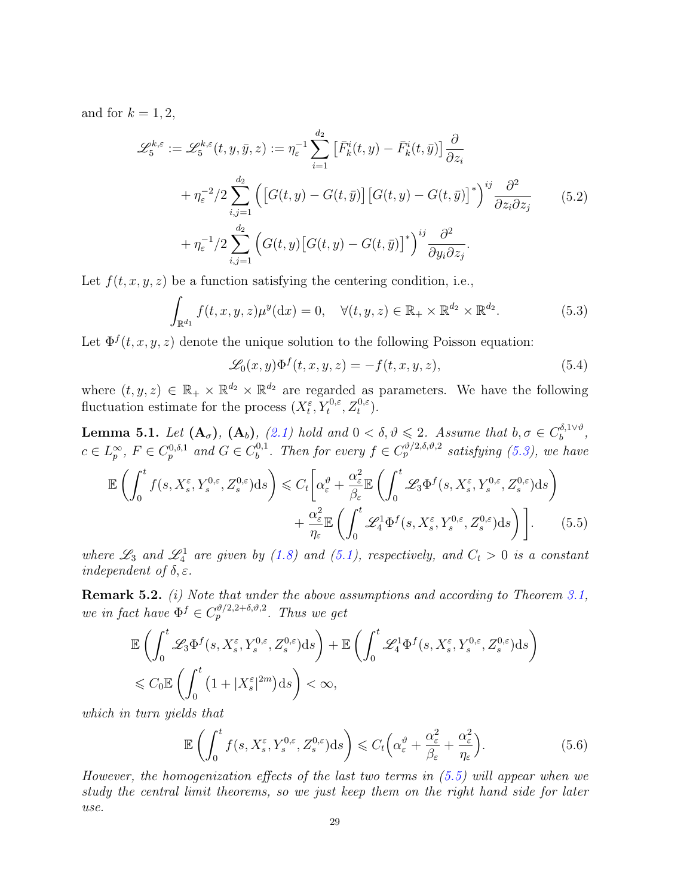and for $k = 1, 2$,

$$
\begin{aligned}
\mathscr{L}_5^{k,\varepsilon} := \mathscr{L}_5^{k,\varepsilon}(t, y, \bar{y}, z) &:= \eta_\varepsilon^{-1} \sum_{i=1}^{d_2} \left[ \bar{F}_k^i(t, y) - \bar{F}_k^i(t, \bar{y}) \right] \frac{\partial}{\partial z_i} \\
&\quad + \eta_\varepsilon^{-2}/2 \sum_{i,j=1}^{d_2} \Big( \big[G(t, y) - G(t, \bar{y})\big] \big[G(t, y) - G(t, \bar{y})\big]^* \Big)^{ij} \frac{\partial^2}{\partial z_i \partial z_j} \qquad (5.2) \\
&\quad + \eta_\varepsilon^{-1}/2 \sum_{i,j=1}^{d_2} \Big( G(t, y) \big[G(t, y) - G(t, \bar{y})\big]^* \Big)^{ij} \frac{\partial^2}{\partial y_i \partial z_j}.
\end{aligned}
$$

Let $f(t, x, y, z)$ be a function satisfying the centering condition, i.e.,

$$
\int_{\mathbb{R}^{d_1}} f(t, x, y, z) \mu^y(\mathrm{d}x) = 0, \quad \forall (t, y, z) \in \mathbb{R}_+ \times \mathbb{R}^{d_2} \times \mathbb{R}^{d_2}. \qquad (5.3)
$$

Let $\Phi^f(t, x, y, z)$ denote the unique solution to the following Poisson equation:

$$
\mathscr{L}_0(x, y) \Phi^f(t, x, y, z) = -f(t, x, y, z), \qquad (5.4)
$$

where $(t, y, z) \in \mathbb{R}_+ \times \mathbb{R}^{d_2} \times \mathbb{R}^{d_2}$ are regarded as parameters. We have the following fluctuation estimate for the process $(X_t^\varepsilon, Y_t^{0,\varepsilon}, Z_t^{0,\varepsilon})$.

**Lemma 5.1.** *Let* $(\mathbf{A}_\sigma)$*,* $(\mathbf{A}_b)$*, (2.1) hold and* $0 < \delta, \vartheta \leqslant 2$*. Assume that* $b, \sigma \in C_b^{\delta, 1\vee\vartheta}$*,* $c \in L_p^\infty$*,* $F \in C_p^{0,\delta,1}$ *and* $G \in C_b^{0,1}$*. Then for every* $f \in C_p^{\vartheta/2, \delta, \vartheta, 2}$ *satisfying (5.3), we have*

$$
\begin{aligned}
\mathbb{E} \left( \int_0^t f(s, X_s^\varepsilon, Y_s^{0,\varepsilon}, Z_s^{0,\varepsilon}) \mathrm{d}s \right) \leqslant C_t \Bigg[ \alpha_\varepsilon^\vartheta &+ \frac{\alpha_\varepsilon^2}{\beta_\varepsilon} \mathbb{E} \left( \int_0^t \mathscr{L}_3 \Phi^f(s, X_s^\varepsilon, Y_s^{0,\varepsilon}, Z_s^{0,\varepsilon}) \mathrm{d}s \right) \\
&+ \frac{\alpha_\varepsilon^2}{\eta_\varepsilon} \mathbb{E} \left( \int_0^t \mathscr{L}_4^1 \Phi^f(s, X_s^\varepsilon, Y_s^{0,\varepsilon}, Z_s^{0,\varepsilon}) \mathrm{d}s \right) \Bigg]. \qquad (5.5)
\end{aligned}
$$

*where* $\mathscr{L}_3$ *and* $\mathscr{L}_4^1$ *are given by (1.8) and (5.1), respectively, and* $C_t > 0$ *is a constant independent of* $\delta, \varepsilon$*.*

**Remark 5.2.** *(i) Note that under the above assumptions and according to Theorem 3.1, we in fact have* $\Phi^f \in C_p^{\vartheta/2, 2+\delta, \vartheta, 2}$*. Thus we get*

$$
\begin{aligned}
&\mathbb{E} \left( \int_0^t \mathscr{L}_3 \Phi^f(s, X_s^\varepsilon, Y_s^{0,\varepsilon}, Z_s^{0,\varepsilon}) \mathrm{d}s \right) + \mathbb{E} \left( \int_0^t \mathscr{L}_4^1 \Phi^f(s, X_s^\varepsilon, Y_s^{0,\varepsilon}, Z_s^{0,\varepsilon}) \mathrm{d}s \right) \\
&\leqslant C_0 \mathbb{E} \left( \int_0^t \left( 1 + |X_s^\varepsilon|^{2m} \right) \mathrm{d}s \right) < \infty,
\end{aligned}
$$

*which in turn yields that*

$$
\mathbb{E} \left( \int_0^t f(s, X_s^\varepsilon, Y_s^{0,\varepsilon}, Z_s^{0,\varepsilon}) \mathrm{d}s \right) \leqslant C_t \Big( \alpha_\varepsilon^\vartheta + \frac{\alpha_\varepsilon^2}{\beta_\varepsilon} + \frac{\alpha_\varepsilon^2}{\eta_\varepsilon} \Big). \qquad (5.6)
$$

*However, the homogenization effects of the last two terms in (5.5) will appear when we study the central limit theorems, so we just keep them on the right hand side for later use.*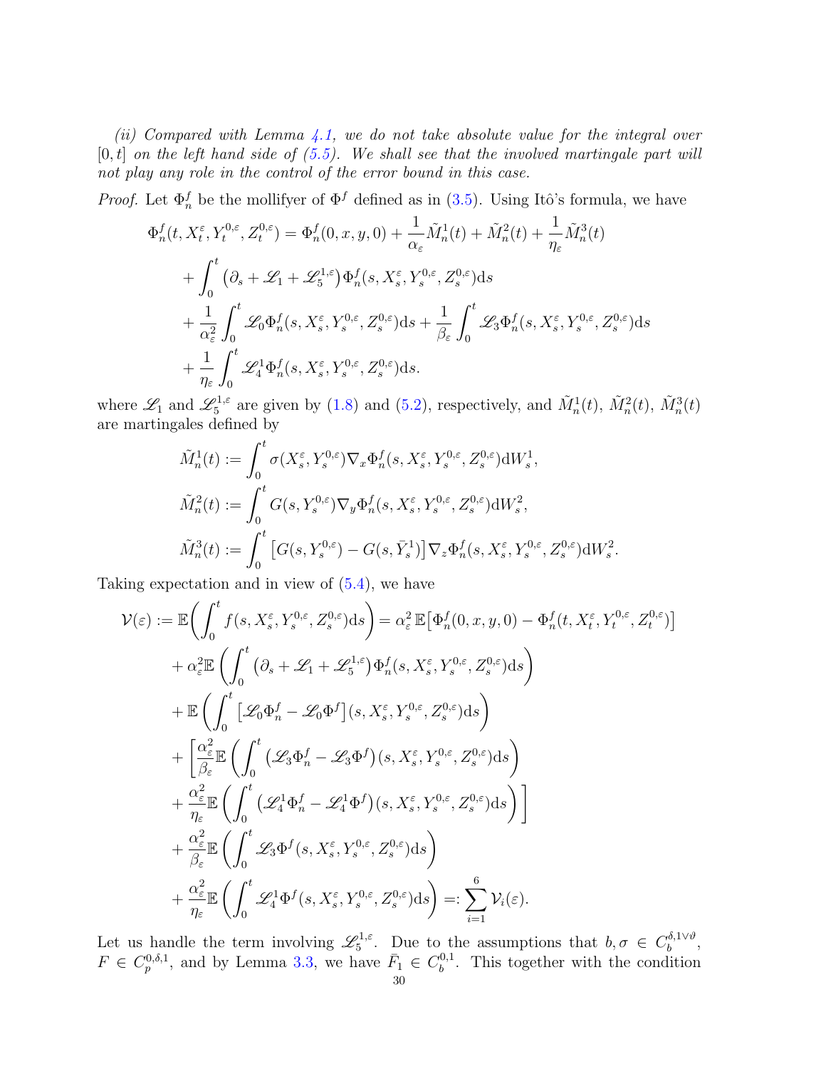*(ii) Compared with Lemma 4.1, we do not take absolute value for the integral over $[0,t]$ on the left hand side of (5.5). We shall see that the involved martingale part will not play any role in the control of the error bound in this case.*

*Proof.* Let $\Phi^f_n$ be the mollifyer of $\Phi^f$ defined as in (3.5). Using Itô's formula, we have

$$
\begin{aligned}
\Phi^f_n(t, X^\varepsilon_t, Y^{0,\varepsilon}_t, Z^{0,\varepsilon}_t) &= \Phi^f_n(0,x,y,0) + \frac{1}{\alpha_\varepsilon}\tilde{M}^1_n(t) + \tilde{M}^2_n(t) + \frac{1}{\eta_\varepsilon}\tilde{M}^3_n(t) \\
&\quad + \int_0^t \left(\partial_s + \mathscr{L}_1 + \mathscr{L}^{1,\varepsilon}_5\right)\Phi^f_n(s, X^\varepsilon_s, Y^{0,\varepsilon}_s, Z^{0,\varepsilon}_s)\mathrm{d}s \\
&\quad + \frac{1}{\alpha^2_\varepsilon}\int_0^t \mathscr{L}_0 \Phi^f_n(s, X^\varepsilon_s, Y^{0,\varepsilon}_s, Z^{0,\varepsilon}_s)\mathrm{d}s + \frac{1}{\beta_\varepsilon}\int_0^t \mathscr{L}_3 \Phi^f_n(s, X^\varepsilon_s, Y^{0,\varepsilon}_s, Z^{0,\varepsilon}_s)\mathrm{d}s \\
&\quad + \frac{1}{\eta_\varepsilon}\int_0^t \mathscr{L}^1_4 \Phi^f_n(s, X^\varepsilon_s, Y^{0,\varepsilon}_s, Z^{0,\varepsilon}_s)\mathrm{d}s.
\end{aligned}
$$

where $\mathscr{L}_1$ and $\mathscr{L}^{1,\varepsilon}_5$ are given by (1.8) and (5.2), respectively, and $\tilde{M}^1_n(t)$, $\tilde{M}^2_n(t)$, $\tilde{M}^3_n(t)$ are martingales defined by

$$
\begin{aligned}
\tilde{M}^1_n(t) &:= \int_0^t \sigma(X^\varepsilon_s, Y^{0,\varepsilon}_s)\nabla_x \Phi^f_n(s, X^\varepsilon_s, Y^{0,\varepsilon}_s, Z^{0,\varepsilon}_s)\mathrm{d}W^1_s, \\
\tilde{M}^2_n(t) &:= \int_0^t G(s, Y^{0,\varepsilon}_s)\nabla_y \Phi^f_n(s, X^\varepsilon_s, Y^{0,\varepsilon}_s, Z^{0,\varepsilon}_s)\mathrm{d}W^2_s, \\
\tilde{M}^3_n(t) &:= \int_0^t \left[G(s, Y^{0,\varepsilon}_s) - G(s, \bar{Y}^1_s)\right]\nabla_z \Phi^f_n(s, X^\varepsilon_s, Y^{0,\varepsilon}_s, Z^{0,\varepsilon}_s)\mathrm{d}W^2_s.
\end{aligned}
$$

Taking expectation and in view of (5.4), we have

$$
\begin{aligned}
\mathcal{V}(\varepsilon) &:= \mathbb{E}\bigg(\int_0^t f(s, X^\varepsilon_s, Y^{0,\varepsilon}_s, Z^{0,\varepsilon}_s)\mathrm{d}s\bigg) = \alpha^2_\varepsilon\,\mathbb{E}\big[\Phi^f_n(0,x,y,0) - \Phi^f_n(t, X^\varepsilon_t, Y^{0,\varepsilon}_t, Z^{0,\varepsilon}_t)\big] \\
&\quad + \alpha^2_\varepsilon \mathbb{E}\left(\int_0^t \left(\partial_s + \mathscr{L}_1 + \mathscr{L}^{1,\varepsilon}_5\right)\Phi^f_n(s, X^\varepsilon_s, Y^{0,\varepsilon}_s, Z^{0,\varepsilon}_s)\mathrm{d}s\right) \\
&\quad + \mathbb{E}\left(\int_0^t \left[\mathscr{L}_0\Phi^f_n - \mathscr{L}_0\Phi^f\right](s, X^\varepsilon_s, Y^{0,\varepsilon}_s, Z^{0,\varepsilon}_s)\mathrm{d}s\right) \\
&\quad + \left[\frac{\alpha^2_\varepsilon}{\beta_\varepsilon}\mathbb{E}\left(\int_0^t \left(\mathscr{L}_3\Phi^f_n - \mathscr{L}_3\Phi^f\right)(s, X^\varepsilon_s, Y^{0,\varepsilon}_s, Z^{0,\varepsilon}_s)\mathrm{d}s\right)\right. \\
&\quad \left. + \frac{\alpha^2_\varepsilon}{\eta_\varepsilon}\mathbb{E}\left(\int_0^t \left(\mathscr{L}^1_4\Phi^f_n - \mathscr{L}^1_4\Phi^f\right)(s, X^\varepsilon_s, Y^{0,\varepsilon}_s, Z^{0,\varepsilon}_s)\mathrm{d}s\right)\right] \\
&\quad + \frac{\alpha^2_\varepsilon}{\beta_\varepsilon}\mathbb{E}\left(\int_0^t \mathscr{L}_3\Phi^f(s, X^\varepsilon_s, Y^{0,\varepsilon}_s, Z^{0,\varepsilon}_s)\mathrm{d}s\right) \\
&\quad + \frac{\alpha^2_\varepsilon}{\eta_\varepsilon}\mathbb{E}\left(\int_0^t \mathscr{L}^1_4\Phi^f(s, X^\varepsilon_s, Y^{0,\varepsilon}_s, Z^{0,\varepsilon}_s)\mathrm{d}s\right) =: \sum_{i=1}^6 \mathcal{V}_i(\varepsilon).
\end{aligned}
$$

Let us handle the term involving $\mathscr{L}^{1,\varepsilon}_5$. Due to the assumptions that $b, \sigma \in C^{\delta, 1\vee\vartheta}_b$, $F \in C^{0,\delta,1}_p$, and by Lemma 3.3, we have $\bar{F}_1 \in C^{0,1}_b$. This together with the condition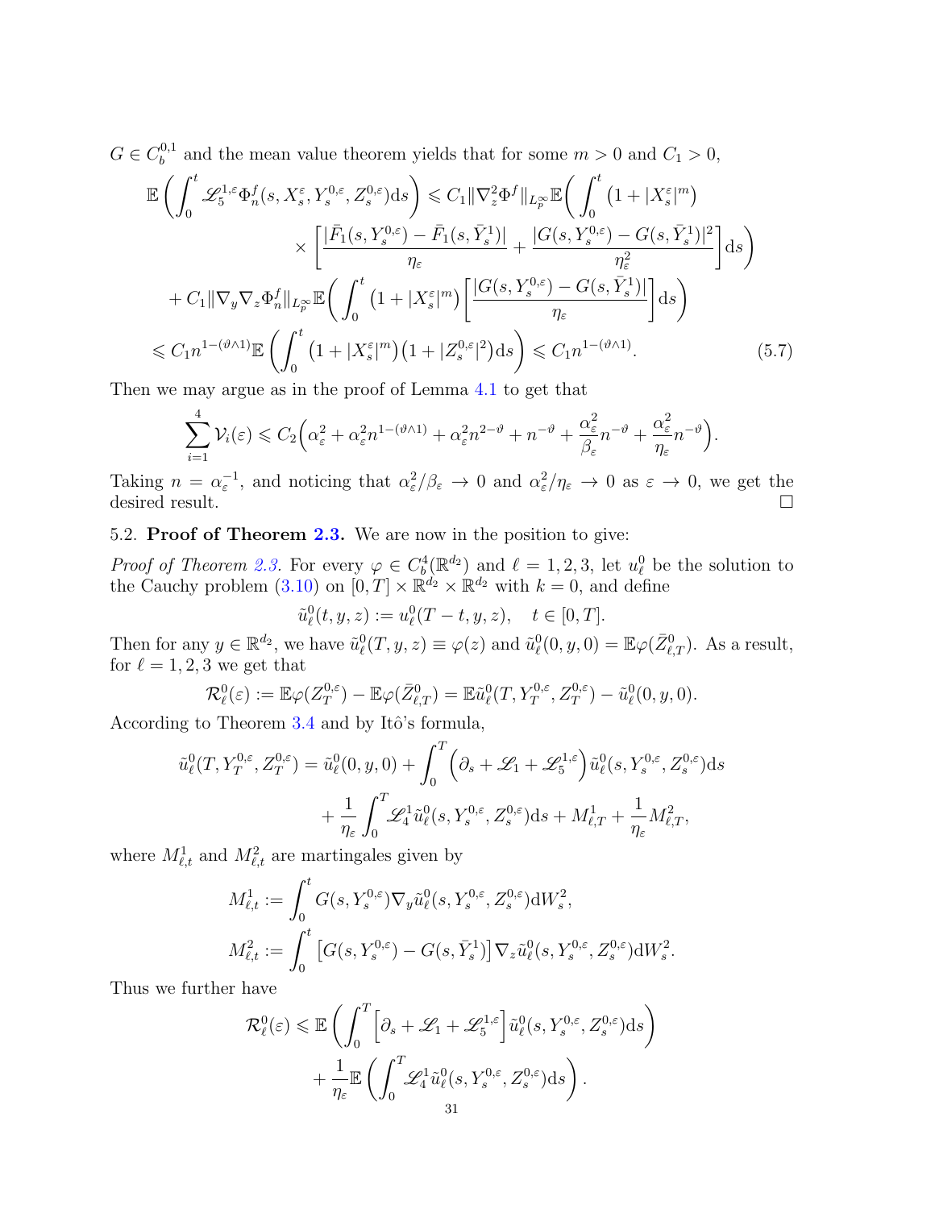$G \in C_b^{0,1}$ and the mean value theorem yields that for some $m > 0$ and $C_1 > 0$,

$$
\begin{aligned}
\mathbb{E}\left(\int_0^t \mathscr{L}_5^{1,\varepsilon}\Phi_n^f(s, X_s^\varepsilon, Y_s^{0,\varepsilon}, Z_s^{0,\varepsilon})\mathrm{d}s\right) &\leqslant C_1 \|\nabla_z^2 \Phi^f\|_{L_p^\infty} \mathbb{E}\bigg(\int_0^t \big(1 + |X_s^\varepsilon|^m\big) \\
&\qquad \times \left[\frac{|\bar{F}_1(s, Y_s^{0,\varepsilon}) - \bar{F}_1(s, \bar{Y}_s^1)|}{\eta_\varepsilon} + \frac{|G(s, Y_s^{0,\varepsilon}) - G(s, \bar{Y}_s^1)|^2}{\eta_\varepsilon^2}\right]\mathrm{d}s\bigg) \\
&\quad + C_1 \|\nabla_y \nabla_z \Phi_n^f\|_{L_p^\infty} \mathbb{E}\bigg(\int_0^t \big(1 + |X_s^\varepsilon|^m\big)\left[\frac{|G(s, Y_s^{0,\varepsilon}) - G(s, \bar{Y}_s^1)|}{\eta_\varepsilon}\right]\mathrm{d}s\bigg) \\
&\leqslant C_1 n^{1-(\vartheta\wedge 1)} \mathbb{E}\left(\int_0^t \big(1 + |X_s^\varepsilon|^m\big)\big(1 + |Z_s^{0,\varepsilon}|^2\big)\mathrm{d}s\right) \leqslant C_1 n^{1-(\vartheta\wedge 1)}. \qquad (5.7)
\end{aligned}
$$

Then we may argue as in the proof of Lemma 4.1 to get that

$$
\sum_{i=1}^4 \mathcal{V}_i(\varepsilon) \leqslant C_2\Big(\alpha_\varepsilon^2 + \alpha_\varepsilon^2 n^{1-(\vartheta\wedge 1)} + \alpha_\varepsilon^2 n^{2-\vartheta} + n^{-\vartheta} + \frac{\alpha_\varepsilon^2}{\beta_\varepsilon} n^{-\vartheta} + \frac{\alpha_\varepsilon^2}{\eta_\varepsilon} n^{-\vartheta}\Big).
$$

Taking $n = \alpha_\varepsilon^{-1}$, and noticing that $\alpha_\varepsilon^2/\beta_\varepsilon \to 0$ and $\alpha_\varepsilon^2/\eta_\varepsilon \to 0$ as $\varepsilon \to 0$, we get the desired result. $\square$

### 5.2. Proof of Theorem 2.3.

We are now in the position to give:

*Proof of Theorem 2.3.* For every $\varphi \in C_b^4(\mathbb{R}^{d_2})$ and $\ell = 1, 2, 3$, let $u_\ell^0$ be the solution to the Cauchy problem (3.10) on $[0, T] \times \mathbb{R}^{d_2} \times \mathbb{R}^{d_2}$ with $k = 0$, and define

$$
\tilde{u}_\ell^0(t, y, z) := u_\ell^0(T - t, y, z), \quad t \in [0, T].
$$

Then for any $y \in \mathbb{R}^{d_2}$, we have $\tilde{u}_\ell^0(T, y, z) \equiv \varphi(z)$ and $\tilde{u}_\ell^0(0, y, 0) = \mathbb{E}\varphi(\bar{Z}_{\ell,T}^0)$. As a result, for $\ell = 1, 2, 3$ we get that

$$
\mathcal{R}_\ell^0(\varepsilon) := \mathbb{E}\varphi(Z_T^{0,\varepsilon}) - \mathbb{E}\varphi(\bar{Z}_{\ell,T}^0) = \mathbb{E}\tilde{u}_\ell^0(T, Y_T^{0,\varepsilon}, Z_T^{0,\varepsilon}) - \tilde{u}_\ell^0(0, y, 0).
$$

According to Theorem 3.4 and by Itô's formula,

$$
\begin{aligned}
\tilde{u}_\ell^0(T, Y_T^{0,\varepsilon}, Z_T^{0,\varepsilon}) &= \tilde{u}_\ell^0(0, y, 0) + \int_0^T \Big(\partial_s + \mathscr{L}_1 + \mathscr{L}_5^{1,\varepsilon}\Big)\tilde{u}_\ell^0(s, Y_s^{0,\varepsilon}, Z_s^{0,\varepsilon})\mathrm{d}s \\
&\quad + \frac{1}{\eta_\varepsilon}\int_0^T \mathscr{L}_4^1 \tilde{u}_\ell^0(s, Y_s^{0,\varepsilon}, Z_s^{0,\varepsilon})\mathrm{d}s + M_{\ell,T}^1 + \frac{1}{\eta_\varepsilon} M_{\ell,T}^2,
\end{aligned}
$$

where $M_{\ell,t}^1$ and $M_{\ell,t}^2$ are martingales given by

$$
\begin{aligned}
M_{\ell,t}^1 &:= \int_0^t G(s, Y_s^{0,\varepsilon}) \nabla_y \tilde{u}_\ell^0(s, Y_s^{0,\varepsilon}, Z_s^{0,\varepsilon})\mathrm{d}W_s^2, \\
M_{\ell,t}^2 &:= \int_0^t \big[G(s, Y_s^{0,\varepsilon}) - G(s, \bar{Y}_s^1)\big]\nabla_z \tilde{u}_\ell^0(s, Y_s^{0,\varepsilon}, Z_s^{0,\varepsilon})\mathrm{d}W_s^2.
\end{aligned}
$$

Thus we further have

$$
\begin{aligned}
\mathcal{R}_\ell^0(\varepsilon) &\leqslant \mathbb{E}\left(\int_0^T \Big[\partial_s + \mathscr{L}_1 + \mathscr{L}_5^{1,\varepsilon}\Big]\tilde{u}_\ell^0(s, Y_s^{0,\varepsilon}, Z_s^{0,\varepsilon})\mathrm{d}s\right) \\
&\quad + \frac{1}{\eta_\varepsilon}\mathbb{E}\left(\int_0^T \mathscr{L}_4^1 \tilde{u}_\ell^0(s, Y_s^{0,\varepsilon}, Z_s^{0,\varepsilon})\mathrm{d}s\right).
\end{aligned}
$$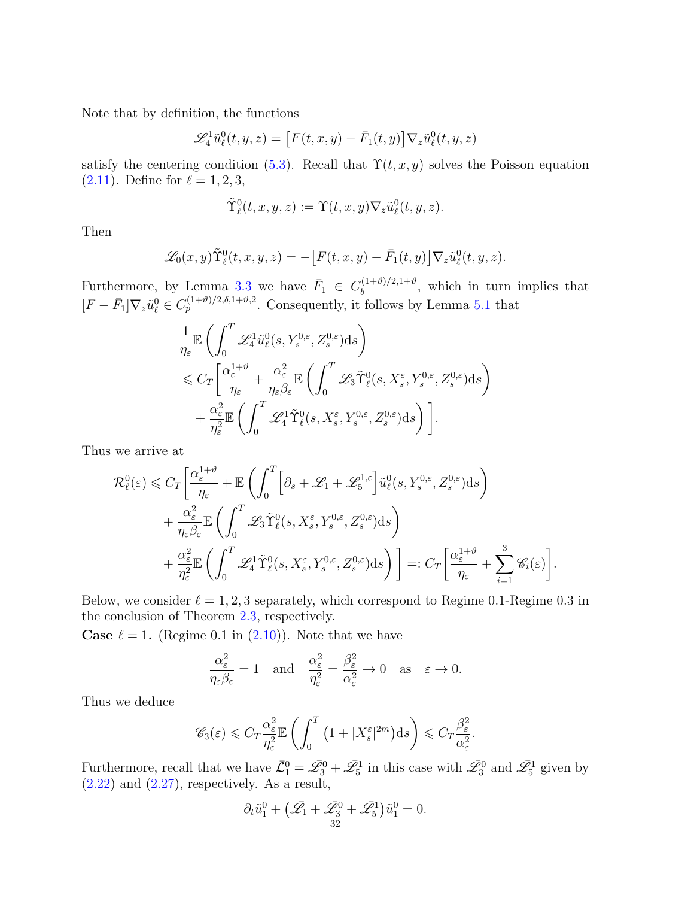Note that by definition, the functions

$$\mathscr{L}_4^1\tilde{u}_\ell^0(t,y,z) = \big[F(t,x,y) - \bar{F}_1(t,y)\big]\nabla_z\tilde{u}_\ell^0(t,y,z)$$

satisfy the centering condition (5.3). Recall that $\Upsilon(t,x,y)$ solves the Poisson equation (2.11). Define for $\ell = 1,2,3$,

$$\tilde{\Upsilon}_\ell^0(t,x,y,z) := \Upsilon(t,x,y)\nabla_z\tilde{u}_\ell^0(t,y,z).$$

Then

$$\mathscr{L}_0(x,y)\tilde{\Upsilon}_\ell^0(t,x,y,z) = -\big[F(t,x,y) - \bar{F}_1(t,y)\big]\nabla_z\tilde{u}_\ell^0(t,y,z).$$

Furthermore, by Lemma 3.3 we have $\bar{F}_1 \in C_b^{(1+\vartheta)/2,1+\vartheta}$, which in turn implies that $[F - \bar{F}_1]\nabla_z\tilde{u}_\ell^0 \in C_p^{(1+\vartheta)/2,\delta,1+\vartheta,2}$. Consequently, it follows by Lemma 5.1 that

$$\begin{aligned}
&\frac{1}{\eta_\varepsilon}\mathbb{E}\left(\int_0^T \mathscr{L}_4^1\tilde{u}_\ell^0(s,Y_s^{0,\varepsilon},Z_s^{0,\varepsilon})\mathrm{d}s\right)\\
&\leqslant C_T\Bigg[\frac{\alpha_\varepsilon^{1+\vartheta}}{\eta_\varepsilon} + \frac{\alpha_\varepsilon^2}{\eta_\varepsilon\beta_\varepsilon}\mathbb{E}\left(\int_0^T \mathscr{L}_3\tilde{\Upsilon}_\ell^0(s,X_s^\varepsilon,Y_s^{0,\varepsilon},Z_s^{0,\varepsilon})\mathrm{d}s\right)\\
&\quad + \frac{\alpha_\varepsilon^2}{\eta_\varepsilon^2}\mathbb{E}\left(\int_0^T \mathscr{L}_4^1\tilde{\Upsilon}_\ell^0(s,X_s^\varepsilon,Y_s^{0,\varepsilon},Z_s^{0,\varepsilon})\mathrm{d}s\right)\Bigg].
\end{aligned}$$

Thus we arrive at

$$\begin{aligned}
\mathcal{R}_\ell^0(\varepsilon) &\leqslant C_T\Bigg[\frac{\alpha_\varepsilon^{1+\vartheta}}{\eta_\varepsilon} + \mathbb{E}\left(\int_0^T \Big[\partial_s + \mathscr{L}_1 + \mathscr{L}_5^{1,\varepsilon}\Big]\tilde{u}_\ell^0(s,Y_s^{0,\varepsilon},Z_s^{0,\varepsilon})\mathrm{d}s\right)\\
&\quad + \frac{\alpha_\varepsilon^2}{\eta_\varepsilon\beta_\varepsilon}\mathbb{E}\left(\int_0^T \mathscr{L}_3\tilde{\Upsilon}_\ell^0(s,X_s^\varepsilon,Y_s^{0,\varepsilon},Z_s^{0,\varepsilon})\mathrm{d}s\right)\\
&\quad + \frac{\alpha_\varepsilon^2}{\eta_\varepsilon^2}\mathbb{E}\left(\int_0^T \mathscr{L}_4^1\tilde{\Upsilon}_\ell^0(s,X_s^\varepsilon,Y_s^{0,\varepsilon},Z_s^{0,\varepsilon})\mathrm{d}s\right)\Bigg] =: C_T\Bigg[\frac{\alpha_\varepsilon^{1+\vartheta}}{\eta_\varepsilon} + \sum_{i=1}^3 \mathscr{C}_i(\varepsilon)\Bigg].
\end{aligned}$$

Below, we consider $\ell = 1,2,3$ separately, which correspond to Regime 0.1-Regime 0.3 in the conclusion of Theorem 2.3, respectively.

**Case** $\ell = 1$**.** (Regime 0.1 in (2.10)). Note that we have

$$\frac{\alpha_\varepsilon^2}{\eta_\varepsilon\beta_\varepsilon} = 1 \quad\text{and}\quad \frac{\alpha_\varepsilon^2}{\eta_\varepsilon^2} = \frac{\beta_\varepsilon^2}{\alpha_\varepsilon^2} \to 0 \quad\text{as}\quad \varepsilon \to 0.$$

Thus we deduce

$$\mathscr{C}_3(\varepsilon) \leqslant C_T\frac{\alpha_\varepsilon^2}{\eta_\varepsilon^2}\mathbb{E}\left(\int_0^T \big(1 + |X_s^\varepsilon|^{2m}\big)\mathrm{d}s\right) \leqslant C_T\frac{\beta_\varepsilon^2}{\alpha_\varepsilon^2}.$$

Furthermore, recall that we have $\bar{\mathcal{L}}_1^0 = \bar{\mathscr{L}}_3^0 + \bar{\mathscr{L}}_5^1$ in this case with $\bar{\mathscr{L}}_3^0$ and $\bar{\mathscr{L}}_5^1$ given by (2.22) and (2.27), respectively. As a result,

$$\partial_t\tilde{u}_1^0 + \big(\bar{\mathscr{L}}_1 + \bar{\mathscr{L}}_3^0 + \bar{\mathscr{L}}_5^1\big)\tilde{u}_1^0 = 0.$$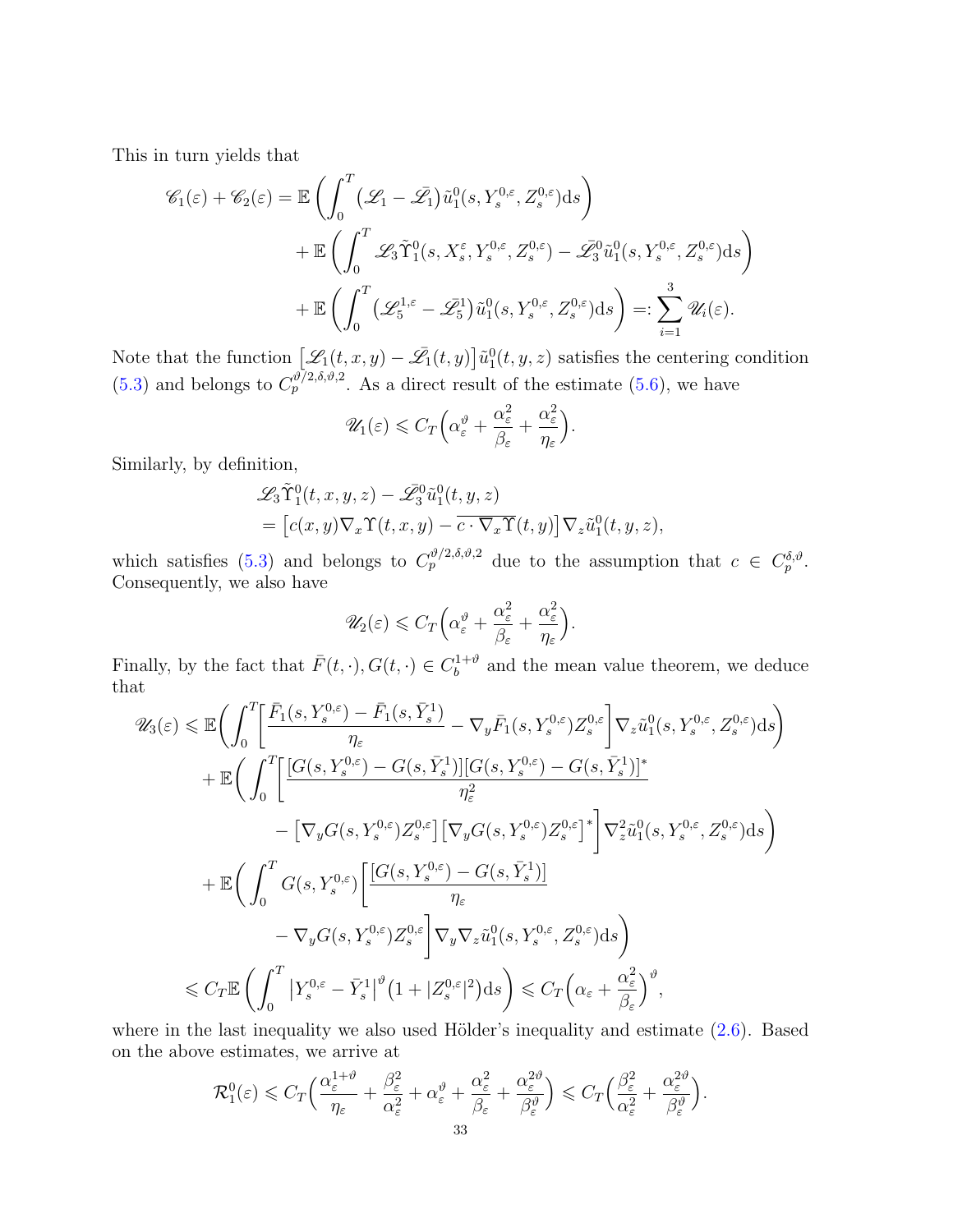This in turn yields that

$$
\begin{aligned}
\mathscr{C}_1(\varepsilon)+\mathscr{C}_2(\varepsilon)=&\,\mathbb{E}\left(\int_0^T\big(\mathscr{L}_1-\bar{\mathscr{L}}_1\big)\tilde{u}_1^0(s,Y_s^{0,\varepsilon},Z_s^{0,\varepsilon})\mathrm{d}s\right)\\
&+\mathbb{E}\left(\int_0^T\mathscr{L}_3\tilde{\Upsilon}_1^0(s,X_s^{\varepsilon},Y_s^{0,\varepsilon},Z_s^{0,\varepsilon})-\bar{\mathscr{L}}_3^0\tilde{u}_1^0(s,Y_s^{0,\varepsilon},Z_s^{0,\varepsilon})\mathrm{d}s\right)\\
&+\mathbb{E}\left(\int_0^T\big(\mathscr{L}_5^{1,\varepsilon}-\bar{\mathscr{L}}_5^1\big)\tilde{u}_1^0(s,Y_s^{0,\varepsilon},Z_s^{0,\varepsilon})\mathrm{d}s\right)=:\sum_{i=1}^3\mathscr{U}_i(\varepsilon).
\end{aligned}
$$

Note that the function $\big[\mathscr{L}_1(t,x,y)-\bar{\mathscr{L}}_1(t,y)\big]\tilde{u}_1^0(t,y,z)$ satisfies the centering condition (5.3) and belongs to $C_p^{\vartheta/2,\delta,\vartheta,2}$. As a direct result of the estimate (5.6), we have

$$
\mathscr{U}_1(\varepsilon)\leqslant C_T\Big(\alpha_\varepsilon^{\vartheta}+\frac{\alpha_\varepsilon^2}{\beta_\varepsilon}+\frac{\alpha_\varepsilon^2}{\eta_\varepsilon}\Big).
$$

Similarly, by definition,

$$
\begin{aligned}
&\mathscr{L}_3\tilde{\Upsilon}_1^0(t,x,y,z)-\bar{\mathscr{L}}_3^0\tilde{u}_1^0(t,y,z)\\
&=\big[c(x,y)\nabla_x\Upsilon(t,x,y)-\overline{c\cdot\nabla_x\Upsilon}(t,y)\big]\nabla_z\tilde{u}_1^0(t,y,z),
\end{aligned}
$$

which satisfies (5.3) and belongs to $C_p^{\vartheta/2,\delta,\vartheta,2}$ due to the assumption that $c\in C_p^{\delta,\vartheta}$. Consequently, we also have

$$
\mathscr{U}_2(\varepsilon)\leqslant C_T\Big(\alpha_\varepsilon^{\vartheta}+\frac{\alpha_\varepsilon^2}{\beta_\varepsilon}+\frac{\alpha_\varepsilon^2}{\eta_\varepsilon}\Big).
$$

Finally, by the fact that $\bar{F}(t,\cdot),G(t,\cdot)\in C_b^{1+\vartheta}$ and the mean value theorem, we deduce that

$$
\begin{aligned}
\mathscr{U}_3(\varepsilon)\leqslant&\,\mathbb{E}\bigg(\int_0^T\bigg[\frac{\bar{F}_1(s,Y_s^{0,\varepsilon})-\bar{F}_1(s,\bar{Y}_s^1)}{\eta_\varepsilon}-\nabla_y\bar{F}_1(s,Y_s^{0,\varepsilon})Z_s^{0,\varepsilon}\bigg]\nabla_z\tilde{u}_1^0(s,Y_s^{0,\varepsilon},Z_s^{0,\varepsilon})\mathrm{d}s\bigg)\\
&+\mathbb{E}\bigg(\int_0^T\bigg[\frac{[G(s,Y_s^{0,\varepsilon})-G(s,\bar{Y}_s^1)][G(s,Y_s^{0,\varepsilon})-G(s,\bar{Y}_s^1)]^*}{\eta_\varepsilon^2}\\
&\qquad-\big[\nabla_yG(s,Y_s^{0,\varepsilon})Z_s^{0,\varepsilon}\big]\big[\nabla_yG(s,Y_s^{0,\varepsilon})Z_s^{0,\varepsilon}\big]^*\bigg]\nabla_z^2\tilde{u}_1^0(s,Y_s^{0,\varepsilon},Z_s^{0,\varepsilon})\mathrm{d}s\bigg)\\
&+\mathbb{E}\bigg(\int_0^TG(s,Y_s^{0,\varepsilon})\bigg[\frac{[G(s,Y_s^{0,\varepsilon})-G(s,\bar{Y}_s^1)]}{\eta_\varepsilon}\\
&\qquad-\nabla_yG(s,Y_s^{0,\varepsilon})Z_s^{0,\varepsilon}\bigg]\nabla_y\nabla_z\tilde{u}_1^0(s,Y_s^{0,\varepsilon},Z_s^{0,\varepsilon})\mathrm{d}s\bigg)\\
\leqslant&\,C_T\mathbb{E}\left(\int_0^T\big|Y_s^{0,\varepsilon}-\bar{Y}_s^1\big|^{\vartheta}\big(1+|Z_s^{0,\varepsilon}|^2\big)\mathrm{d}s\right)\leqslant C_T\Big(\alpha_\varepsilon+\frac{\alpha_\varepsilon^2}{\beta_\varepsilon}\Big)^{\vartheta},
\end{aligned}
$$

where in the last inequality we also used Hölder's inequality and estimate (2.6). Based on the above estimates, we arrive at

$$
\mathcal{R}_1^0(\varepsilon)\leqslant C_T\Big(\frac{\alpha_\varepsilon^{1+\vartheta}}{\eta_\varepsilon}+\frac{\beta_\varepsilon^2}{\alpha_\varepsilon^2}+\alpha_\varepsilon^{\vartheta}+\frac{\alpha_\varepsilon^2}{\beta_\varepsilon}+\frac{\alpha_\varepsilon^{2\vartheta}}{\beta_\varepsilon^{\vartheta}}\Big)\leqslant C_T\Big(\frac{\beta_\varepsilon^2}{\alpha_\varepsilon^2}+\frac{\alpha_\varepsilon^{2\vartheta}}{\beta_\varepsilon^{\vartheta}}\Big).
$$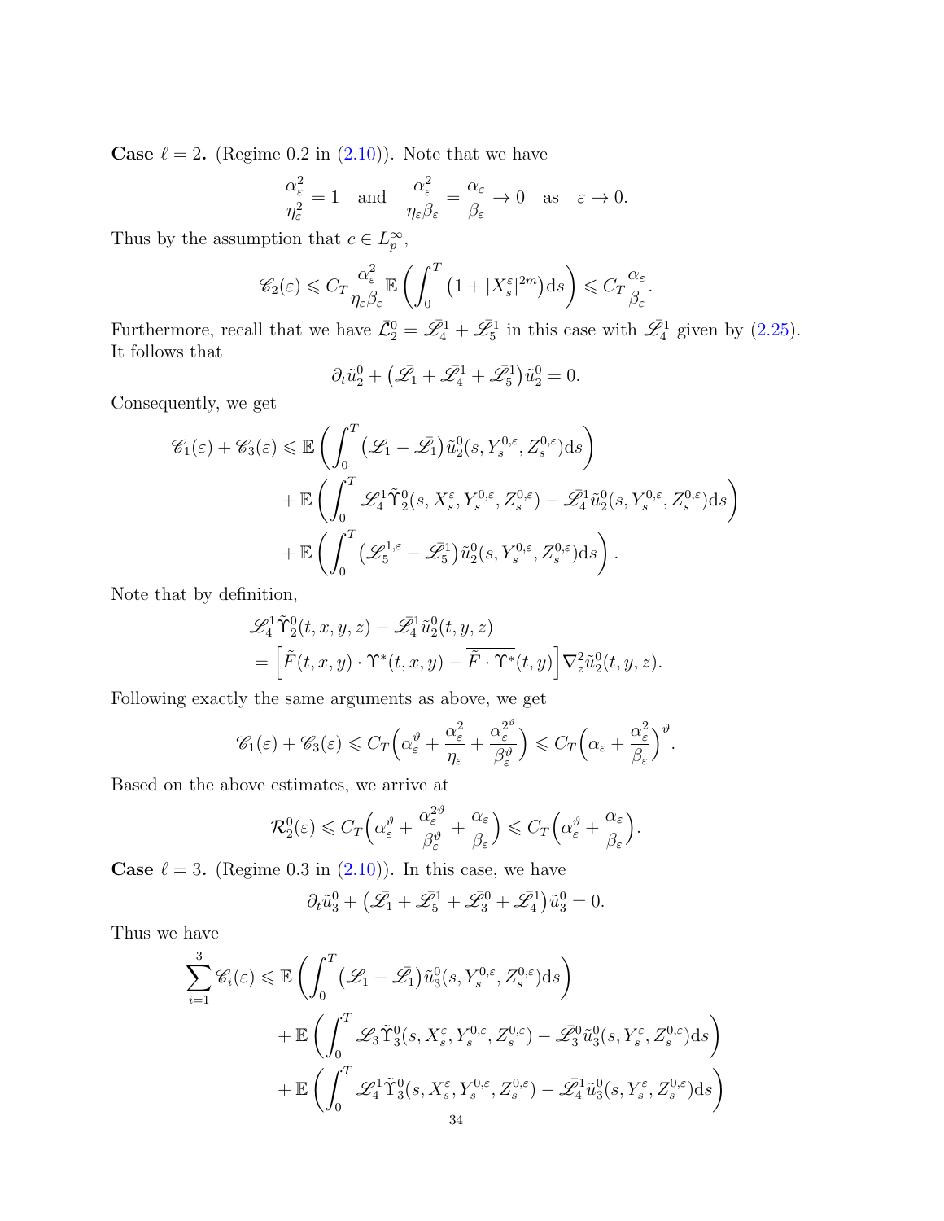**Case $\ell = 2$.** (Regime 0.2 in (2.10)). Note that we have

$$\frac{\alpha_\varepsilon^2}{\eta_\varepsilon^2} = 1 \quad \text{and} \quad \frac{\alpha_\varepsilon^2}{\eta_\varepsilon \beta_\varepsilon} = \frac{\alpha_\varepsilon}{\beta_\varepsilon} \to 0 \quad \text{as} \quad \varepsilon \to 0.$$

Thus by the assumption that $c \in L_p^\infty$,

$$\mathscr{C}_2(\varepsilon) \leqslant C_T \frac{\alpha_\varepsilon^2}{\eta_\varepsilon \beta_\varepsilon} \mathbb{E}\left(\int_0^T \left(1 + |X_s^\varepsilon|^{2m}\right) \mathrm{d}s\right) \leqslant C_T \frac{\alpha_\varepsilon}{\beta_\varepsilon}.$$

Furthermore, recall that we have $\bar{\mathcal{L}}_2^0 = \bar{\mathscr{L}}_4^1 + \bar{\mathscr{L}}_5^1$ in this case with $\bar{\mathscr{L}}_4^1$ given by (2.25). It follows that

$$\partial_t \tilde{u}_2^0 + \left(\bar{\mathscr{L}}_1 + \bar{\mathscr{L}}_4^1 + \bar{\mathscr{L}}_5^1\right) \tilde{u}_2^0 = 0.$$

Consequently, we get

$$\begin{aligned}
\mathscr{C}_1(\varepsilon) + \mathscr{C}_3(\varepsilon) \leqslant\ & \mathbb{E}\left(\int_0^T \left(\mathscr{L}_1 - \bar{\mathscr{L}}_1\right) \tilde{u}_2^0(s, Y_s^{0,\varepsilon}, Z_s^{0,\varepsilon}) \mathrm{d}s\right) \\
& + \mathbb{E}\left(\int_0^T \mathscr{L}_4^1 \tilde{\Upsilon}_2^0(s, X_s^\varepsilon, Y_s^{0,\varepsilon}, Z_s^{0,\varepsilon}) - \bar{\mathscr{L}}_4^1 \tilde{u}_2^0(s, Y_s^{0,\varepsilon}, Z_s^{0,\varepsilon}) \mathrm{d}s\right) \\
& + \mathbb{E}\left(\int_0^T \left(\mathscr{L}_5^{1,\varepsilon} - \bar{\mathscr{L}}_5^1\right) \tilde{u}_2^0(s, Y_s^{0,\varepsilon}, Z_s^{0,\varepsilon}) \mathrm{d}s\right).
\end{aligned}$$

Note that by definition,

$$\begin{aligned}
& \mathscr{L}_4^1 \tilde{\Upsilon}_2^0(t, x, y, z) - \bar{\mathscr{L}}_4^1 \tilde{u}_2^0(t, y, z) \\
& = \left[\tilde{F}(t, x, y) \cdot \Upsilon^*(t, x, y) - \overline{\tilde{F} \cdot \Upsilon^*}(t, y)\right] \nabla_z^2 \tilde{u}_2^0(t, y, z).
\end{aligned}$$

Following exactly the same arguments as above, we get

$$\mathscr{C}_1(\varepsilon) + \mathscr{C}_3(\varepsilon) \leqslant C_T\Big(\alpha_\varepsilon^\vartheta + \frac{\alpha_\varepsilon^2}{\eta_\varepsilon} + \frac{\alpha_\varepsilon^{2\vartheta}}{\beta_\varepsilon^\vartheta}\Big) \leqslant C_T\Big(\alpha_\varepsilon + \frac{\alpha_\varepsilon^2}{\beta_\varepsilon}\Big)^\vartheta.$$

Based on the above estimates, we arrive at

$$\mathcal{R}_2^0(\varepsilon) \leqslant C_T\Big(\alpha_\varepsilon^\vartheta + \frac{\alpha_\varepsilon^{2\vartheta}}{\beta_\varepsilon^\vartheta} + \frac{\alpha_\varepsilon}{\beta_\varepsilon}\Big) \leqslant C_T\Big(\alpha_\varepsilon^\vartheta + \frac{\alpha_\varepsilon}{\beta_\varepsilon}\Big).$$

**Case $\ell = 3$.** (Regime 0.3 in (2.10)). In this case, we have

$$\partial_t \tilde{u}_3^0 + \left(\bar{\mathscr{L}}_1 + \bar{\mathscr{L}}_5^1 + \bar{\mathscr{L}}_3^0 + \bar{\mathscr{L}}_4^1\right) \tilde{u}_3^0 = 0.$$

Thus we have

$$\begin{aligned}
\sum_{i=1}^3 \mathscr{C}_i(\varepsilon) \leqslant\ & \mathbb{E}\left(\int_0^T \left(\mathscr{L}_1 - \bar{\mathscr{L}}_1\right) \tilde{u}_3^0(s, Y_s^{0,\varepsilon}, Z_s^{0,\varepsilon}) \mathrm{d}s\right) \\
& + \mathbb{E}\left(\int_0^T \mathscr{L}_3 \tilde{\Upsilon}_3^0(s, X_s^\varepsilon, Y_s^{0,\varepsilon}, Z_s^{0,\varepsilon}) - \bar{\mathscr{L}}_3^0 \tilde{u}_3^0(s, Y_s^\varepsilon, Z_s^{0,\varepsilon}) \mathrm{d}s\right) \\
& + \mathbb{E}\left(\int_0^T \mathscr{L}_4^1 \tilde{\Upsilon}_3^0(s, X_s^\varepsilon, Y_s^{0,\varepsilon}, Z_s^{0,\varepsilon}) - \bar{\mathscr{L}}_4^1 \tilde{u}_3^0(s, Y_s^\varepsilon, Z_s^{0,\varepsilon}) \mathrm{d}s\right)
\end{aligned}$$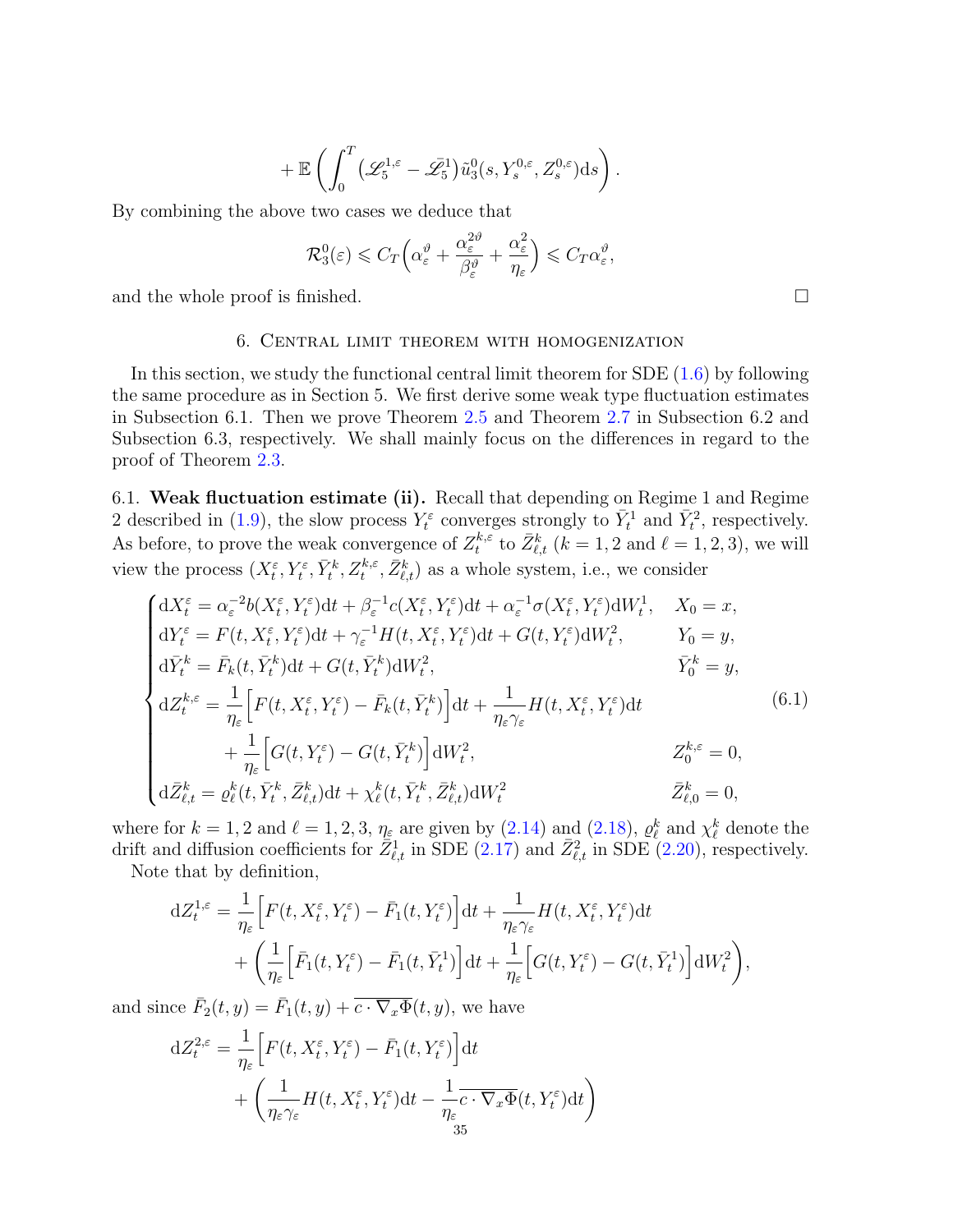$$
+\mathbb{E}\left(\int_0^T \left(\mathscr{L}_5^{1,\varepsilon} - \bar{\mathscr{L}}_5^1\right)\tilde{u}_3^0(s, Y_s^{0,\varepsilon}, Z_s^{0,\varepsilon})\mathrm{d}s\right).
$$

By combining the above two cases we deduce that

$$
\mathcal{R}_3^0(\varepsilon) \leqslant C_T\Big(\alpha_\varepsilon^\vartheta + \frac{\alpha_\varepsilon^{2\vartheta}}{\beta_\varepsilon^\vartheta} + \frac{\alpha_\varepsilon^2}{\eta_\varepsilon}\Big) \leqslant C_T\alpha_\varepsilon^\vartheta,
$$

and the whole proof is finished. □

## 6. Central limit theorem with homogenization

In this section, we study the functional central limit theorem for SDE (1.6) by following the same procedure as in Section 5. We first derive some weak type fluctuation estimates in Subsection 6.1. Then we prove Theorem 2.5 and Theorem 2.7 in Subsection 6.2 and Subsection 6.3, respectively. We shall mainly focus on the differences in regard to the proof of Theorem 2.3.

### 6.1. Weak fluctuation estimate (ii).

Recall that depending on Regime 1 and Regime 2 described in (1.9), the slow process $Y_t^\varepsilon$ converges strongly to $\bar{Y}_t^1$ and $\bar{Y}_t^2$, respectively. As before, to prove the weak convergence of $Z_t^{k,\varepsilon}$ to $\bar{Z}_{\ell,t}^k$ ($k=1,2$ and $\ell=1,2,3$), we will view the process $(X_t^\varepsilon, Y_t^\varepsilon, \bar{Y}_t^k, Z_t^{k,\varepsilon}, \bar{Z}_{\ell,t}^k)$ as a whole system, i.e., we consider

$$
\begin{cases}
\mathrm{d}X_t^\varepsilon = \alpha_\varepsilon^{-2}b(X_t^\varepsilon, Y_t^\varepsilon)\mathrm{d}t + \beta_\varepsilon^{-1}c(X_t^\varepsilon, Y_t^\varepsilon)\mathrm{d}t + \alpha_\varepsilon^{-1}\sigma(X_t^\varepsilon, Y_t^\varepsilon)\mathrm{d}W_t^1, & X_0 = x,\\
\mathrm{d}Y_t^\varepsilon = F(t, X_t^\varepsilon, Y_t^\varepsilon)\mathrm{d}t + \gamma_\varepsilon^{-1}H(t, X_t^\varepsilon, Y_t^\varepsilon)\mathrm{d}t + G(t, Y_t^\varepsilon)\mathrm{d}W_t^2, & Y_0 = y,\\
\mathrm{d}\bar{Y}_t^k = \bar{F}_k(t, \bar{Y}_t^k)\mathrm{d}t + G(t, \bar{Y}_t^k)\mathrm{d}W_t^2, & \bar{Y}_0^k = y,\\
\mathrm{d}Z_t^{k,\varepsilon} = \dfrac{1}{\eta_\varepsilon}\Big[F(t, X_t^\varepsilon, Y_t^\varepsilon) - \bar{F}_k(t, \bar{Y}_t^k)\Big]\mathrm{d}t + \dfrac{1}{\eta_\varepsilon\gamma_\varepsilon}H(t, X_t^\varepsilon, Y_t^\varepsilon)\mathrm{d}t & \\
\qquad\qquad + \dfrac{1}{\eta_\varepsilon}\Big[G(t, Y_t^\varepsilon) - G(t, \bar{Y}_t^k)\Big]\mathrm{d}W_t^2, & Z_0^{k,\varepsilon} = 0,\\
\mathrm{d}\bar{Z}_{\ell,t}^k = \varrho_\ell^k(t, \bar{Y}_t^k, \bar{Z}_{\ell,t}^k)\mathrm{d}t + \chi_\ell^k(t, \bar{Y}_t^k, \bar{Z}_{\ell,t}^k)\mathrm{d}W_t^2 & \bar{Z}_{\ell,0}^k = 0,
\end{cases}
\tag{6.1}
$$

where for $k=1,2$ and $\ell=1,2,3$, $\eta_\varepsilon$ are given by (2.14) and (2.18), $\varrho_\ell^k$ and $\chi_\ell^k$ denote the drift and diffusion coefficients for $\bar{Z}_{\ell,t}^1$ in SDE (2.17) and $\bar{Z}_{\ell,t}^2$ in SDE (2.20), respectively.

Note that by definition,

$$
\begin{aligned}
\mathrm{d}Z_t^{1,\varepsilon} &= \frac{1}{\eta_\varepsilon}\Big[F(t, X_t^\varepsilon, Y_t^\varepsilon) - \bar{F}_1(t, Y_t^\varepsilon)\Big]\mathrm{d}t + \frac{1}{\eta_\varepsilon\gamma_\varepsilon}H(t, X_t^\varepsilon, Y_t^\varepsilon)\mathrm{d}t\\
&\quad + \left(\frac{1}{\eta_\varepsilon}\Big[\bar{F}_1(t, Y_t^\varepsilon) - \bar{F}_1(t, \bar{Y}_t^1)\Big]\mathrm{d}t + \frac{1}{\eta_\varepsilon}\Big[G(t, Y_t^\varepsilon) - G(t, \bar{Y}_t^1)\Big]\mathrm{d}W_t^2\right),
\end{aligned}
$$

and since $\bar{F}_2(t,y) = \bar{F}_1(t,y) + \overline{c\cdot\nabla_x\Phi}(t,y)$, we have

$$
\begin{aligned}
\mathrm{d}Z_t^{2,\varepsilon} &= \frac{1}{\eta_\varepsilon}\Big[F(t, X_t^\varepsilon, Y_t^\varepsilon) - \bar{F}_1(t, Y_t^\varepsilon)\Big]\mathrm{d}t\\
&\quad + \left(\frac{1}{\eta_\varepsilon\gamma_\varepsilon}H(t, X_t^\varepsilon, Y_t^\varepsilon)\mathrm{d}t - \frac{1}{\eta_\varepsilon}\overline{c\cdot\nabla_x\Phi}(t, Y_t^\varepsilon)\mathrm{d}t\right)
\end{aligned}
$$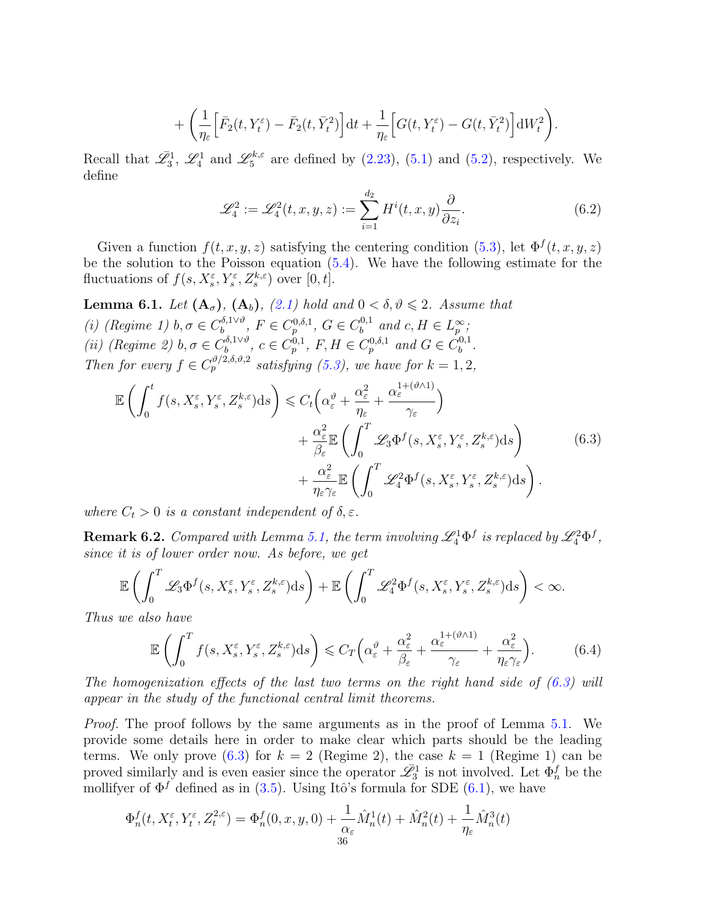$$+\left(\frac{1}{\eta_\varepsilon}\Big[\bar{F}_2(t,Y^\varepsilon_t)-\bar{F}_2(t,\bar{Y}^2_t)\Big]\mathrm{d}t+\frac{1}{\eta_\varepsilon}\Big[G(t,Y^\varepsilon_t)-G(t,\bar{Y}^2_t)\Big]\mathrm{d}W^2_t\right).$$

Recall that $\bar{\mathscr{L}}^1_3$, $\mathscr{L}^1_4$ and $\mathscr{L}^{k,\varepsilon}_5$ are defined by (2.23), (5.1) and (5.2), respectively. We define

$$\mathscr{L}^2_4 := \mathscr{L}^2_4(t,x,y,z) := \sum_{i=1}^{d_2} H^i(t,x,y)\frac{\partial}{\partial z_i}. \tag{6.2}$$

Given a function $f(t,x,y,z)$ satisfying the centering condition (5.3), let $\Phi^f(t,x,y,z)$ be the solution to the Poisson equation (5.4). We have the following estimate for the fluctuations of $f(s,X^\varepsilon_s,Y^\varepsilon_s,Z^{k,\varepsilon}_s)$ over $[0,t]$.

**Lemma 6.1.** *Let* $(\mathbf{A}_\sigma)$, $(\mathbf{A}_b)$, *(2.1) hold and* $0<\delta,\vartheta\leqslant 2$. *Assume that*
*(i) (Regime 1)* $b,\sigma\in C_b^{\delta,1\vee\vartheta}$, $F\in C_p^{0,\delta,1}$, $G\in C_b^{0,1}$ *and* $c,H\in L_p^\infty$;
*(ii) (Regime 2)* $b,\sigma\in C_b^{\delta,1\vee\vartheta}$, $c\in C_p^{0,1}$, $F,H\in C_p^{0,\delta,1}$ *and* $G\in C_b^{0,1}$.
*Then for every* $f\in C_p^{\vartheta/2,\delta,\vartheta,2}$ *satisfying (5.3), we have for* $k=1,2$,

$$\begin{aligned}\mathbb{E}\left(\int_0^t f(s,X^\varepsilon_s,Y^\varepsilon_s,Z^{k,\varepsilon}_s)\mathrm{d}s\right) &\leqslant C_t\Big(\alpha_\varepsilon^\vartheta+\frac{\alpha_\varepsilon^2}{\eta_\varepsilon}+\frac{\alpha_\varepsilon^{1+(\vartheta\wedge 1)}}{\gamma_\varepsilon}\Big)\\ &\quad+\frac{\alpha_\varepsilon^2}{\beta_\varepsilon}\mathbb{E}\left(\int_0^T \mathscr{L}_3\Phi^f(s,X^\varepsilon_s,Y^\varepsilon_s,Z^{k,\varepsilon}_s)\mathrm{d}s\right)\\ &\quad+\frac{\alpha_\varepsilon^2}{\eta_\varepsilon\gamma_\varepsilon}\mathbb{E}\left(\int_0^T \mathscr{L}^2_4\Phi^f(s,X^\varepsilon_s,Y^\varepsilon_s,Z^{k,\varepsilon}_s)\mathrm{d}s\right).\end{aligned}\tag{6.3}$$

*where* $C_t>0$ *is a constant independent of* $\delta,\varepsilon$.

**Remark 6.2.** *Compared with Lemma 5.1, the term involving* $\mathscr{L}^1_4\Phi^f$ *is replaced by* $\mathscr{L}^2_4\Phi^f$, *since it is of lower order now. As before, we get*

$$\mathbb{E}\left(\int_0^T \mathscr{L}_3\Phi^f(s,X^\varepsilon_s,Y^\varepsilon_s,Z^{k,\varepsilon}_s)\mathrm{d}s\right)+\mathbb{E}\left(\int_0^T \mathscr{L}^2_4\Phi^f(s,X^\varepsilon_s,Y^\varepsilon_s,Z^{k,\varepsilon}_s)\mathrm{d}s\right)<\infty.$$

*Thus we also have*

$$\mathbb{E}\left(\int_0^T f(s,X^\varepsilon_s,Y^\varepsilon_s,Z^{k,\varepsilon}_s)\mathrm{d}s\right)\leqslant C_T\Big(\alpha_\varepsilon^\vartheta+\frac{\alpha_\varepsilon^2}{\beta_\varepsilon}+\frac{\alpha_\varepsilon^{1+(\vartheta\wedge 1)}}{\gamma_\varepsilon}+\frac{\alpha_\varepsilon^2}{\eta_\varepsilon\gamma_\varepsilon}\Big).\tag{6.4}$$

*The homogenization effects of the last two terms on the right hand side of (6.3) will appear in the study of the functional central limit theorems.*

*Proof.* The proof follows by the same arguments as in the proof of Lemma 5.1. We provide some details here in order to make clear which parts should be the leading terms. We only prove (6.3) for $k=2$ (Regime 2), the case $k=1$ (Regime 1) can be proved similarly and is even easier since the operator $\bar{\mathscr{L}}^1_3$ is not involved. Let $\Phi^f_n$ be the mollifyer of $\Phi^f$ defined as in (3.5). Using Itô's formula for SDE (6.1), we have

$$\Phi^f_n(t,X^\varepsilon_t,Y^\varepsilon_t,Z^{2,\varepsilon}_t)=\Phi^f_n(0,x,y,0)+\frac{1}{\alpha_\varepsilon}\hat{M}^1_n(t)+\hat{M}^2_n(t)+\frac{1}{\eta_\varepsilon}\hat{M}^3_n(t)$$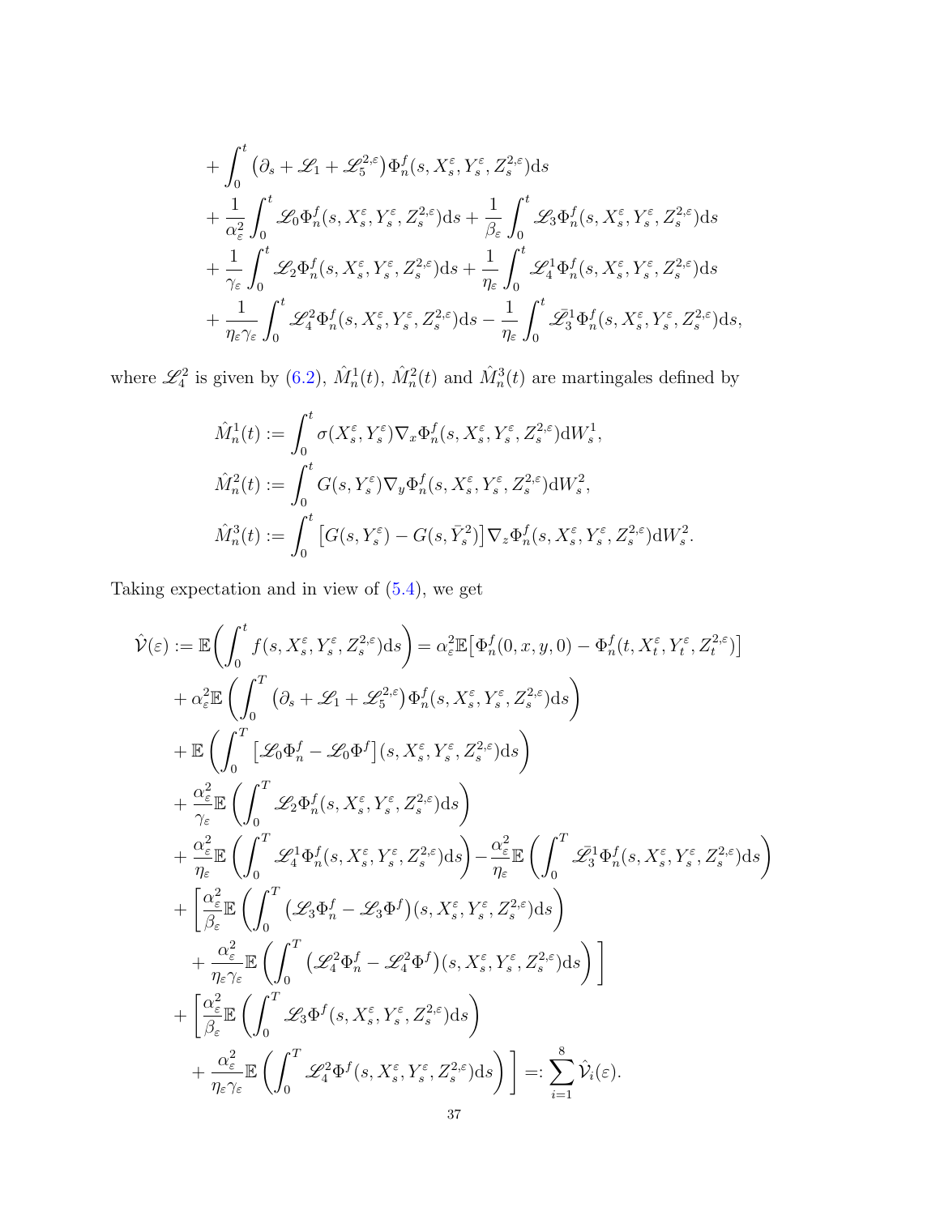$$
\begin{aligned}
&+\int_0^t \big(\partial_s+\mathscr{L}_1+\mathscr{L}_5^{2,\varepsilon}\big)\Phi_n^f(s,X_s^\varepsilon,Y_s^\varepsilon,Z_s^{2,\varepsilon})\mathrm{d}s\\
&+\frac{1}{\alpha_\varepsilon^2}\int_0^t \mathscr{L}_0\Phi_n^f(s,X_s^\varepsilon,Y_s^\varepsilon,Z_s^{2,\varepsilon})\mathrm{d}s+\frac{1}{\beta_\varepsilon}\int_0^t \mathscr{L}_3\Phi_n^f(s,X_s^\varepsilon,Y_s^\varepsilon,Z_s^{2,\varepsilon})\mathrm{d}s\\
&+\frac{1}{\gamma_\varepsilon}\int_0^t \mathscr{L}_2\Phi_n^f(s,X_s^\varepsilon,Y_s^\varepsilon,Z_s^{2,\varepsilon})\mathrm{d}s+\frac{1}{\eta_\varepsilon}\int_0^t \mathscr{L}_4^1\Phi_n^f(s,X_s^\varepsilon,Y_s^\varepsilon,Z_s^{2,\varepsilon})\mathrm{d}s\\
&+\frac{1}{\eta_\varepsilon\gamma_\varepsilon}\int_0^t \mathscr{L}_4^2\Phi_n^f(s,X_s^\varepsilon,Y_s^\varepsilon,Z_s^{2,\varepsilon})\mathrm{d}s-\frac{1}{\eta_\varepsilon}\int_0^t \bar{\mathscr{L}}_3^1\Phi_n^f(s,X_s^\varepsilon,Y_s^\varepsilon,Z_s^{2,\varepsilon})\mathrm{d}s,
\end{aligned}
$$

where $\mathscr{L}_4^2$ is given by (6.2), $\hat{M}_n^1(t)$, $\hat{M}_n^2(t)$ and $\hat{M}_n^3(t)$ are martingales defined by

$$
\begin{aligned}
\hat{M}_n^1(t)&:=\int_0^t \sigma(X_s^\varepsilon,Y_s^\varepsilon)\nabla_x\Phi_n^f(s,X_s^\varepsilon,Y_s^\varepsilon,Z_s^{2,\varepsilon})\mathrm{d}W_s^1,\\
\hat{M}_n^2(t)&:=\int_0^t G(s,Y_s^\varepsilon)\nabla_y\Phi_n^f(s,X_s^\varepsilon,Y_s^\varepsilon,Z_s^{2,\varepsilon})\mathrm{d}W_s^2,\\
\hat{M}_n^3(t)&:=\int_0^t \big[G(s,Y_s^\varepsilon)-G(s,\bar{Y}_s^2)\big]\nabla_z\Phi_n^f(s,X_s^\varepsilon,Y_s^\varepsilon,Z_s^{2,\varepsilon})\mathrm{d}W_s^2.
\end{aligned}
$$

Taking expectation and in view of (5.4), we get

$$
\begin{aligned}
\hat{\mathcal{V}}(\varepsilon)&:=\mathbb{E}\bigg(\int_0^t f(s,X_s^\varepsilon,Y_s^\varepsilon,Z_s^{2,\varepsilon})\mathrm{d}s\bigg)=\alpha_\varepsilon^2\mathbb{E}\big[\Phi_n^f(0,x,y,0)-\Phi_n^f(t,X_t^\varepsilon,Y_t^\varepsilon,Z_t^{2,\varepsilon})\big]\\
&+\alpha_\varepsilon^2\mathbb{E}\left(\int_0^T \big(\partial_s+\mathscr{L}_1+\mathscr{L}_5^{2,\varepsilon}\big)\Phi_n^f(s,X_s^\varepsilon,Y_s^\varepsilon,Z_s^{2,\varepsilon})\mathrm{d}s\right)\\
&+\mathbb{E}\left(\int_0^T \big[\mathscr{L}_0\Phi_n^f-\mathscr{L}_0\Phi^f\big](s,X_s^\varepsilon,Y_s^\varepsilon,Z_s^{2,\varepsilon})\mathrm{d}s\right)\\
&+\frac{\alpha_\varepsilon^2}{\gamma_\varepsilon}\mathbb{E}\left(\int_0^T \mathscr{L}_2\Phi_n^f(s,X_s^\varepsilon,Y_s^\varepsilon,Z_s^{2,\varepsilon})\mathrm{d}s\right)\\
&+\frac{\alpha_\varepsilon^2}{\eta_\varepsilon}\mathbb{E}\left(\int_0^T \mathscr{L}_4^1\Phi_n^f(s,X_s^\varepsilon,Y_s^\varepsilon,Z_s^{2,\varepsilon})\mathrm{d}s\right)-\frac{\alpha_\varepsilon^2}{\eta_\varepsilon}\mathbb{E}\left(\int_0^T \bar{\mathscr{L}}_3^1\Phi_n^f(s,X_s^\varepsilon,Y_s^\varepsilon,Z_s^{2,\varepsilon})\mathrm{d}s\right)\\
&+\bigg[\frac{\alpha_\varepsilon^2}{\beta_\varepsilon}\mathbb{E}\left(\int_0^T \big(\mathscr{L}_3\Phi_n^f-\mathscr{L}_3\Phi^f\big)(s,X_s^\varepsilon,Y_s^\varepsilon,Z_s^{2,\varepsilon})\mathrm{d}s\right)\\
&\quad+\frac{\alpha_\varepsilon^2}{\eta_\varepsilon\gamma_\varepsilon}\mathbb{E}\left(\int_0^T \big(\mathscr{L}_4^2\Phi_n^f-\mathscr{L}_4^2\Phi^f\big)(s,X_s^\varepsilon,Y_s^\varepsilon,Z_s^{2,\varepsilon})\mathrm{d}s\right)\bigg]\\
&+\bigg[\frac{\alpha_\varepsilon^2}{\beta_\varepsilon}\mathbb{E}\left(\int_0^T \mathscr{L}_3\Phi^f(s,X_s^\varepsilon,Y_s^\varepsilon,Z_s^{2,\varepsilon})\mathrm{d}s\right)\\
&\quad+\frac{\alpha_\varepsilon^2}{\eta_\varepsilon\gamma_\varepsilon}\mathbb{E}\left(\int_0^T \mathscr{L}_4^2\Phi^f(s,X_s^\varepsilon,Y_s^\varepsilon,Z_s^{2,\varepsilon})\mathrm{d}s\right)\bigg]=:\sum_{i=1}^8\hat{\mathcal{V}}_i(\varepsilon).
\end{aligned}
$$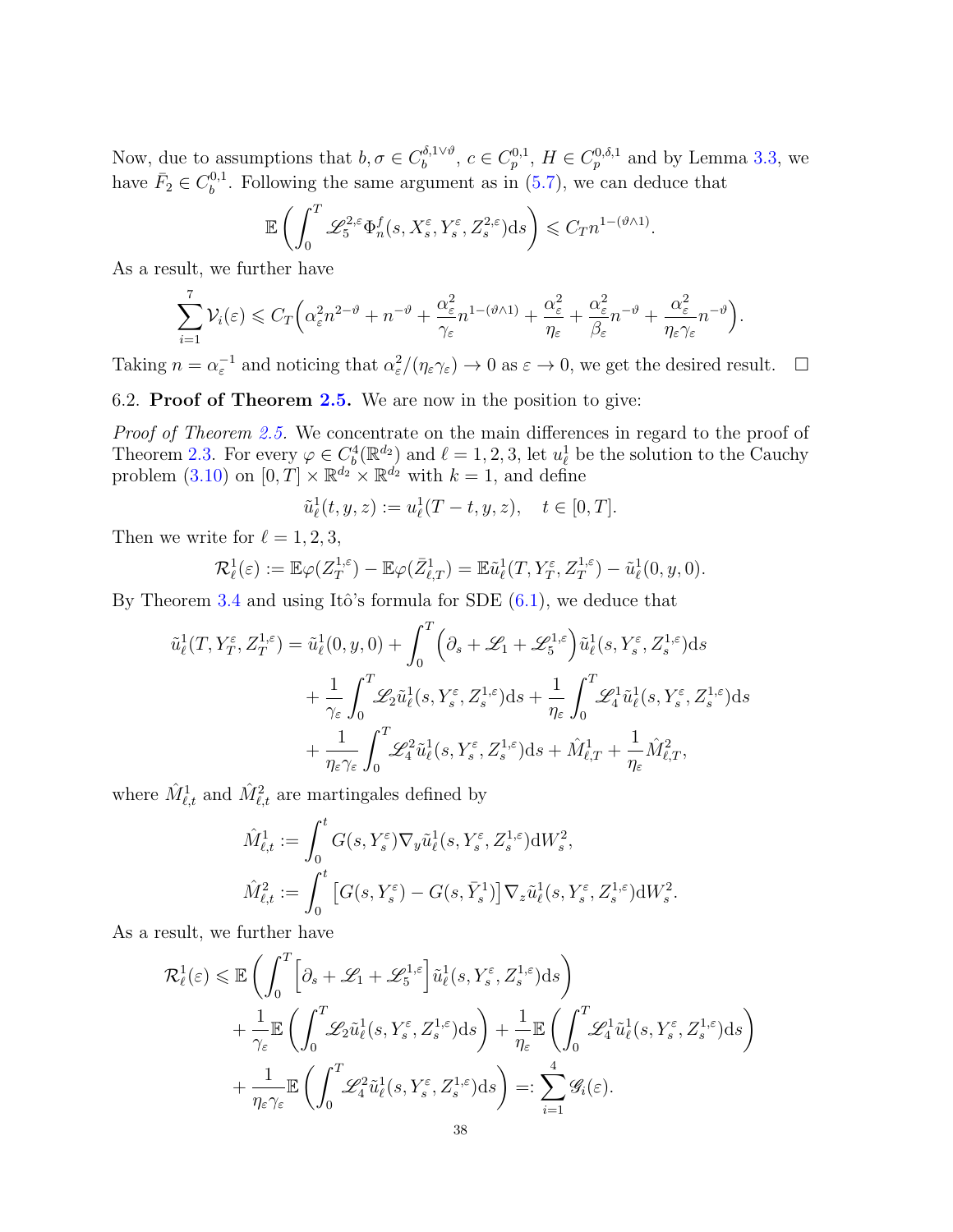Now, due to assumptions that $b, \sigma \in C_b^{\delta, 1\vee\vartheta}$, $c \in C_p^{0,1}$, $H \in C_p^{0,\delta,1}$ and by Lemma 3.3, we have $\bar{F}_2 \in C_b^{0,1}$. Following the same argument as in (5.7), we can deduce that

$$\mathbb{E}\left(\int_0^T \mathscr{L}_5^{2,\varepsilon}\Phi_n^f(s, X_s^\varepsilon, Y_s^\varepsilon, Z_s^{2,\varepsilon})\mathrm{d}s\right) \leqslant C_T n^{1-(\vartheta\wedge 1)}.$$

As a result, we further have

$$\sum_{i=1}^7 \mathcal{V}_i(\varepsilon) \leqslant C_T\Big(\alpha_\varepsilon^2 n^{2-\vartheta} + n^{-\vartheta} + \frac{\alpha_\varepsilon^2}{\gamma_\varepsilon} n^{1-(\vartheta\wedge 1)} + \frac{\alpha_\varepsilon^2}{\eta_\varepsilon} + \frac{\alpha_\varepsilon^2}{\beta_\varepsilon} n^{-\vartheta} + \frac{\alpha_\varepsilon^2}{\eta_\varepsilon\gamma_\varepsilon} n^{-\vartheta}\Big).$$

Taking $n = \alpha_\varepsilon^{-1}$ and noticing that $\alpha_\varepsilon^2/(\eta_\varepsilon\gamma_\varepsilon) \to 0$ as $\varepsilon \to 0$, we get the desired result. $\square$

6.2. **Proof of Theorem 2.5.** We are now in the position to give:

*Proof of Theorem 2.5.* We concentrate on the main differences in regard to the proof of Theorem 2.3. For every $\varphi \in C_b^4(\mathbb{R}^{d_2})$ and $\ell = 1, 2, 3$, let $u_\ell^1$ be the solution to the Cauchy problem (3.10) on $[0,T] \times \mathbb{R}^{d_2} \times \mathbb{R}^{d_2}$ with $k = 1$, and define

$$\tilde{u}_\ell^1(t, y, z) := u_\ell^1(T - t, y, z), \quad t \in [0, T].$$

Then we write for $\ell = 1, 2, 3$,

$$\mathcal{R}_\ell^1(\varepsilon) := \mathbb{E}\varphi(Z_T^{1,\varepsilon}) - \mathbb{E}\varphi(\bar{Z}_{\ell,T}^1) = \mathbb{E}\tilde{u}_\ell^1(T, Y_T^\varepsilon, Z_T^{1,\varepsilon}) - \tilde{u}_\ell^1(0, y, 0).$$

By Theorem 3.4 and using Itô's formula for SDE (6.1), we deduce that

$$\begin{aligned}
\tilde{u}_\ell^1(T, Y_T^\varepsilon, Z_T^{1,\varepsilon}) = \tilde{u}_\ell^1(0, y, 0) &+ \int_0^T \Big(\partial_s + \mathscr{L}_1 + \mathscr{L}_5^{1,\varepsilon}\Big)\tilde{u}_\ell^1(s, Y_s^\varepsilon, Z_s^{1,\varepsilon})\mathrm{d}s \\
&+ \frac{1}{\gamma_\varepsilon}\int_0^T \mathscr{L}_2 \tilde{u}_\ell^1(s, Y_s^\varepsilon, Z_s^{1,\varepsilon})\mathrm{d}s + \frac{1}{\eta_\varepsilon}\int_0^T \mathscr{L}_4^1 \tilde{u}_\ell^1(s, Y_s^\varepsilon, Z_s^{1,\varepsilon})\mathrm{d}s \\
&+ \frac{1}{\eta_\varepsilon\gamma_\varepsilon}\int_0^T \mathscr{L}_4^2 \tilde{u}_\ell^1(s, Y_s^\varepsilon, Z_s^{1,\varepsilon})\mathrm{d}s + \hat{M}_{\ell,T}^1 + \frac{1}{\eta_\varepsilon}\hat{M}_{\ell,T}^2,
\end{aligned}$$

where $\hat{M}_{\ell,t}^1$ and $\hat{M}_{\ell,t}^2$ are martingales defined by

$$\begin{aligned}
\hat{M}_{\ell,t}^1 &:= \int_0^t G(s, Y_s^\varepsilon)\nabla_y \tilde{u}_\ell^1(s, Y_s^\varepsilon, Z_s^{1,\varepsilon})\mathrm{d}W_s^2, \\
\hat{M}_{\ell,t}^2 &:= \int_0^t \big[G(s, Y_s^\varepsilon) - G(s, \bar{Y}_s^1)\big]\nabla_z \tilde{u}_\ell^1(s, Y_s^\varepsilon, Z_s^{1,\varepsilon})\mathrm{d}W_s^2.
\end{aligned}$$

As a result, we further have

$$\begin{aligned}
\mathcal{R}_\ell^1(\varepsilon) \leqslant\ & \mathbb{E}\left(\int_0^T \Big[\partial_s + \mathscr{L}_1 + \mathscr{L}_5^{1,\varepsilon}\Big]\tilde{u}_\ell^1(s, Y_s^\varepsilon, Z_s^{1,\varepsilon})\mathrm{d}s\right) \\
&+ \frac{1}{\gamma_\varepsilon}\mathbb{E}\left(\int_0^T \mathscr{L}_2 \tilde{u}_\ell^1(s, Y_s^\varepsilon, Z_s^{1,\varepsilon})\mathrm{d}s\right) + \frac{1}{\eta_\varepsilon}\mathbb{E}\left(\int_0^T \mathscr{L}_4^1 \tilde{u}_\ell^1(s, Y_s^\varepsilon, Z_s^{1,\varepsilon})\mathrm{d}s\right) \\
&+ \frac{1}{\eta_\varepsilon\gamma_\varepsilon}\mathbb{E}\left(\int_0^T \mathscr{L}_4^2 \tilde{u}_\ell^1(s, Y_s^\varepsilon, Z_s^{1,\varepsilon})\mathrm{d}s\right) =: \sum_{i=1}^4 \mathscr{G}_i(\varepsilon).
\end{aligned}$$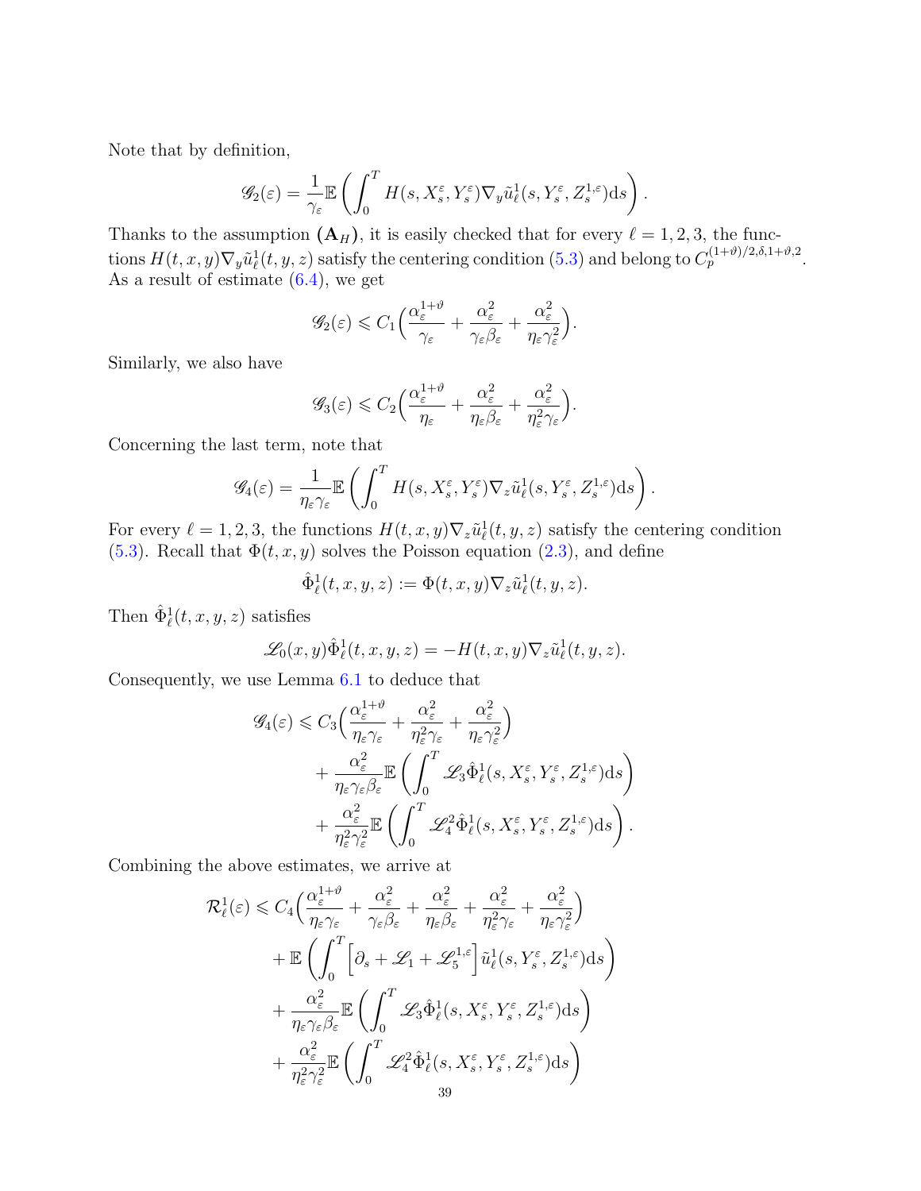Note that by definition,

$$\mathscr{G}_2(\varepsilon) = \frac{1}{\gamma_\varepsilon}\mathbb{E}\left(\int_0^T H(s, X_s^\varepsilon, Y_s^\varepsilon)\nabla_y \tilde{u}_\ell^1(s, Y_s^\varepsilon, Z_s^{1,\varepsilon})\mathrm{d}s\right).$$

Thanks to the assumption $(\mathbf{A}_H)$, it is easily checked that for every $\ell = 1, 2, 3$, the functions $H(t, x, y)\nabla_y \tilde{u}_\ell^1(t, y, z)$ satisfy the centering condition (5.3) and belong to $C_p^{(1+\vartheta)/2, \delta, 1+\vartheta, 2}$. As a result of estimate (6.4), we get

$$\mathscr{G}_2(\varepsilon) \leqslant C_1\Big(\frac{\alpha_\varepsilon^{1+\vartheta}}{\gamma_\varepsilon} + \frac{\alpha_\varepsilon^2}{\gamma_\varepsilon\beta_\varepsilon} + \frac{\alpha_\varepsilon^2}{\eta_\varepsilon\gamma_\varepsilon^2}\Big).$$

Similarly, we also have

$$\mathscr{G}_3(\varepsilon) \leqslant C_2\Big(\frac{\alpha_\varepsilon^{1+\vartheta}}{\eta_\varepsilon} + \frac{\alpha_\varepsilon^2}{\eta_\varepsilon\beta_\varepsilon} + \frac{\alpha_\varepsilon^2}{\eta_\varepsilon^2\gamma_\varepsilon}\Big).$$

Concerning the last term, note that

$$\mathscr{G}_4(\varepsilon) = \frac{1}{\eta_\varepsilon\gamma_\varepsilon}\mathbb{E}\left(\int_0^T H(s, X_s^\varepsilon, Y_s^\varepsilon)\nabla_z \tilde{u}_\ell^1(s, Y_s^\varepsilon, Z_s^{1,\varepsilon})\mathrm{d}s\right).$$

For every $\ell = 1, 2, 3$, the functions $H(t, x, y)\nabla_z \tilde{u}_\ell^1(t, y, z)$ satisfy the centering condition (5.3). Recall that $\Phi(t, x, y)$ solves the Poisson equation (2.3), and define

$$\hat{\Phi}_\ell^1(t, x, y, z) := \Phi(t, x, y)\nabla_z \tilde{u}_\ell^1(t, y, z).$$

Then $\hat{\Phi}_\ell^1(t, x, y, z)$ satisfies

$$\mathscr{L}_0(x, y)\hat{\Phi}_\ell^1(t, x, y, z) = -H(t, x, y)\nabla_z \tilde{u}_\ell^1(t, y, z).$$

Consequently, we use Lemma 6.1 to deduce that

$$\begin{aligned}
\mathscr{G}_4(\varepsilon) &\leqslant C_3\Big(\frac{\alpha_\varepsilon^{1+\vartheta}}{\eta_\varepsilon\gamma_\varepsilon} + \frac{\alpha_\varepsilon^2}{\eta_\varepsilon^2\gamma_\varepsilon} + \frac{\alpha_\varepsilon^2}{\eta_\varepsilon\gamma_\varepsilon^2}\Big)\\
&\quad + \frac{\alpha_\varepsilon^2}{\eta_\varepsilon\gamma_\varepsilon\beta_\varepsilon}\mathbb{E}\left(\int_0^T \mathscr{L}_3\hat{\Phi}_\ell^1(s, X_s^\varepsilon, Y_s^\varepsilon, Z_s^{1,\varepsilon})\mathrm{d}s\right)\\
&\quad + \frac{\alpha_\varepsilon^2}{\eta_\varepsilon^2\gamma_\varepsilon^2}\mathbb{E}\left(\int_0^T \mathscr{L}_4^2\hat{\Phi}_\ell^1(s, X_s^\varepsilon, Y_s^\varepsilon, Z_s^{1,\varepsilon})\mathrm{d}s\right).
\end{aligned}$$

Combining the above estimates, we arrive at

$$\begin{aligned}
\mathcal{R}_\ell^1(\varepsilon) &\leqslant C_4\Big(\frac{\alpha_\varepsilon^{1+\vartheta}}{\eta_\varepsilon\gamma_\varepsilon} + \frac{\alpha_\varepsilon^2}{\gamma_\varepsilon\beta_\varepsilon} + \frac{\alpha_\varepsilon^2}{\eta_\varepsilon\beta_\varepsilon} + \frac{\alpha_\varepsilon^2}{\eta_\varepsilon^2\gamma_\varepsilon} + \frac{\alpha_\varepsilon^2}{\eta_\varepsilon\gamma_\varepsilon^2}\Big)\\
&\quad + \mathbb{E}\left(\int_0^T \Big[\partial_s + \mathscr{L}_1 + \mathscr{L}_5^{1,\varepsilon}\Big]\tilde{u}_\ell^1(s, Y_s^\varepsilon, Z_s^{1,\varepsilon})\mathrm{d}s\right)\\
&\quad + \frac{\alpha_\varepsilon^2}{\eta_\varepsilon\gamma_\varepsilon\beta_\varepsilon}\mathbb{E}\left(\int_0^T \mathscr{L}_3\hat{\Phi}_\ell^1(s, X_s^\varepsilon, Y_s^\varepsilon, Z_s^{1,\varepsilon})\mathrm{d}s\right)\\
&\quad + \frac{\alpha_\varepsilon^2}{\eta_\varepsilon^2\gamma_\varepsilon^2}\mathbb{E}\left(\int_0^T \mathscr{L}_4^2\hat{\Phi}_\ell^1(s, X_s^\varepsilon, Y_s^\varepsilon, Z_s^{1,\varepsilon})\mathrm{d}s\right)
\end{aligned}$$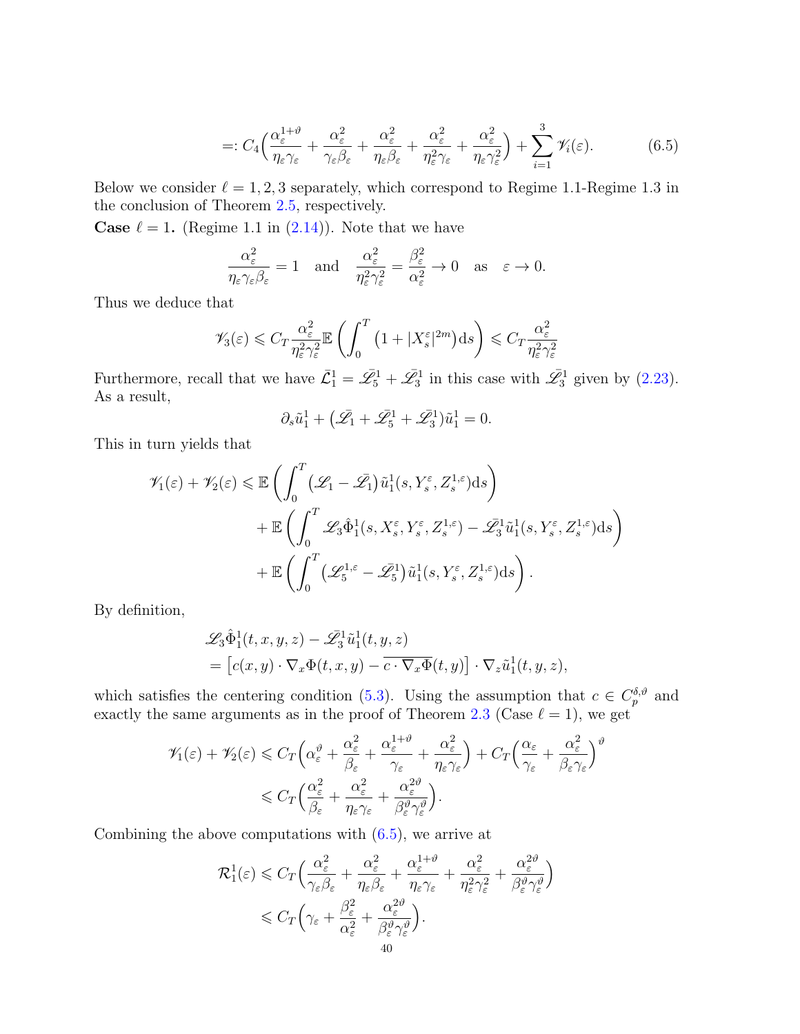$$=: C_4\Big(\frac{\alpha_\varepsilon^{1+\vartheta}}{\eta_\varepsilon\gamma_\varepsilon}+\frac{\alpha_\varepsilon^2}{\gamma_\varepsilon\beta_\varepsilon}+\frac{\alpha_\varepsilon^2}{\eta_\varepsilon\beta_\varepsilon}+\frac{\alpha_\varepsilon^2}{\eta_\varepsilon^2\gamma_\varepsilon}+\frac{\alpha_\varepsilon^2}{\eta_\varepsilon\gamma_\varepsilon^2}\Big)+\sum_{i=1}^{3}\mathscr{V}_i(\varepsilon). \tag{6.5}$$

Below we consider $\ell = 1, 2, 3$ separately, which correspond to Regime 1.1-Regime 1.3 in the conclusion of Theorem 2.5, respectively.

**Case** $\ell = 1$**.** (Regime 1.1 in (2.14)). Note that we have

$$\frac{\alpha_\varepsilon^2}{\eta_\varepsilon\gamma_\varepsilon\beta_\varepsilon}=1 \quad\text{and}\quad \frac{\alpha_\varepsilon^2}{\eta_\varepsilon^2\gamma_\varepsilon^2}=\frac{\beta_\varepsilon^2}{\alpha_\varepsilon^2}\to 0 \quad\text{as}\quad \varepsilon\to 0.$$

Thus we deduce that

$$\mathscr{V}_3(\varepsilon)\leqslant C_T\frac{\alpha_\varepsilon^2}{\eta_\varepsilon^2\gamma_\varepsilon^2}\mathbb{E}\left(\int_0^T\big(1+|X_s^\varepsilon|^{2m}\big)\mathrm{d}s\right)\leqslant C_T\frac{\alpha_\varepsilon^2}{\eta_\varepsilon^2\gamma_\varepsilon^2}$$

Furthermore, recall that we have $\bar{\mathcal{L}}_1^1=\bar{\mathscr{L}}_5^1+\bar{\mathscr{L}}_3^1$ in this case with $\bar{\mathscr{L}}_3^1$ given by (2.23). As a result,

$$\partial_s\tilde{u}_1^1+\big(\bar{\mathscr{L}}_1+\bar{\mathscr{L}}_5^1+\bar{\mathscr{L}}_3^1\big)\tilde{u}_1^1=0.$$

This in turn yields that

$$\begin{aligned}
\mathscr{V}_1(\varepsilon)+\mathscr{V}_2(\varepsilon)\leqslant{}& \mathbb{E}\left(\int_0^T\big(\mathscr{L}_1-\bar{\mathscr{L}}_1\big)\tilde{u}_1^1(s,Y_s^\varepsilon,Z_s^{1,\varepsilon})\mathrm{d}s\right)\\
&+\mathbb{E}\left(\int_0^T\mathscr{L}_3\hat{\Phi}_1^1(s,X_s^\varepsilon,Y_s^\varepsilon,Z_s^{1,\varepsilon})-\bar{\mathscr{L}}_3^1\tilde{u}_1^1(s,Y_s^\varepsilon,Z_s^{1,\varepsilon})\mathrm{d}s\right)\\
&+\mathbb{E}\left(\int_0^T\big(\mathscr{L}_5^{1,\varepsilon}-\bar{\mathscr{L}}_5^1\big)\tilde{u}_1^1(s,Y_s^\varepsilon,Z_s^{1,\varepsilon})\mathrm{d}s\right).
\end{aligned}$$

By definition,

$$\begin{aligned}
&\mathscr{L}_3\hat{\Phi}_1^1(t,x,y,z)-\bar{\mathscr{L}}_3^1\tilde{u}_1^1(t,y,z)\\
&=\big[c(x,y)\cdot\nabla_x\Phi(t,x,y)-\overline{c\cdot\nabla_x\Phi}(t,y)\big]\cdot\nabla_z\tilde{u}_1^1(t,y,z),
\end{aligned}$$

which satisfies the centering condition (5.3). Using the assumption that $c\in C_p^{\delta,\vartheta}$ and exactly the same arguments as in the proof of Theorem 2.3 (Case $\ell = 1$), we get

$$\begin{aligned}
\mathscr{V}_1(\varepsilon)+\mathscr{V}_2(\varepsilon)&\leqslant C_T\Big(\alpha_\varepsilon^\vartheta+\frac{\alpha_\varepsilon^2}{\beta_\varepsilon}+\frac{\alpha_\varepsilon^{1+\vartheta}}{\gamma_\varepsilon}+\frac{\alpha_\varepsilon^2}{\eta_\varepsilon\gamma_\varepsilon}\Big)+C_T\Big(\frac{\alpha_\varepsilon}{\gamma_\varepsilon}+\frac{\alpha_\varepsilon^2}{\beta_\varepsilon\gamma_\varepsilon}\Big)^\vartheta\\
&\leqslant C_T\Big(\frac{\alpha_\varepsilon^2}{\beta_\varepsilon}+\frac{\alpha_\varepsilon^2}{\eta_\varepsilon\gamma_\varepsilon}+\frac{\alpha_\varepsilon^{2\vartheta}}{\beta_\varepsilon^\vartheta\gamma_\varepsilon^\vartheta}\Big).
\end{aligned}$$

Combining the above computations with (6.5), we arrive at

$$\begin{aligned}
\mathcal{R}_1^1(\varepsilon)&\leqslant C_T\Big(\frac{\alpha_\varepsilon^2}{\gamma_\varepsilon\beta_\varepsilon}+\frac{\alpha_\varepsilon^2}{\eta_\varepsilon\beta_\varepsilon}+\frac{\alpha_\varepsilon^{1+\vartheta}}{\eta_\varepsilon\gamma_\varepsilon}+\frac{\alpha_\varepsilon^2}{\eta_\varepsilon^2\gamma_\varepsilon^2}+\frac{\alpha_\varepsilon^{2\vartheta}}{\beta_\varepsilon^\vartheta\gamma_\varepsilon^\vartheta}\Big)\\
&\leqslant C_T\Big(\gamma_\varepsilon+\frac{\beta_\varepsilon^2}{\alpha_\varepsilon^2}+\frac{\alpha_\varepsilon^{2\vartheta}}{\beta_\varepsilon^\vartheta\gamma_\varepsilon^\vartheta}\Big).
\end{aligned}$$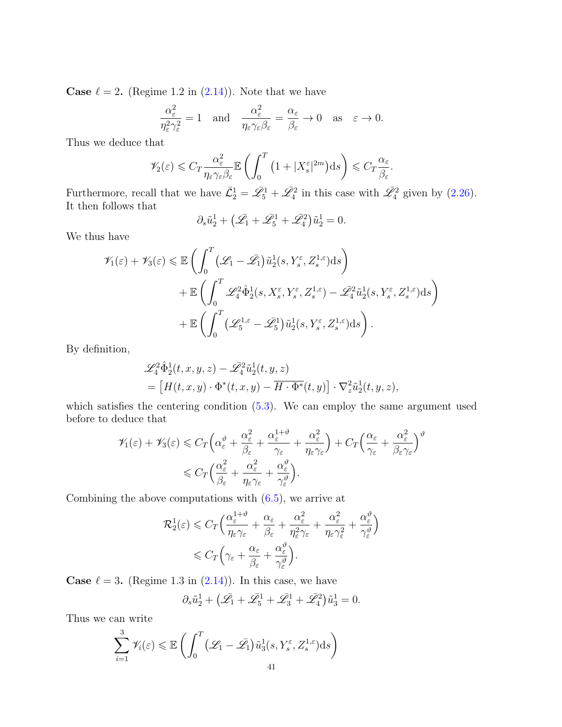**Case** $\ell = 2$. (Regime 1.2 in (2.14)). Note that we have

$$\frac{\alpha_\varepsilon^2}{\eta_\varepsilon^2\gamma_\varepsilon^2} = 1 \quad \text{and} \quad \frac{\alpha_\varepsilon^2}{\eta_\varepsilon\gamma_\varepsilon\beta_\varepsilon} = \frac{\alpha_\varepsilon}{\beta_\varepsilon} \to 0 \quad \text{as} \quad \varepsilon \to 0.$$

Thus we deduce that

$$\mathscr{V}_2(\varepsilon) \leqslant C_T \frac{\alpha_\varepsilon^2}{\eta_\varepsilon\gamma_\varepsilon\beta_\varepsilon}\mathbb{E}\left(\int_0^T \left(1 + |X_s^\varepsilon|^{2m}\right)\mathrm{d}s\right) \leqslant C_T\frac{\alpha_\varepsilon}{\beta_\varepsilon}.$$

Furthermore, recall that we have $\bar{\mathcal{L}}_2^1 = \bar{\mathscr{L}}_5^1 + \bar{\mathscr{L}}_4^2$ in this case with $\bar{\mathscr{L}}_4^2$ given by (2.26). It then follows that

$$\partial_s \tilde{u}_2^1 + \left(\bar{\mathscr{L}}_1 + \bar{\mathscr{L}}_5^1 + \bar{\mathscr{L}}_4^2\right)\tilde{u}_2^1 = 0.$$

We thus have

$$\begin{aligned}
\mathscr{V}_1(\varepsilon) + \mathscr{V}_3(\varepsilon) \leqslant{}& \mathbb{E}\left(\int_0^T \left(\mathscr{L}_1 - \bar{\mathscr{L}}_1\right)\tilde{u}_2^1(s, Y_s^\varepsilon, Z_s^{1,\varepsilon})\mathrm{d}s\right) \\
&+ \mathbb{E}\left(\int_0^T \mathscr{L}_4^2\hat{\Phi}_2^1(s, X_s^\varepsilon, Y_s^\varepsilon, Z_s^{1,\varepsilon}) - \bar{\mathscr{L}}_4^2\tilde{u}_2^1(s, Y_s^\varepsilon, Z_s^{1,\varepsilon})\mathrm{d}s\right) \\
&+ \mathbb{E}\left(\int_0^T \left(\mathscr{L}_5^{1,\varepsilon} - \bar{\mathscr{L}}_5^1\right)\tilde{u}_2^1(s, Y_s^\varepsilon, Z_s^{1,\varepsilon})\mathrm{d}s\right).
\end{aligned}$$

By definition,

$$\begin{aligned}
&\mathscr{L}_4^2\hat{\Phi}_2^1(t,x,y,z) - \bar{\mathscr{L}}_4^2\tilde{u}_2^1(t,y,z) \\
&= \left[H(t,x,y)\cdot\Phi^*(t,x,y) - \overline{H\cdot\Phi^*}(t,y)\right]\cdot\nabla_z^2\tilde{u}_2^1(t,y,z),
\end{aligned}$$

which satisfies the centering condition (5.3). We can employ the same argument used before to deduce that

$$\begin{aligned}
\mathscr{V}_1(\varepsilon) + \mathscr{V}_3(\varepsilon) &\leqslant C_T\Big(\alpha_\varepsilon^\vartheta + \frac{\alpha_\varepsilon^2}{\beta_\varepsilon} + \frac{\alpha_\varepsilon^{1+\vartheta}}{\gamma_\varepsilon} + \frac{\alpha_\varepsilon^2}{\eta_\varepsilon\gamma_\varepsilon}\Big) + C_T\Big(\frac{\alpha_\varepsilon}{\gamma_\varepsilon} + \frac{\alpha_\varepsilon^2}{\beta_\varepsilon\gamma_\varepsilon}\Big)^\vartheta \\
&\leqslant C_T\Big(\frac{\alpha_\varepsilon^2}{\beta_\varepsilon} + \frac{\alpha_\varepsilon^2}{\eta_\varepsilon\gamma_\varepsilon} + \frac{\alpha_\varepsilon^\vartheta}{\gamma_\varepsilon^\vartheta}\Big).
\end{aligned}$$

Combining the above computations with (6.5), we arrive at

$$\begin{aligned}
\mathcal{R}_2^1(\varepsilon) &\leqslant C_T\Big(\frac{\alpha_\varepsilon^{1+\vartheta}}{\eta_\varepsilon\gamma_\varepsilon} + \frac{\alpha_\varepsilon}{\beta_\varepsilon} + \frac{\alpha_\varepsilon^2}{\eta_\varepsilon^2\gamma_\varepsilon} + \frac{\alpha_\varepsilon^2}{\eta_\varepsilon\gamma_\varepsilon^2} + \frac{\alpha_\varepsilon^\vartheta}{\gamma_\varepsilon^\vartheta}\Big) \\
&\leqslant C_T\Big(\gamma_\varepsilon + \frac{\alpha_\varepsilon}{\beta_\varepsilon} + \frac{\alpha_\varepsilon^\vartheta}{\gamma_\varepsilon^\vartheta}\Big).
\end{aligned}$$

**Case** $\ell = 3$. (Regime 1.3 in (2.14)). In this case, we have

$$\partial_s \tilde{u}_2^1 + \left(\bar{\mathscr{L}}_1 + \bar{\mathscr{L}}_5^1 + \bar{\mathscr{L}}_3^1 + \bar{\mathscr{L}}_4^2\right)\tilde{u}_3^1 = 0.$$

Thus we can write

$$\sum_{i=1}^3 \mathscr{V}_i(\varepsilon) \leqslant \mathbb{E}\left(\int_0^T \left(\mathscr{L}_1 - \bar{\mathscr{L}}_1\right)\tilde{u}_3^1(s, Y_s^\varepsilon, Z_s^{1,\varepsilon})\mathrm{d}s\right)$$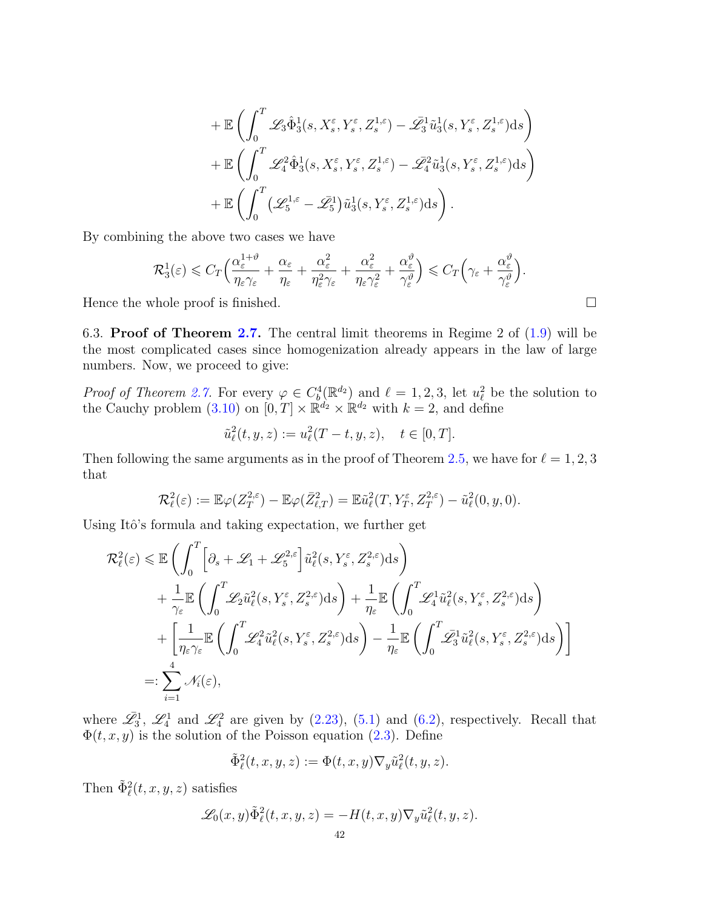$$
\begin{aligned}
&+\mathbb{E}\left(\int_0^T \mathscr{L}_3\hat{\Phi}_3^1(s,X_s^\varepsilon,Y_s^\varepsilon,Z_s^{1,\varepsilon})-\bar{\mathscr{L}}_3^1\tilde{u}_3^1(s,Y_s^\varepsilon,Z_s^{1,\varepsilon})\mathrm{d}s\right)\\
&+\mathbb{E}\left(\int_0^T \mathscr{L}_4^2\hat{\Phi}_3^1(s,X_s^\varepsilon,Y_s^\varepsilon,Z_s^{1,\varepsilon})-\bar{\mathscr{L}}_4^2\tilde{u}_3^1(s,Y_s^\varepsilon,Z_s^{1,\varepsilon})\mathrm{d}s\right)\\
&+\mathbb{E}\left(\int_0^T \left(\mathscr{L}_5^{1,\varepsilon}-\bar{\mathscr{L}}_5^1\right)\tilde{u}_3^1(s,Y_s^\varepsilon,Z_s^{1,\varepsilon})\mathrm{d}s\right).
\end{aligned}
$$

By combining the above two cases we have

$$
\mathcal{R}_3^1(\varepsilon)\leqslant C_T\Big(\frac{\alpha_\varepsilon^{1+\vartheta}}{\eta_\varepsilon\gamma_\varepsilon}+\frac{\alpha_\varepsilon}{\eta_\varepsilon}+\frac{\alpha_\varepsilon^2}{\eta_\varepsilon^2\gamma_\varepsilon}+\frac{\alpha_\varepsilon^2}{\eta_\varepsilon\gamma_\varepsilon^2}+\frac{\alpha_\varepsilon^\vartheta}{\gamma_\varepsilon^\vartheta}\Big)\leqslant C_T\Big(\gamma_\varepsilon+\frac{\alpha_\varepsilon^\vartheta}{\gamma_\varepsilon^\vartheta}\Big).
$$

Hence the whole proof is finished. □

6.3. **Proof of Theorem 2.7.** The central limit theorems in Regime 2 of (1.9) will be the most complicated cases since homogenization already appears in the law of large numbers. Now, we proceed to give:

*Proof of Theorem 2.7.* For every $\varphi\in C_b^4(\mathbb{R}^{d_2})$ and $\ell=1,2,3$, let $u_\ell^2$ be the solution to the Cauchy problem (3.10) on $[0,T]\times\mathbb{R}^{d_2}\times\mathbb{R}^{d_2}$ with $k=2$, and define

$$
\tilde{u}_\ell^2(t,y,z):=u_\ell^2(T-t,y,z),\quad t\in[0,T].
$$

Then following the same arguments as in the proof of Theorem 2.5, we have for $\ell=1,2,3$ that

$$
\mathcal{R}_\ell^2(\varepsilon):=\mathbb{E}\varphi(Z_T^{2,\varepsilon})-\mathbb{E}\varphi(\bar{Z}_{\ell,T}^2)=\mathbb{E}\tilde{u}_\ell^2(T,Y_T^\varepsilon,Z_T^{2,\varepsilon})-\tilde{u}_\ell^2(0,y,0).
$$

Using Itô's formula and taking expectation, we further get

$$
\begin{aligned}
\mathcal{R}_\ell^2(\varepsilon)\leqslant{}&\mathbb{E}\left(\int_0^T\Big[\partial_s+\mathscr{L}_1+\mathscr{L}_5^{2,\varepsilon}\Big]\tilde{u}_\ell^2(s,Y_s^\varepsilon,Z_s^{2,\varepsilon})\mathrm{d}s\right)\\
&+\frac{1}{\gamma_\varepsilon}\mathbb{E}\left(\int_0^T\mathscr{L}_2\tilde{u}_\ell^2(s,Y_s^\varepsilon,Z_s^{2,\varepsilon})\mathrm{d}s\right)+\frac{1}{\eta_\varepsilon}\mathbb{E}\left(\int_0^T\mathscr{L}_4^1\tilde{u}_\ell^2(s,Y_s^\varepsilon,Z_s^{2,\varepsilon})\mathrm{d}s\right)\\
&+\left[\frac{1}{\eta_\varepsilon\gamma_\varepsilon}\mathbb{E}\left(\int_0^T\mathscr{L}_4^2\tilde{u}_\ell^2(s,Y_s^\varepsilon,Z_s^{2,\varepsilon})\mathrm{d}s\right)-\frac{1}{\eta_\varepsilon}\mathbb{E}\left(\int_0^T\bar{\mathscr{L}}_3^1\tilde{u}_\ell^2(s,Y_s^\varepsilon,Z_s^{2,\varepsilon})\mathrm{d}s\right)\right]\\
=:{}&\sum_{i=1}^4\mathscr{N}_i(\varepsilon),
\end{aligned}
$$

where $\bar{\mathscr{L}}_3^1$, $\mathscr{L}_4^1$ and $\mathscr{L}_4^2$ are given by (2.23), (5.1) and (6.2), respectively. Recall that $\Phi(t,x,y)$ is the solution of the Poisson equation (2.3). Define

$$
\tilde{\Phi}_\ell^2(t,x,y,z):=\Phi(t,x,y)\nabla_y\tilde{u}_\ell^2(t,y,z).
$$

Then $\tilde{\Phi}_\ell^2(t,x,y,z)$ satisfies

$$
\mathscr{L}_0(x,y)\tilde{\Phi}_\ell^2(t,x,y,z)=-H(t,x,y)\nabla_y\tilde{u}_\ell^2(t,y,z).
$$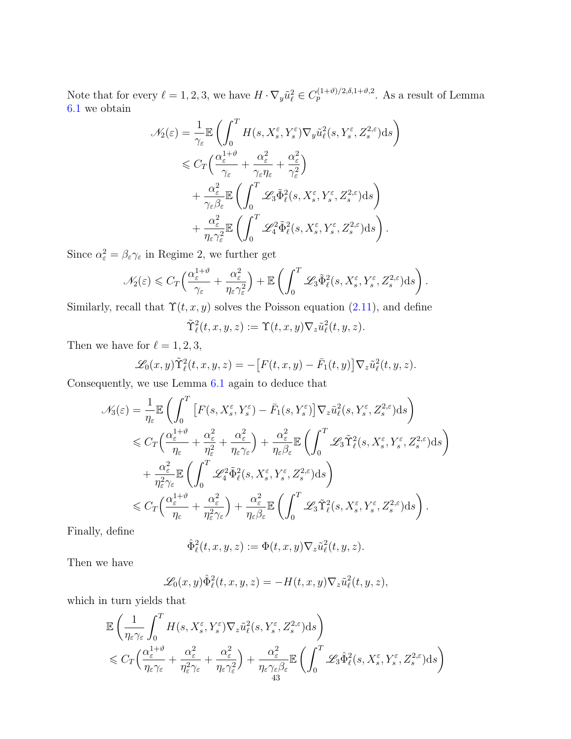Note that for every $\ell = 1,2,3$, we have $H \cdot \nabla_y \tilde{u}_\ell^2 \in C_p^{(1+\vartheta)/2,\delta,1+\vartheta,2}$. As a result of Lemma 6.1 we obtain

$$
\begin{aligned}
\mathscr{N}_2(\varepsilon) &= \frac{1}{\gamma_\varepsilon}\mathbb{E}\left(\int_0^T H(s,X_s^\varepsilon,Y_s^\varepsilon)\nabla_y \tilde{u}_\ell^2(s,Y_s^\varepsilon,Z_s^{2,\varepsilon})\mathrm{d}s\right) \\
&\leqslant C_T\Big(\frac{\alpha_\varepsilon^{1+\vartheta}}{\gamma_\varepsilon} + \frac{\alpha_\varepsilon^2}{\gamma_\varepsilon\eta_\varepsilon} + \frac{\alpha_\varepsilon^2}{\gamma_\varepsilon^2}\Big) \\
&\quad + \frac{\alpha_\varepsilon^2}{\gamma_\varepsilon\beta_\varepsilon}\mathbb{E}\left(\int_0^T \mathscr{L}_3\tilde{\Phi}_\ell^2(s,X_s^\varepsilon,Y_s^\varepsilon,Z_s^{2,\varepsilon})\mathrm{d}s\right) \\
&\quad + \frac{\alpha_\varepsilon^2}{\eta_\varepsilon\gamma_\varepsilon^2}\mathbb{E}\left(\int_0^T \mathscr{L}_4^2\tilde{\Phi}_\ell^2(s,X_s^\varepsilon,Y_s^\varepsilon,Z_s^{2,\varepsilon})\mathrm{d}s\right).
\end{aligned}
$$

Since $\alpha_\varepsilon^2 = \beta_\varepsilon\gamma_\varepsilon$ in Regime 2, we further get

$$
\mathscr{N}_2(\varepsilon) \leqslant C_T\Big(\frac{\alpha_\varepsilon^{1+\vartheta}}{\gamma_\varepsilon} + \frac{\alpha_\varepsilon^2}{\eta_\varepsilon\gamma_\varepsilon^2}\Big) + \mathbb{E}\left(\int_0^T \mathscr{L}_3\tilde{\Phi}_\ell^2(s,X_s^\varepsilon,Y_s^\varepsilon,Z_s^{2,\varepsilon})\mathrm{d}s\right).
$$

Similarly, recall that $\Upsilon(t,x,y)$ solves the Poisson equation (2.11), and define

$$
\tilde{\Upsilon}_\ell^2(t,x,y,z) := \Upsilon(t,x,y)\nabla_z \tilde{u}_\ell^2(t,y,z).
$$

Then we have for $\ell = 1,2,3$,

$$
\mathscr{L}_0(x,y)\tilde{\Upsilon}_\ell^2(t,x,y,z) = -\big[F(t,x,y) - \bar{F}_1(t,y)\big]\nabla_z \tilde{u}_\ell^2(t,y,z).
$$

Consequently, we use Lemma 6.1 again to deduce that

$$
\begin{aligned}
\mathscr{N}_3(\varepsilon) &= \frac{1}{\eta_\varepsilon}\mathbb{E}\left(\int_0^T \big[F(s,X_s^\varepsilon,Y_s^\varepsilon) - \bar{F}_1(s,Y_s^\varepsilon)\big]\nabla_z \tilde{u}_\ell^2(s,Y_s^\varepsilon,Z_s^{2,\varepsilon})\mathrm{d}s\right) \\
&\leqslant C_T\Big(\frac{\alpha_\varepsilon^{1+\vartheta}}{\eta_\varepsilon} + \frac{\alpha_\varepsilon^2}{\eta_\varepsilon^2} + \frac{\alpha_\varepsilon^2}{\eta_\varepsilon\gamma_\varepsilon}\Big) + \frac{\alpha_\varepsilon^2}{\eta_\varepsilon\beta_\varepsilon}\mathbb{E}\left(\int_0^T \mathscr{L}_3\tilde{\Upsilon}_\ell^2(s,X_s^\varepsilon,Y_s^\varepsilon,Z_s^{2,\varepsilon})\mathrm{d}s\right) \\
&\quad + \frac{\alpha_\varepsilon^2}{\eta_\varepsilon^2\gamma_\varepsilon}\mathbb{E}\left(\int_0^T \mathscr{L}_4^2\tilde{\Phi}_\ell^2(s,X_s^\varepsilon,Y_s^\varepsilon,Z_s^{2,\varepsilon})\mathrm{d}s\right) \\
&\leqslant C_T\Big(\frac{\alpha_\varepsilon^{1+\vartheta}}{\eta_\varepsilon} + \frac{\alpha_\varepsilon^2}{\eta_\varepsilon^2\gamma_\varepsilon}\Big) + \frac{\alpha_\varepsilon^2}{\eta_\varepsilon\beta_\varepsilon}\mathbb{E}\left(\int_0^T \mathscr{L}_3\tilde{\Upsilon}_\ell^2(s,X_s^\varepsilon,Y_s^\varepsilon,Z_s^{2,\varepsilon})\mathrm{d}s\right).
\end{aligned}
$$

Finally, define

$$
\hat{\Phi}_\ell^2(t,x,y,z) := \Phi(t,x,y)\nabla_z \tilde{u}_\ell^2(t,y,z).
$$

Then we have

$$
\mathscr{L}_0(x,y)\hat{\Phi}_\ell^2(t,x,y,z) = -H(t,x,y)\nabla_z \tilde{u}_\ell^2(t,y,z),
$$

which in turn yields that

$$
\begin{aligned}
&\mathbb{E}\left(\frac{1}{\eta_\varepsilon\gamma_\varepsilon}\int_0^T H(s,X_s^\varepsilon,Y_s^\varepsilon)\nabla_z \tilde{u}_\ell^2(s,Y_s^\varepsilon,Z_s^{2,\varepsilon})\mathrm{d}s\right) \\
&\leqslant C_T\Big(\frac{\alpha_\varepsilon^{1+\vartheta}}{\eta_\varepsilon\gamma_\varepsilon} + \frac{\alpha_\varepsilon^2}{\eta_\varepsilon^2\gamma_\varepsilon} + \frac{\alpha_\varepsilon^2}{\eta_\varepsilon\gamma_\varepsilon^2}\Big) + \frac{\alpha_\varepsilon^2}{\eta_\varepsilon\gamma_\varepsilon\beta_\varepsilon}\mathbb{E}\left(\int_0^T \mathscr{L}_3\hat{\Phi}_\ell^2(s,X_s^\varepsilon,Y_s^\varepsilon,Z_s^{2,\varepsilon})\mathrm{d}s\right)
\end{aligned}
$$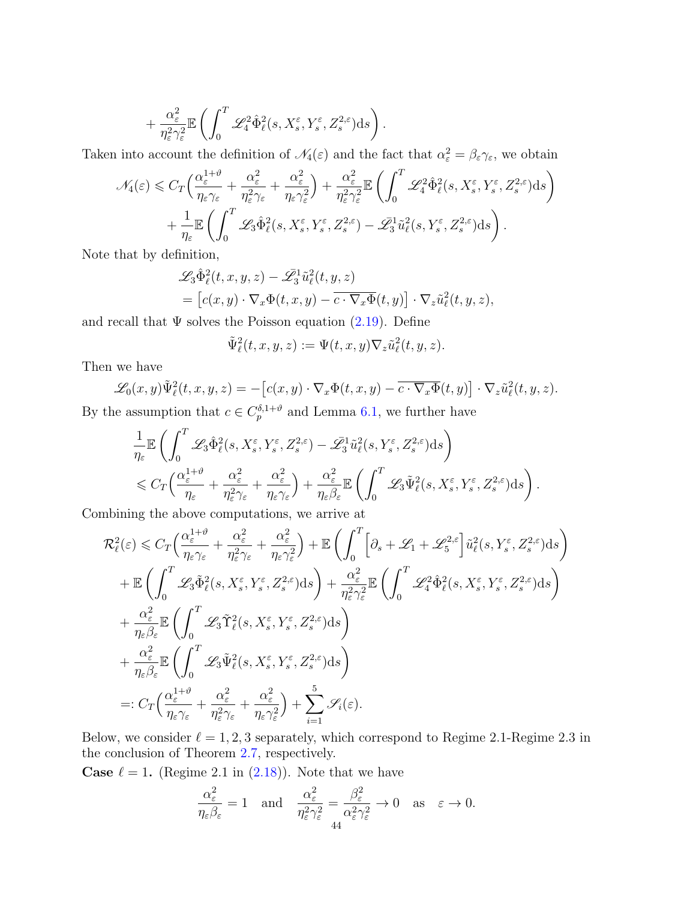$$
+ \frac{\alpha_\varepsilon^2}{\eta_\varepsilon^2\gamma_\varepsilon^2}\mathbb{E}\left(\int_0^T \mathscr{L}_4^2\hat{\Phi}_\ell^2(s,X_s^\varepsilon,Y_s^\varepsilon,Z_s^{2,\varepsilon})\mathrm{d}s\right).
$$

Taken into account the definition of $\mathscr{N}_4(\varepsilon)$ and the fact that $\alpha_\varepsilon^2 = \beta_\varepsilon\gamma_\varepsilon$, we obtain

$$
\begin{aligned}
\mathscr{N}_4(\varepsilon) \leqslant{} & C_T\Big(\frac{\alpha_\varepsilon^{1+\vartheta}}{\eta_\varepsilon\gamma_\varepsilon} + \frac{\alpha_\varepsilon^2}{\eta_\varepsilon^2\gamma_\varepsilon} + \frac{\alpha_\varepsilon^2}{\eta_\varepsilon\gamma_\varepsilon^2}\Big) + \frac{\alpha_\varepsilon^2}{\eta_\varepsilon^2\gamma_\varepsilon^2}\mathbb{E}\left(\int_0^T \mathscr{L}_4^2\hat{\Phi}_\ell^2(s,X_s^\varepsilon,Y_s^\varepsilon,Z_s^{2,\varepsilon})\mathrm{d}s\right)\\
&+ \frac{1}{\eta_\varepsilon}\mathbb{E}\left(\int_0^T \mathscr{L}_3\hat{\Phi}_\ell^2(s,X_s^\varepsilon,Y_s^\varepsilon,Z_s^{2,\varepsilon}) - \bar{\mathscr{L}}_3^1\tilde{u}_\ell^2(s,Y_s^\varepsilon,Z_s^{2,\varepsilon})\mathrm{d}s\right).
\end{aligned}
$$

Note that by definition,

$$
\begin{aligned}
&\mathscr{L}_3\hat{\Phi}_\ell^2(t,x,y,z) - \bar{\mathscr{L}}_3^1\tilde{u}_\ell^2(t,y,z)\\
&= \big[c(x,y)\cdot\nabla_x\Phi(t,x,y) - \overline{c\cdot\nabla_x\Phi}(t,y)\big]\cdot\nabla_z\tilde{u}_\ell^2(t,y,z),
\end{aligned}
$$

and recall that $\Psi$ solves the Poisson equation (2.19). Define

$$
\tilde{\Psi}_\ell^2(t,x,y,z) := \Psi(t,x,y)\nabla_z\tilde{u}_\ell^2(t,y,z).
$$

Then we have

$$
\mathscr{L}_0(x,y)\tilde{\Psi}_\ell^2(t,x,y,z) = -\big[c(x,y)\cdot\nabla_x\Phi(t,x,y) - \overline{c\cdot\nabla_x\Phi}(t,y)\big]\cdot\nabla_z\tilde{u}_\ell^2(t,y,z).
$$

By the assumption that $c \in C_p^{\delta,1+\vartheta}$ and Lemma 6.1, we further have

$$
\begin{aligned}
&\frac{1}{\eta_\varepsilon}\mathbb{E}\left(\int_0^T \mathscr{L}_3\hat{\Phi}_\ell^2(s,X_s^\varepsilon,Y_s^\varepsilon,Z_s^{2,\varepsilon}) - \bar{\mathscr{L}}_3^1\tilde{u}_\ell^2(s,Y_s^\varepsilon,Z_s^{2,\varepsilon})\mathrm{d}s\right)\\
&\leqslant C_T\Big(\frac{\alpha_\varepsilon^{1+\vartheta}}{\eta_\varepsilon} + \frac{\alpha_\varepsilon^2}{\eta_\varepsilon^2\gamma_\varepsilon} + \frac{\alpha_\varepsilon^2}{\eta_\varepsilon\gamma_\varepsilon}\Big) + \frac{\alpha_\varepsilon^2}{\eta_\varepsilon\beta_\varepsilon}\mathbb{E}\left(\int_0^T \mathscr{L}_3\tilde{\Psi}_\ell^2(s,X_s^\varepsilon,Y_s^\varepsilon,Z_s^{2,\varepsilon})\mathrm{d}s\right).
\end{aligned}
$$

Combining the above computations, we arrive at

$$
\begin{aligned}
\mathcal{R}_\ell^2(\varepsilon) \leqslant{} & C_T\Big(\frac{\alpha_\varepsilon^{1+\vartheta}}{\eta_\varepsilon\gamma_\varepsilon} + \frac{\alpha_\varepsilon^2}{\eta_\varepsilon^2\gamma_\varepsilon} + \frac{\alpha_\varepsilon^2}{\eta_\varepsilon\gamma_\varepsilon^2}\Big) + \mathbb{E}\left(\int_0^T \Big[\partial_s + \mathscr{L}_1 + \mathscr{L}_5^{2,\varepsilon}\Big]\tilde{u}_\ell^2(s,Y_s^\varepsilon,Z_s^{2,\varepsilon})\mathrm{d}s\right)\\
&+ \mathbb{E}\left(\int_0^T \mathscr{L}_3\tilde{\Phi}_\ell^2(s,X_s^\varepsilon,Y_s^\varepsilon,Z_s^{2,\varepsilon})\mathrm{d}s\right) + \frac{\alpha_\varepsilon^2}{\eta_\varepsilon^2\gamma_\varepsilon^2}\mathbb{E}\left(\int_0^T \mathscr{L}_4^2\hat{\Phi}_\ell^2(s,X_s^\varepsilon,Y_s^\varepsilon,Z_s^{2,\varepsilon})\mathrm{d}s\right)\\
&+ \frac{\alpha_\varepsilon^2}{\eta_\varepsilon\beta_\varepsilon}\mathbb{E}\left(\int_0^T \mathscr{L}_3\tilde{\Upsilon}_\ell^2(s,X_s^\varepsilon,Y_s^\varepsilon,Z_s^{2,\varepsilon})\mathrm{d}s\right)\\
&+ \frac{\alpha_\varepsilon^2}{\eta_\varepsilon\beta_\varepsilon}\mathbb{E}\left(\int_0^T \mathscr{L}_3\tilde{\Psi}_\ell^2(s,X_s^\varepsilon,Y_s^\varepsilon,Z_s^{2,\varepsilon})\mathrm{d}s\right)\\
=:{} & C_T\Big(\frac{\alpha_\varepsilon^{1+\vartheta}}{\eta_\varepsilon\gamma_\varepsilon} + \frac{\alpha_\varepsilon^2}{\eta_\varepsilon^2\gamma_\varepsilon} + \frac{\alpha_\varepsilon^2}{\eta_\varepsilon\gamma_\varepsilon^2}\Big) + \sum_{i=1}^5 \mathscr{S}_i(\varepsilon).
\end{aligned}
$$

Below, we consider $\ell = 1,2,3$ separately, which correspond to Regime 2.1-Regime 2.3 in the conclusion of Theorem 2.7, respectively.

**Case $\ell = 1$.** (Regime 2.1 in (2.18)). Note that we have

$$
\frac{\alpha_\varepsilon^2}{\eta_\varepsilon\beta_\varepsilon} = 1 \quad \text{and} \quad \frac{\alpha_\varepsilon^2}{\eta_\varepsilon^2\gamma_\varepsilon^2} = \frac{\beta_\varepsilon^2}{\alpha_\varepsilon^2\gamma_\varepsilon^2} \to 0 \quad \text{as} \quad \varepsilon \to 0.
$$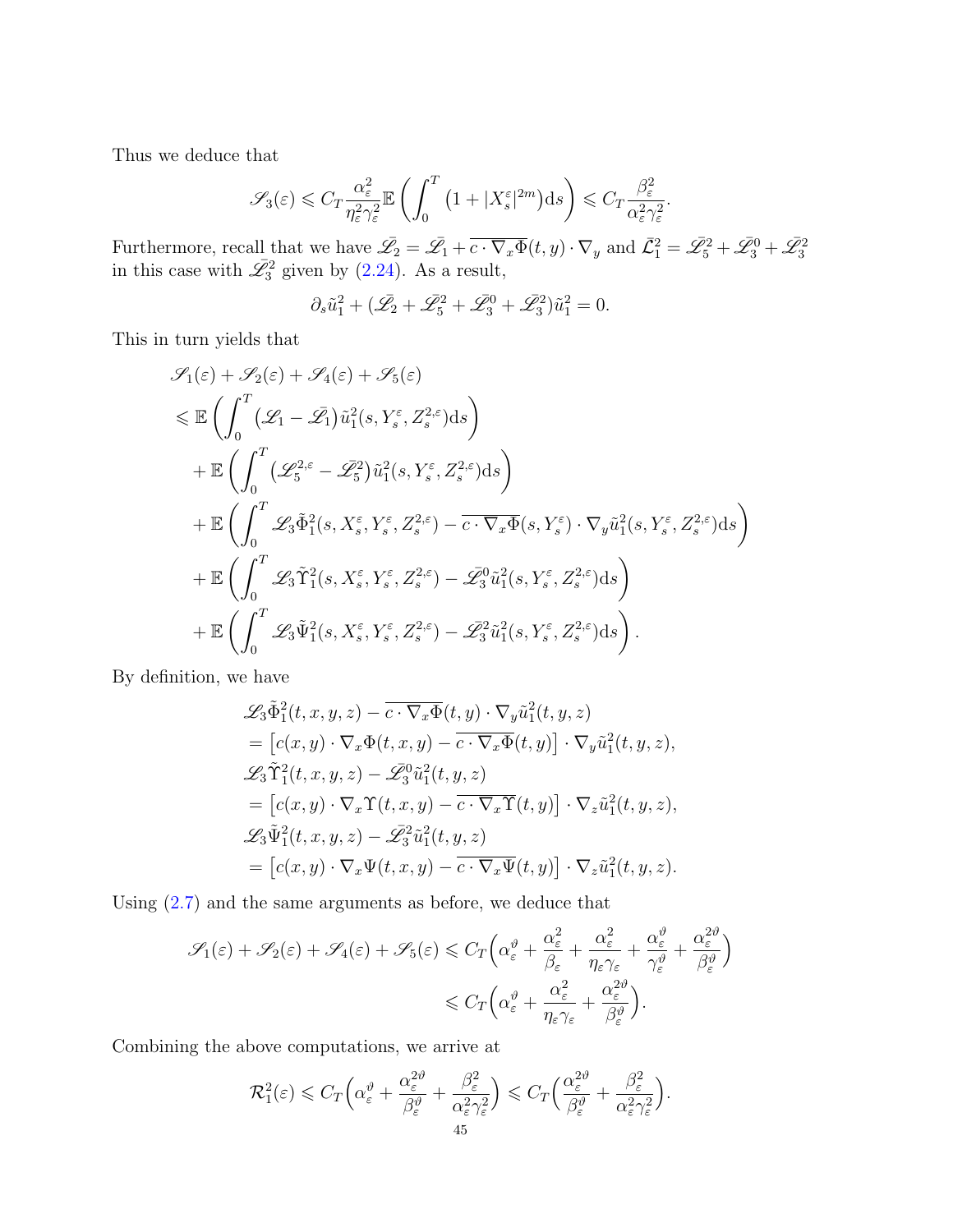Thus we deduce that

$$\mathscr{S}_3(\varepsilon) \leqslant C_T \frac{\alpha_\varepsilon^2}{\eta_\varepsilon^2 \gamma_\varepsilon^2} \mathbb{E}\left(\int_0^T \left(1 + |X_s^\varepsilon|^{2m}\right) \mathrm{d}s\right) \leqslant C_T \frac{\beta_\varepsilon^2}{\alpha_\varepsilon^2 \gamma_\varepsilon^2}.$$

Furthermore, recall that we have $\bar{\mathscr{L}}_2 = \bar{\mathscr{L}}_1 + \overline{c \cdot \nabla_x \Phi}(t,y) \cdot \nabla_y$ and $\bar{\mathcal{L}}_1^2 = \bar{\mathscr{L}}_5^2 + \bar{\mathscr{L}}_3^0 + \bar{\mathscr{L}}_3^2$ in this case with $\bar{\mathscr{L}}_3^2$ given by (2.24). As a result,

$$\partial_s \tilde{u}_1^2 + (\bar{\mathscr{L}}_2 + \bar{\mathscr{L}}_5^2 + \bar{\mathscr{L}}_3^0 + \bar{\mathscr{L}}_3^2)\tilde{u}_1^2 = 0.$$

This in turn yields that

$$\begin{aligned}
&\mathscr{S}_1(\varepsilon) + \mathscr{S}_2(\varepsilon) + \mathscr{S}_4(\varepsilon) + \mathscr{S}_5(\varepsilon) \\
&\leqslant \mathbb{E}\left(\int_0^T \left(\mathscr{L}_1 - \bar{\mathscr{L}}_1\right)\tilde{u}_1^2(s, Y_s^\varepsilon, Z_s^{2,\varepsilon})\mathrm{d}s\right) \\
&\quad + \mathbb{E}\left(\int_0^T \left(\mathscr{L}_5^{2,\varepsilon} - \bar{\mathscr{L}}_5^2\right)\tilde{u}_1^2(s, Y_s^\varepsilon, Z_s^{2,\varepsilon})\mathrm{d}s\right) \\
&\quad + \mathbb{E}\left(\int_0^T \mathscr{L}_3 \tilde{\Phi}_1^2(s, X_s^\varepsilon, Y_s^\varepsilon, Z_s^{2,\varepsilon}) - \overline{c \cdot \nabla_x \Phi}(s, Y_s^\varepsilon) \cdot \nabla_y \tilde{u}_1^2(s, Y_s^\varepsilon, Z_s^{2,\varepsilon})\mathrm{d}s\right) \\
&\quad + \mathbb{E}\left(\int_0^T \mathscr{L}_3 \tilde{\Upsilon}_1^2(s, X_s^\varepsilon, Y_s^\varepsilon, Z_s^{2,\varepsilon}) - \bar{\mathscr{L}}_3^0 \tilde{u}_1^2(s, Y_s^\varepsilon, Z_s^{2,\varepsilon})\mathrm{d}s\right) \\
&\quad + \mathbb{E}\left(\int_0^T \mathscr{L}_3 \tilde{\Psi}_1^2(s, X_s^\varepsilon, Y_s^\varepsilon, Z_s^{2,\varepsilon}) - \bar{\mathscr{L}}_3^2 \tilde{u}_1^2(s, Y_s^\varepsilon, Z_s^{2,\varepsilon})\mathrm{d}s\right).
\end{aligned}$$

By definition, we have

$$\begin{aligned}
&\mathscr{L}_3 \tilde{\Phi}_1^2(t,x,y,z) - \overline{c \cdot \nabla_x \Phi}(t,y) \cdot \nabla_y \tilde{u}_1^2(t,y,z) \\
&= \left[c(x,y) \cdot \nabla_x \Phi(t,x,y) - \overline{c \cdot \nabla_x \Phi}(t,y)\right] \cdot \nabla_y \tilde{u}_1^2(t,y,z), \\
&\mathscr{L}_3 \tilde{\Upsilon}_1^2(t,x,y,z) - \bar{\mathscr{L}}_3^0 \tilde{u}_1^2(t,y,z) \\
&= \left[c(x,y) \cdot \nabla_x \Upsilon(t,x,y) - \overline{c \cdot \nabla_x \Upsilon}(t,y)\right] \cdot \nabla_z \tilde{u}_1^2(t,y,z), \\
&\mathscr{L}_3 \tilde{\Psi}_1^2(t,x,y,z) - \bar{\mathscr{L}}_3^2 \tilde{u}_1^2(t,y,z) \\
&= \left[c(x,y) \cdot \nabla_x \Psi(t,x,y) - \overline{c \cdot \nabla_x \Psi}(t,y)\right] \cdot \nabla_z \tilde{u}_1^2(t,y,z).
\end{aligned}$$

Using (2.7) and the same arguments as before, we deduce that

$$\begin{aligned}
\mathscr{S}_1(\varepsilon) + \mathscr{S}_2(\varepsilon) + \mathscr{S}_4(\varepsilon) + \mathscr{S}_5(\varepsilon) &\leqslant C_T\Big(\alpha_\varepsilon^\vartheta + \frac{\alpha_\varepsilon^2}{\beta_\varepsilon} + \frac{\alpha_\varepsilon^2}{\eta_\varepsilon \gamma_\varepsilon} + \frac{\alpha_\varepsilon^\vartheta}{\gamma_\varepsilon^\vartheta} + \frac{\alpha_\varepsilon^{2\vartheta}}{\beta_\varepsilon^\vartheta}\Big) \\
&\leqslant C_T\Big(\alpha_\varepsilon^\vartheta + \frac{\alpha_\varepsilon^2}{\eta_\varepsilon \gamma_\varepsilon} + \frac{\alpha_\varepsilon^{2\vartheta}}{\beta_\varepsilon^\vartheta}\Big).
\end{aligned}$$

Combining the above computations, we arrive at

$$\mathcal{R}_1^2(\varepsilon) \leqslant C_T\Big(\alpha_\varepsilon^\vartheta + \frac{\alpha_\varepsilon^{2\vartheta}}{\beta_\varepsilon^\vartheta} + \frac{\beta_\varepsilon^2}{\alpha_\varepsilon^2 \gamma_\varepsilon^2}\Big) \leqslant C_T\Big(\frac{\alpha_\varepsilon^{2\vartheta}}{\beta_\varepsilon^\vartheta} + \frac{\beta_\varepsilon^2}{\alpha_\varepsilon^2 \gamma_\varepsilon^2}\Big).$$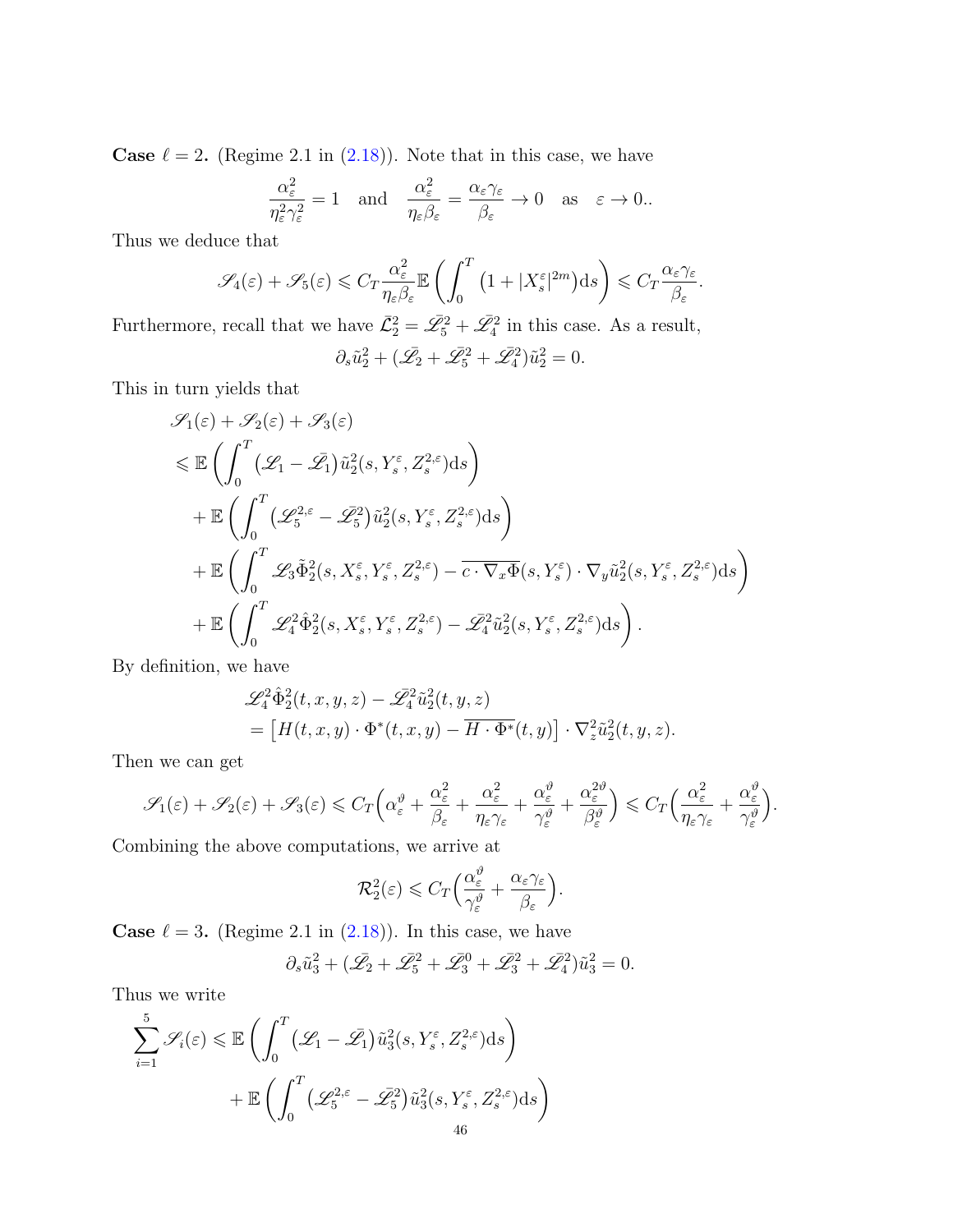**Case $\ell = 2$.** (Regime 2.1 in (2.18)). Note that in this case, we have

$$\frac{\alpha_\varepsilon^2}{\eta_\varepsilon^2 \gamma_\varepsilon^2} = 1 \quad \text{and} \quad \frac{\alpha_\varepsilon^2}{\eta_\varepsilon \beta_\varepsilon} = \frac{\alpha_\varepsilon \gamma_\varepsilon}{\beta_\varepsilon} \to 0 \quad \text{as} \quad \varepsilon \to 0..$$

Thus we deduce that

$$\mathscr{S}_4(\varepsilon) + \mathscr{S}_5(\varepsilon) \leqslant C_T \frac{\alpha_\varepsilon^2}{\eta_\varepsilon \beta_\varepsilon} \mathbb{E}\left( \int_0^T \left(1 + |X_s^\varepsilon|^{2m}\right) \mathrm{d}s \right) \leqslant C_T \frac{\alpha_\varepsilon \gamma_\varepsilon}{\beta_\varepsilon}.$$

Furthermore, recall that we have $\bar{\mathcal{L}}_2^2 = \bar{\mathscr{L}}_5^2 + \bar{\mathscr{L}}_4^2$ in this case. As a result,

$$\partial_s \tilde{u}_2^2 + (\bar{\mathscr{L}}_2 + \bar{\mathscr{L}}_5^2 + \bar{\mathscr{L}}_4^2)\tilde{u}_2^2 = 0.$$

This in turn yields that

$$\begin{aligned}
&\mathscr{S}_1(\varepsilon) + \mathscr{S}_2(\varepsilon) + \mathscr{S}_3(\varepsilon) \\
&\leqslant \mathbb{E}\left( \int_0^T \left(\mathscr{L}_1 - \bar{\mathscr{L}}_1\right) \tilde{u}_2^2(s, Y_s^\varepsilon, Z_s^{2,\varepsilon}) \mathrm{d}s \right) \\
&\quad + \mathbb{E}\left( \int_0^T \left(\mathscr{L}_5^{2,\varepsilon} - \bar{\mathscr{L}}_5^2\right) \tilde{u}_2^2(s, Y_s^\varepsilon, Z_s^{2,\varepsilon}) \mathrm{d}s \right) \\
&\quad + \mathbb{E}\left( \int_0^T \mathscr{L}_3 \tilde{\Phi}_2^2(s, X_s^\varepsilon, Y_s^\varepsilon, Z_s^{2,\varepsilon}) - \overline{c \cdot \nabla_x \Phi}(s, Y_s^\varepsilon) \cdot \nabla_y \tilde{u}_2^2(s, Y_s^\varepsilon, Z_s^{2,\varepsilon}) \mathrm{d}s \right) \\
&\quad + \mathbb{E}\left( \int_0^T \mathscr{L}_4^2 \hat{\Phi}_2^2(s, X_s^\varepsilon, Y_s^\varepsilon, Z_s^{2,\varepsilon}) - \bar{\mathscr{L}}_4^2 \tilde{u}_2^2(s, Y_s^\varepsilon, Z_s^{2,\varepsilon}) \mathrm{d}s \right).
\end{aligned}$$

By definition, we have

$$\begin{aligned}
&\mathscr{L}_4^2 \hat{\Phi}_2^2(t, x, y, z) - \bar{\mathscr{L}}_4^2 \tilde{u}_2^2(t, y, z) \\
&= \left[ H(t, x, y) \cdot \Phi^*(t, x, y) - \overline{H \cdot \Phi^*}(t, y) \right] \cdot \nabla_z^2 \tilde{u}_2^2(t, y, z).
\end{aligned}$$

Then we can get

$$\mathscr{S}_1(\varepsilon) + \mathscr{S}_2(\varepsilon) + \mathscr{S}_3(\varepsilon) \leqslant C_T \Big( \alpha_\varepsilon^\vartheta + \frac{\alpha_\varepsilon^2}{\beta_\varepsilon} + \frac{\alpha_\varepsilon^2}{\eta_\varepsilon \gamma_\varepsilon} + \frac{\alpha_\varepsilon^\vartheta}{\gamma_\varepsilon^\vartheta} + \frac{\alpha_\varepsilon^{2\vartheta}}{\beta_\varepsilon^\vartheta} \Big) \leqslant C_T \Big( \frac{\alpha_\varepsilon^2}{\eta_\varepsilon \gamma_\varepsilon} + \frac{\alpha_\varepsilon^\vartheta}{\gamma_\varepsilon^\vartheta} \Big).$$

Combining the above computations, we arrive at

$$\mathcal{R}_2^2(\varepsilon) \leqslant C_T \Big( \frac{\alpha_\varepsilon^\vartheta}{\gamma_\varepsilon^\vartheta} + \frac{\alpha_\varepsilon \gamma_\varepsilon}{\beta_\varepsilon} \Big).$$

**Case $\ell = 3$.** (Regime 2.1 in (2.18)). In this case, we have

$$\partial_s \tilde{u}_3^2 + (\bar{\mathscr{L}}_2 + \bar{\mathscr{L}}_5^2 + \bar{\mathscr{L}}_3^0 + \bar{\mathscr{L}}_3^2 + \bar{\mathscr{L}}_4^2)\tilde{u}_3^2 = 0.$$

Thus we write

$$\begin{aligned}
\sum_{i=1}^5 \mathscr{S}_i(\varepsilon) &\leqslant \mathbb{E}\left( \int_0^T \left(\mathscr{L}_1 - \bar{\mathscr{L}}_1\right) \tilde{u}_3^2(s, Y_s^\varepsilon, Z_s^{2,\varepsilon}) \mathrm{d}s \right) \\
&\quad + \mathbb{E}\left( \int_0^T \left(\mathscr{L}_5^{2,\varepsilon} - \bar{\mathscr{L}}_5^2\right) \tilde{u}_3^2(s, Y_s^\varepsilon, Z_s^{2,\varepsilon}) \mathrm{d}s \right)
\end{aligned}$$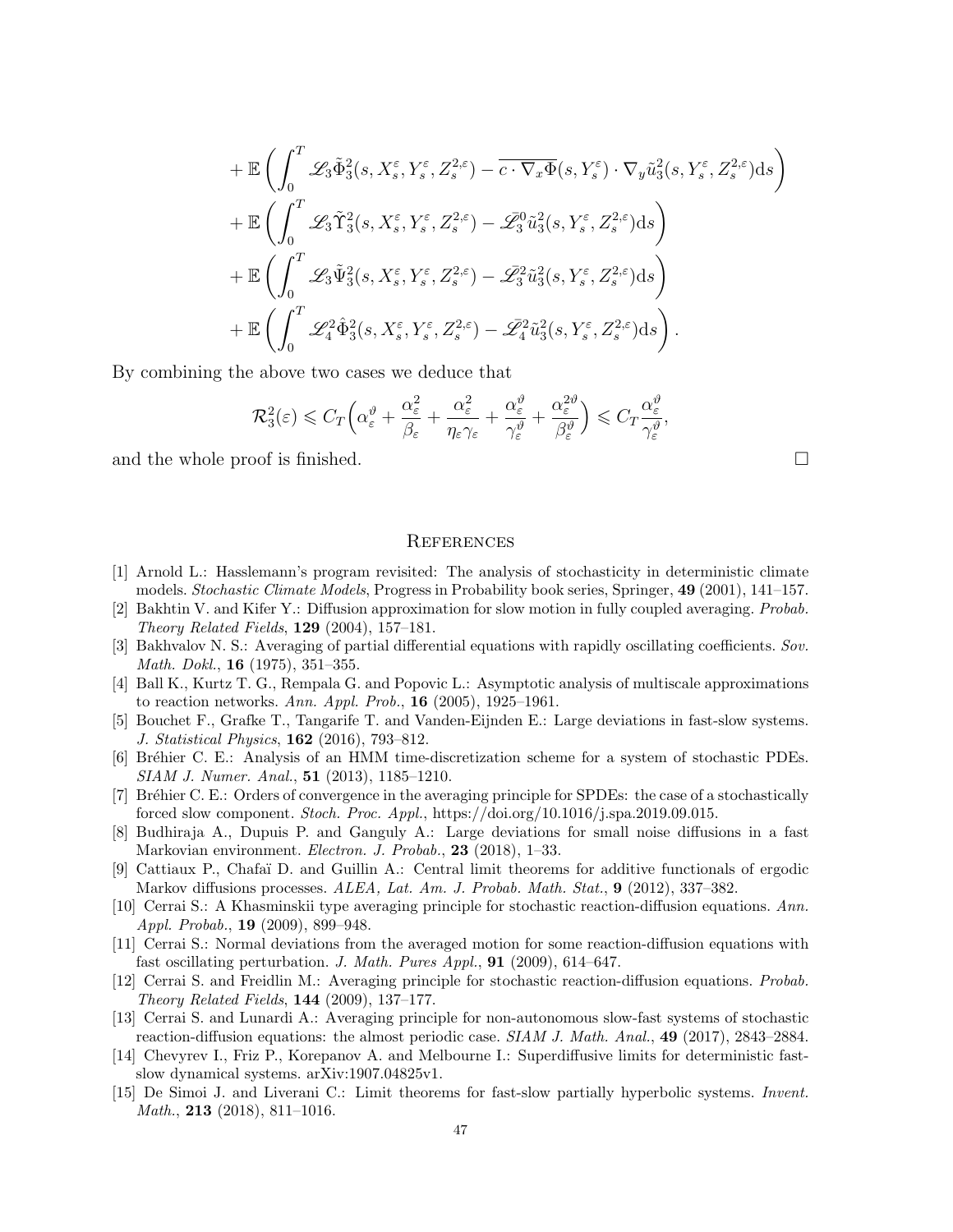$$
\begin{aligned}
&+\mathbb{E}\left(\int_0^T \mathscr{L}_3\tilde{\Phi}_3^2(s,X_s^\varepsilon,Y_s^\varepsilon,Z_s^{2,\varepsilon})-\overline{c\cdot\nabla_x\Phi}(s,Y_s^\varepsilon)\cdot\nabla_y\tilde{u}_3^2(s,Y_s^\varepsilon,Z_s^{2,\varepsilon})\mathrm{d}s\right)\\
&+\mathbb{E}\left(\int_0^T \mathscr{L}_3\tilde{\Upsilon}_3^2(s,X_s^\varepsilon,Y_s^\varepsilon,Z_s^{2,\varepsilon})-\bar{\mathscr{L}}_3^0\tilde{u}_3^2(s,Y_s^\varepsilon,Z_s^{2,\varepsilon})\mathrm{d}s\right)\\
&+\mathbb{E}\left(\int_0^T \mathscr{L}_3\tilde{\Psi}_3^2(s,X_s^\varepsilon,Y_s^\varepsilon,Z_s^{2,\varepsilon})-\bar{\mathscr{L}}_3^2\tilde{u}_3^2(s,Y_s^\varepsilon,Z_s^{2,\varepsilon})\mathrm{d}s\right)\\
&+\mathbb{E}\left(\int_0^T \mathscr{L}_4^2\hat{\Phi}_3^2(s,X_s^\varepsilon,Y_s^\varepsilon,Z_s^{2,\varepsilon})-\bar{\mathscr{L}}_4^2\tilde{u}_3^2(s,Y_s^\varepsilon,Z_s^{2,\varepsilon})\mathrm{d}s\right).
\end{aligned}
$$

By combining the above two cases we deduce that

$$
\mathcal{R}_3^2(\varepsilon)\leqslant C_T\Big(\alpha_\varepsilon^\vartheta+\frac{\alpha_\varepsilon^2}{\beta_\varepsilon}+\frac{\alpha_\varepsilon^2}{\eta_\varepsilon\gamma_\varepsilon}+\frac{\alpha_\varepsilon^\vartheta}{\gamma_\varepsilon^\vartheta}+\frac{\alpha_\varepsilon^{2\vartheta}}{\beta_\varepsilon^\vartheta}\Big)\leqslant C_T\frac{\alpha_\varepsilon^\vartheta}{\gamma_\varepsilon^\vartheta},
$$

and the whole proof is finished. □

## References

[1] Arnold L.: Hasslemann's program revisited: The analysis of stochasticity in deterministic climate models. *Stochastic Climate Models*, Progress in Probability book series, Springer, **49** (2001), 141–157.

[2] Bakhtin V. and Kifer Y.: Diffusion approximation for slow motion in fully coupled averaging. *Probab. Theory Related Fields*, **129** (2004), 157–181.

[3] Bakhvalov N. S.: Averaging of partial differential equations with rapidly oscillating coefficients. *Sov. Math. Dokl.*, **16** (1975), 351–355.

[4] Ball K., Kurtz T. G., Rempala G. and Popovic L.: Asymptotic analysis of multiscale approximations to reaction networks. *Ann. Appl. Prob.*, **16** (2005), 1925–1961.

[5] Bouchet F., Grafke T., Tangarife T. and Vanden-Eijnden E.: Large deviations in fast-slow systems. *J. Statistical Physics*, **162** (2016), 793–812.

[6] Bréhier C. E.: Analysis of an HMM time-discretization scheme for a system of stochastic PDEs. *SIAM J. Numer. Anal.*, **51** (2013), 1185–1210.

[7] Bréhier C. E.: Orders of convergence in the averaging principle for SPDEs: the case of a stochastically forced slow component. *Stoch. Proc. Appl.*, https://doi.org/10.1016/j.spa.2019.09.015.

[8] Budhiraja A., Dupuis P. and Ganguly A.: Large deviations for small noise diffusions in a fast Markovian environment. *Electron. J. Probab.*, **23** (2018), 1–33.

[9] Cattiaux P., Chafaï D. and Guillin A.: Central limit theorems for additive functionals of ergodic Markov diffusions processes. *ALEA, Lat. Am. J. Probab. Math. Stat.*, **9** (2012), 337–382.

[10] Cerrai S.: A Khasminskii type averaging principle for stochastic reaction-diffusion equations. *Ann. Appl. Probab.*, **19** (2009), 899–948.

[11] Cerrai S.: Normal deviations from the averaged motion for some reaction-diffusion equations with fast oscillating perturbation. *J. Math. Pures Appl.*, **91** (2009), 614–647.

[12] Cerrai S. and Freidlin M.: Averaging principle for stochastic reaction-diffusion equations. *Probab. Theory Related Fields*, **144** (2009), 137–177.

[13] Cerrai S. and Lunardi A.: Averaging principle for non-autonomous slow-fast systems of stochastic reaction-diffusion equations: the almost periodic case. *SIAM J. Math. Anal.*, **49** (2017), 2843–2884.

[14] Chevyrev I., Friz P., Korepanov A. and Melbourne I.: Superdiffusive limits for deterministic fast-slow dynamical systems. arXiv:1907.04825v1.

[15] De Simoi J. and Liverani C.: Limit theorems for fast-slow partially hyperbolic systems. *Invent. Math.*, **213** (2018), 811–1016.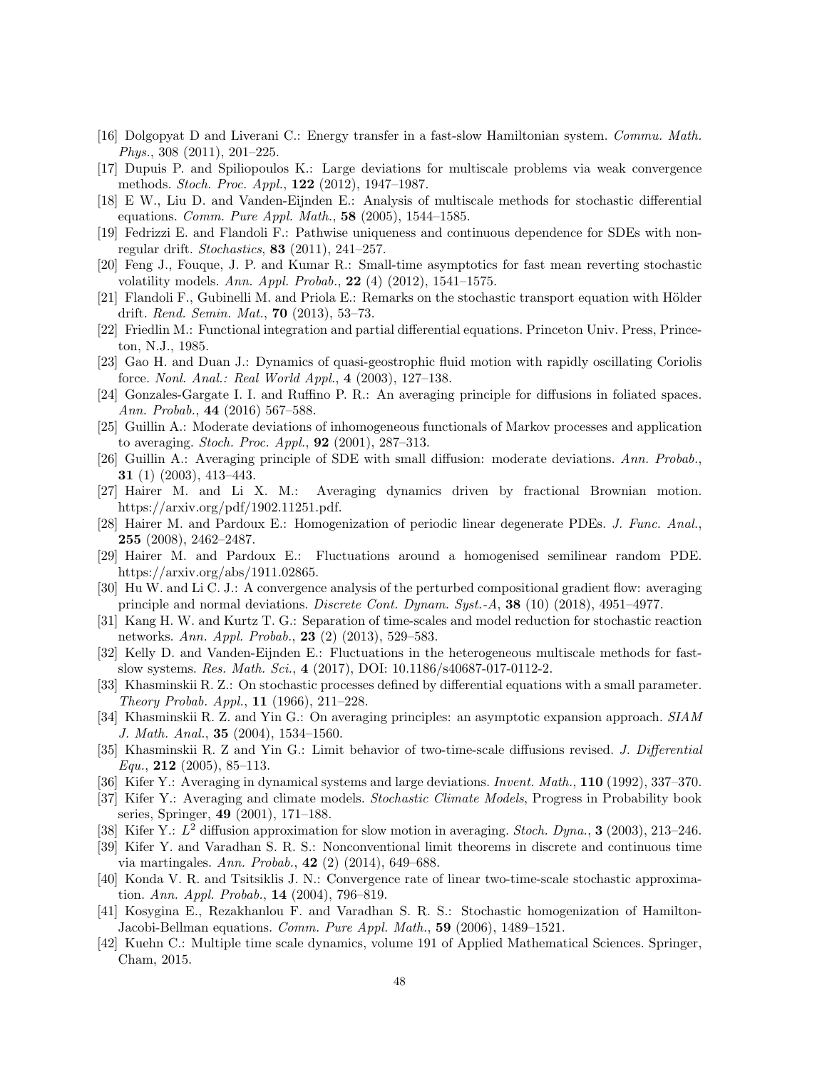[16] Dolgopyat D and Liverani C.: Energy transfer in a fast-slow Hamiltonian system. *Commu. Math. Phys.*, 308 (2011), 201–225.

[17] Dupuis P. and Spiliopoulos K.: Large deviations for multiscale problems via weak convergence methods. *Stoch. Proc. Appl.*, **122** (2012), 1947–1987.

[18] E W., Liu D. and Vanden-Eijnden E.: Analysis of multiscale methods for stochastic differential equations. *Comm. Pure Appl. Math.*, **58** (2005), 1544–1585.

[19] Fedrizzi E. and Flandoli F.: Pathwise uniqueness and continuous dependence for SDEs with non-regular drift. *Stochastics*, **83** (2011), 241–257.

[20] Feng J., Fouque, J. P. and Kumar R.: Small-time asymptotics for fast mean reverting stochastic volatility models. *Ann. Appl. Probab.*, **22** (4) (2012), 1541–1575.

[21] Flandoli F., Gubinelli M. and Priola E.: Remarks on the stochastic transport equation with Hölder drift. *Rend. Semin. Mat.*, **70** (2013), 53–73.

[22] Friedlin M.: Functional integration and partial differential equations. Princeton Univ. Press, Princeton, N.J., 1985.

[23] Gao H. and Duan J.: Dynamics of quasi-geostrophic fluid motion with rapidly oscillating Coriolis force. *Nonl. Anal.: Real World Appl.*, **4** (2003), 127–138.

[24] Gonzales-Gargate I. I. and Ruffino P. R.: An averaging principle for diffusions in foliated spaces. *Ann. Probab.*, **44** (2016) 567–588.

[25] Guillin A.: Moderate deviations of inhomogeneous functionals of Markov processes and application to averaging. *Stoch. Proc. Appl.*, **92** (2001), 287–313.

[26] Guillin A.: Averaging principle of SDE with small diffusion: moderate deviations. *Ann. Probab.*, **31** (1) (2003), 413–443.

[27] Hairer M. and Li X. M.: Averaging dynamics driven by fractional Brownian motion. https://arxiv.org/pdf/1902.11251.pdf.

[28] Hairer M. and Pardoux E.: Homogenization of periodic linear degenerate PDEs. *J. Func. Anal.*, **255** (2008), 2462–2487.

[29] Hairer M. and Pardoux E.: Fluctuations around a homogenised semilinear random PDE. https://arxiv.org/abs/1911.02865.

[30] Hu W. and Li C. J.: A convergence analysis of the perturbed compositional gradient flow: averaging principle and normal deviations. *Discrete Cont. Dynam. Syst.-A*, **38** (10) (2018), 4951–4977.

[31] Kang H. W. and Kurtz T. G.: Separation of time-scales and model reduction for stochastic reaction networks. *Ann. Appl. Probab.*, **23** (2) (2013), 529–583.

[32] Kelly D. and Vanden-Eijnden E.: Fluctuations in the heterogeneous multiscale methods for fast-slow systems. *Res. Math. Sci.*, **4** (2017), DOI: 10.1186/s40687-017-0112-2.

[33] Khasminskii R. Z.: On stochastic processes defined by differential equations with a small parameter. *Theory Probab. Appl.*, **11** (1966), 211–228.

[34] Khasminskii R. Z. and Yin G.: On averaging principles: an asymptotic expansion approach. *SIAM J. Math. Anal.*, **35** (2004), 1534–1560.

[35] Khasminskii R. Z and Yin G.: Limit behavior of two-time-scale diffusions revised. *J. Differential Equ.*, **212** (2005), 85–113.

[36] Kifer Y.: Averaging in dynamical systems and large deviations. *Invent. Math.*, **110** (1992), 337–370.

[37] Kifer Y.: Averaging and climate models. *Stochastic Climate Models*, Progress in Probability book series, Springer, **49** (2001), 171–188.

[38] Kifer Y.: $L^2$ diffusion approximation for slow motion in averaging. *Stoch. Dyna.*, **3** (2003), 213–246.

[39] Kifer Y. and Varadhan S. R. S.: Nonconventional limit theorems in discrete and continuous time via martingales. *Ann. Probab.*, **42** (2) (2014), 649–688.

[40] Konda V. R. and Tsitsiklis J. N.: Convergence rate of linear two-time-scale stochastic approximation. *Ann. Appl. Probab.*, **14** (2004), 796–819.

[41] Kosygina E., Rezakhanlou F. and Varadhan S. R. S.: Stochastic homogenization of Hamilton-Jacobi-Bellman equations. *Comm. Pure Appl. Math.*, **59** (2006), 1489–1521.

[42] Kuehn C.: Multiple time scale dynamics, volume 191 of Applied Mathematical Sciences. Springer, Cham, 2015.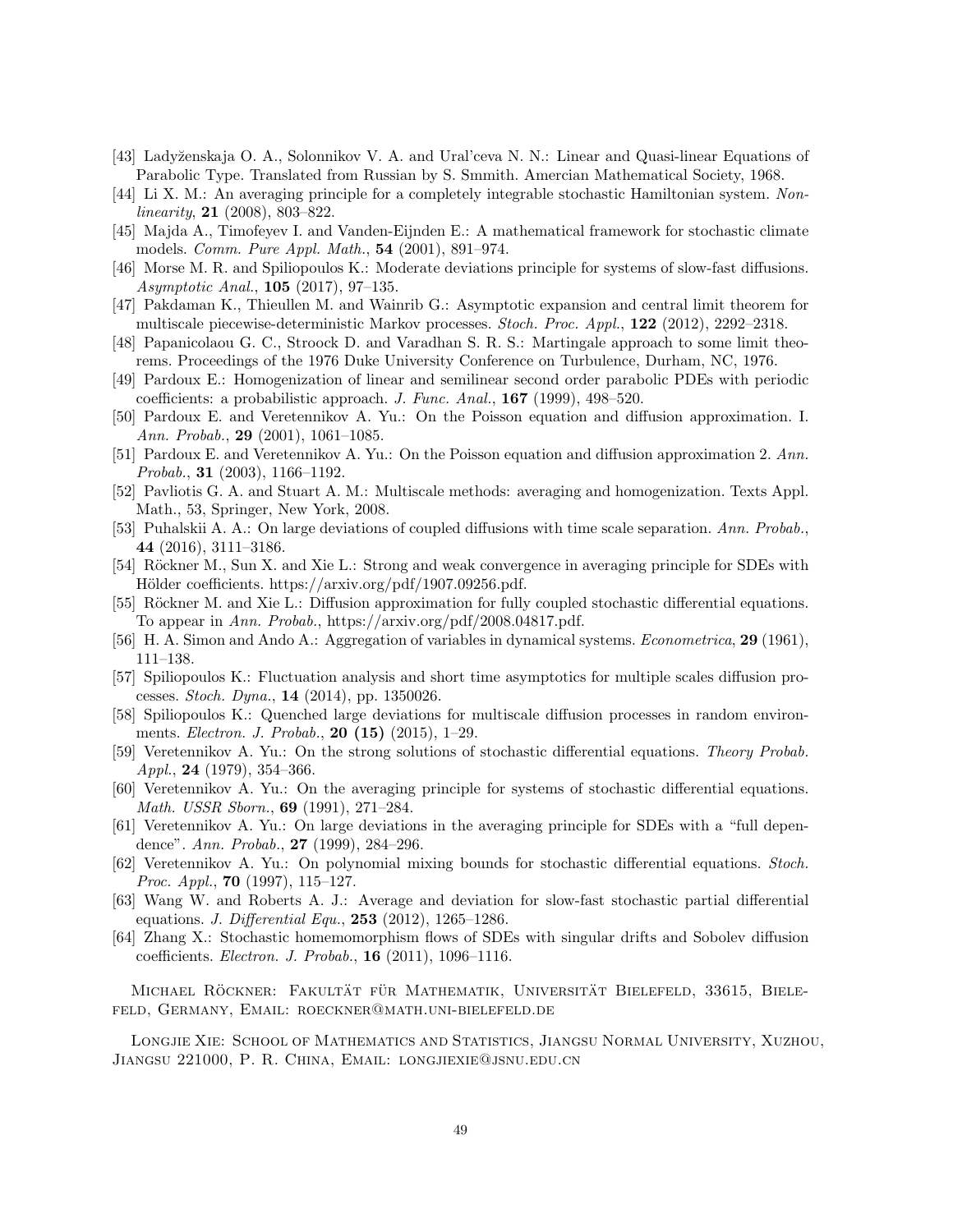[43] Ladyženskaja O. A., Solonnikov V. A. and Ural'ceva N. N.: Linear and Quasi-linear Equations of Parabolic Type. Translated from Russian by S. Smmith. Amercian Mathematical Society, 1968.

[44] Li X. M.: An averaging principle for a completely integrable stochastic Hamiltonian system. *Nonlinearity*, **21** (2008), 803–822.

[45] Majda A., Timofeyev I. and Vanden-Eijnden E.: A mathematical framework for stochastic climate models. *Comm. Pure Appl. Math.*, **54** (2001), 891–974.

[46] Morse M. R. and Spiliopoulos K.: Moderate deviations principle for systems of slow-fast diffusions. *Asymptotic Anal.*, **105** (2017), 97–135.

[47] Pakdaman K., Thieullen M. and Wainrib G.: Asymptotic expansion and central limit theorem for multiscale piecewise-deterministic Markov processes. *Stoch. Proc. Appl.*, **122** (2012), 2292–2318.

[48] Papanicolaou G. C., Stroock D. and Varadhan S. R. S.: Martingale approach to some limit theorems. Proceedings of the 1976 Duke University Conference on Turbulence, Durham, NC, 1976.

[49] Pardoux E.: Homogenization of linear and semilinear second order parabolic PDEs with periodic coefficients: a probabilistic approach. *J. Func. Anal.*, **167** (1999), 498–520.

[50] Pardoux E. and Veretennikov A. Yu.: On the Poisson equation and diffusion approximation. I. *Ann. Probab.*, **29** (2001), 1061–1085.

[51] Pardoux E. and Veretennikov A. Yu.: On the Poisson equation and diffusion approximation 2. *Ann. Probab.*, **31** (2003), 1166–1192.

[52] Pavliotis G. A. and Stuart A. M.: Multiscale methods: averaging and homogenization. Texts Appl. Math., 53, Springer, New York, 2008.

[53] Puhalskii A. A.: On large deviations of coupled diffusions with time scale separation. *Ann. Probab.*, **44** (2016), 3111–3186.

[54] Röckner M., Sun X. and Xie L.: Strong and weak convergence in averaging principle for SDEs with Hölder coefficients. https://arxiv.org/pdf/1907.09256.pdf.

[55] Röckner M. and Xie L.: Diffusion approximation for fully coupled stochastic differential equations. To appear in *Ann. Probab.*, https://arxiv.org/pdf/2008.04817.pdf.

[56] H. A. Simon and Ando A.: Aggregation of variables in dynamical systems. *Econometrica*, **29** (1961), 111–138.

[57] Spiliopoulos K.: Fluctuation analysis and short time asymptotics for multiple scales diffusion processes. *Stoch. Dyna.*, **14** (2014), pp. 1350026.

[58] Spiliopoulos K.: Quenched large deviations for multiscale diffusion processes in random environments. *Electron. J. Probab.*, **20 (15)** (2015), 1–29.

[59] Veretennikov A. Yu.: On the strong solutions of stochastic differential equations. *Theory Probab. Appl.*, **24** (1979), 354–366.

[60] Veretennikov A. Yu.: On the averaging principle for systems of stochastic differential equations. *Math. USSR Sborn.*, **69** (1991), 271–284.

[61] Veretennikov A. Yu.: On large deviations in the averaging principle for SDEs with a "full dependence". *Ann. Probab.*, **27** (1999), 284–296.

[62] Veretennikov A. Yu.: On polynomial mixing bounds for stochastic differential equations. *Stoch. Proc. Appl.*, **70** (1997), 115–127.

[63] Wang W. and Roberts A. J.: Average and deviation for slow-fast stochastic partial differential equations. *J. Differential Equ.*, **253** (2012), 1265–1286.

[64] Zhang X.: Stochastic homemomorphism flows of SDEs with singular drifts and Sobolev diffusion coefficients. *Electron. J. Probab.*, **16** (2011), 1096–1116.

Michael Röckner: Fakultät für Mathematik, Universität Bielefeld, 33615, Bielefeld, Germany, Email: roeckner@math.uni-bielefeld.de

Longjie Xie: School of Mathematics and Statistics, Jiangsu Normal University, Xuzhou, Jiangsu 221000, P. R. China, Email: longjiexie@jsnu.edu.cn